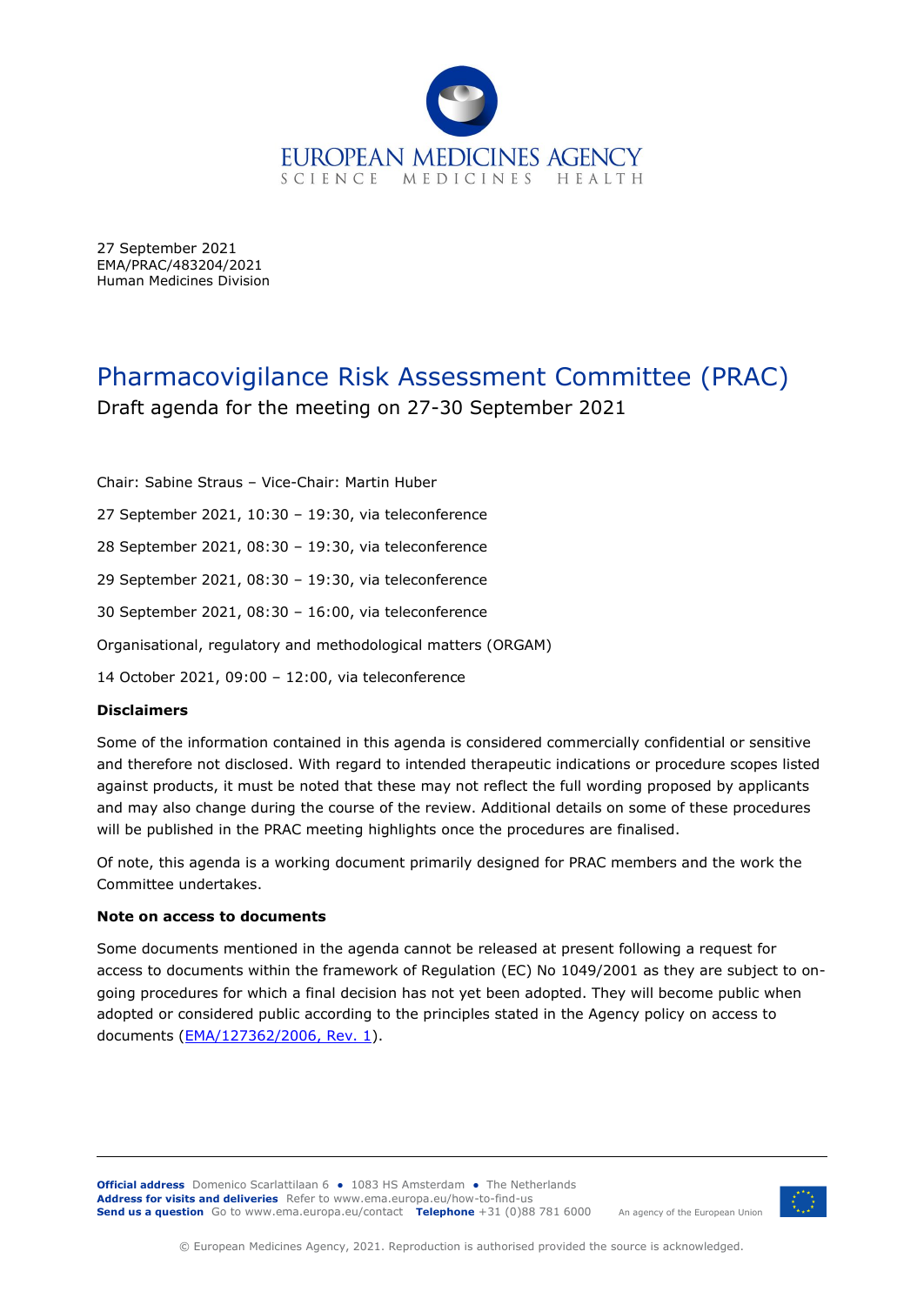EUROPEAN MEDICINES AGENCY
SCIENCE MEDICINES HEALTH

27 September 2021
EMA/PRAC/483204/2021
Human Medicines Division

# Pharmacovigilance Risk Assessment Committee (PRAC)

## Draft agenda for the meeting on 27-30 September 2021

Chair: Sabine Straus – Vice-Chair: Martin Huber

27 September 2021, 10:30 – 19:30, via teleconference

28 September 2021, 08:30 – 19:30, via teleconference

29 September 2021, 08:30 – 19:30, via teleconference

30 September 2021, 08:30 – 16:00, via teleconference

Organisational, regulatory and methodological matters (ORGAM)

14 October 2021, 09:00 – 12:00, via teleconference

**Disclaimers**

Some of the information contained in this agenda is considered commercially confidential or sensitive and therefore not disclosed. With regard to intended therapeutic indications or procedure scopes listed against products, it must be noted that these may not reflect the full wording proposed by applicants and may also change during the course of the review. Additional details on some of these procedures will be published in the PRAC meeting highlights once the procedures are finalised.

Of note, this agenda is a working document primarily designed for PRAC members and the work the Committee undertakes.

**Note on access to documents**

Some documents mentioned in the agenda cannot be released at present following a request for access to documents within the framework of Regulation (EC) No 1049/2001 as they are subject to on-going procedures for which a final decision has not yet been adopted. They will become public when adopted or considered public according to the principles stated in the Agency policy on access to documents (EMA/127362/2006, Rev. 1).

**Official address** Domenico Scarlattilaan 6 ● 1083 HS Amsterdam ● The Netherlands
**Address for visits and deliveries** Refer to www.ema.europa.eu/how-to-find-us
**Send us a question** Go to www.ema.europa.eu/contact **Telephone** +31 (0)88 781 6000

An agency of the European Union

© European Medicines Agency, 2021. Reproduction is authorised provided the source is acknowledged.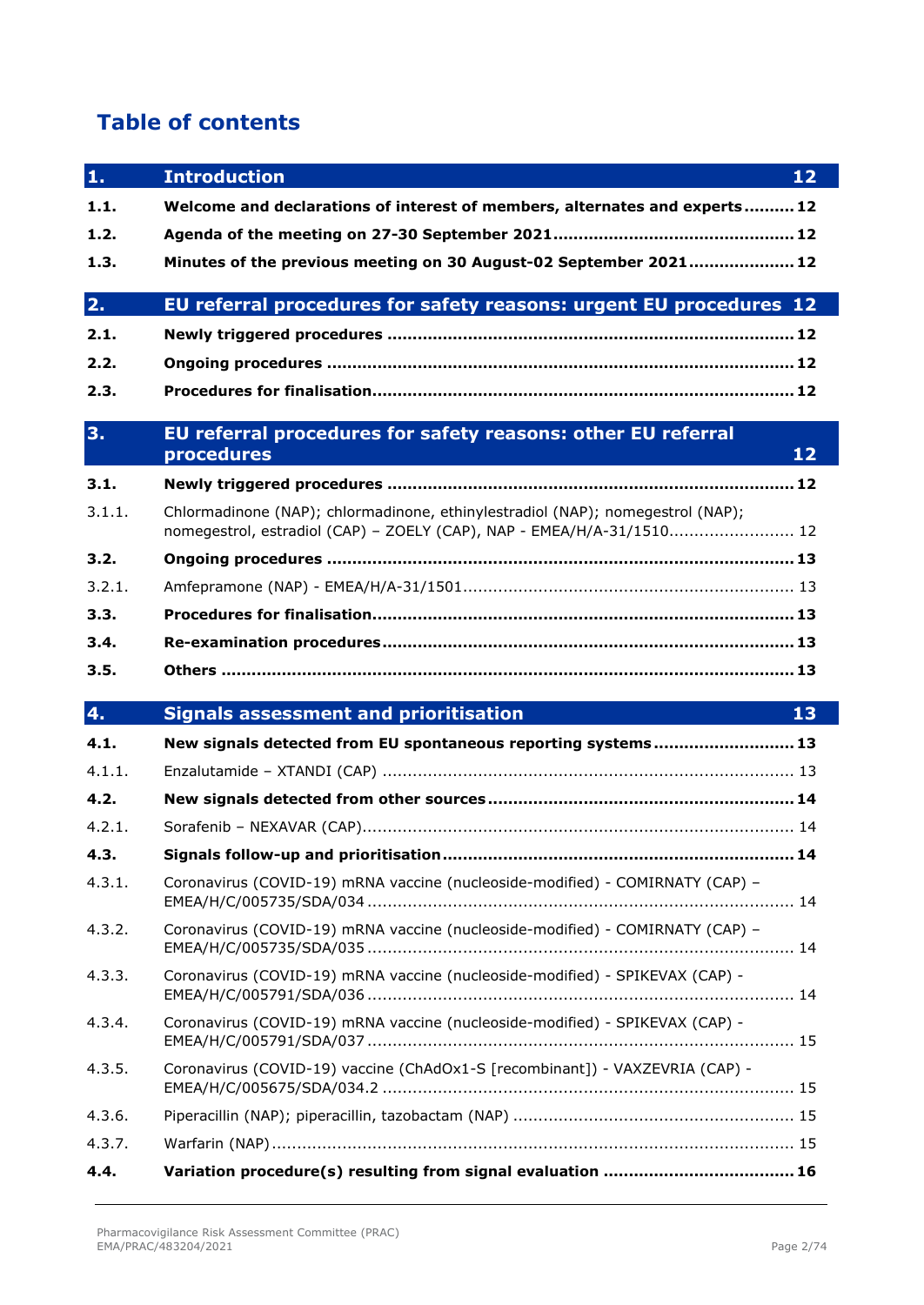# Table of contents

| | | |
|---|---|---|
| **1.** | **Introduction** | **12** |
| **1.1.** | **Welcome and declarations of interest of members, alternates and experts** | **12** |
| **1.2.** | **Agenda of the meeting on 27-30 September 2021** | **12** |
| **1.3.** | **Minutes of the previous meeting on 30 August-02 September 2021** | **12** |
| **2.** | **EU referral procedures for safety reasons: urgent EU procedures** | **12** |
| **2.1.** | **Newly triggered procedures** | **12** |
| **2.2.** | **Ongoing procedures** | **12** |
| **2.3.** | **Procedures for finalisation** | **12** |
| **3.** | **EU referral procedures for safety reasons: other EU referral procedures** | **12** |
| **3.1.** | **Newly triggered procedures** | **12** |
| 3.1.1. | Chlormadinone (NAP); chlormadinone, ethinylestradiol (NAP); nomegestrol (NAP); nomegestrol, estradiol (CAP) – ZOELY (CAP), NAP - EMEA/H/A-31/1510 | 12 |
| **3.2.** | **Ongoing procedures** | **13** |
| 3.2.1. | Amfepramone (NAP) - EMEA/H/A-31/1501 | 13 |
| **3.3.** | **Procedures for finalisation** | **13** |
| **3.4.** | **Re-examination procedures** | **13** |
| **3.5.** | **Others** | **13** |
| **4.** | **Signals assessment and prioritisation** | **13** |
| **4.1.** | **New signals detected from EU spontaneous reporting systems** | **13** |
| 4.1.1. | Enzalutamide – XTANDI (CAP) | 13 |
| **4.2.** | **New signals detected from other sources** | **14** |
| 4.2.1. | Sorafenib – NEXAVAR (CAP) | 14 |
| **4.3.** | **Signals follow-up and prioritisation** | **14** |
| 4.3.1. | Coronavirus (COVID-19) mRNA vaccine (nucleoside-modified) - COMIRNATY (CAP) – EMEA/H/C/005735/SDA/034 | 14 |
| 4.3.2. | Coronavirus (COVID-19) mRNA vaccine (nucleoside-modified) - COMIRNATY (CAP) – EMEA/H/C/005735/SDA/035 | 14 |
| 4.3.3. | Coronavirus (COVID-19) mRNA vaccine (nucleoside-modified) - SPIKEVAX (CAP) - EMEA/H/C/005791/SDA/036 | 14 |
| 4.3.4. | Coronavirus (COVID-19) mRNA vaccine (nucleoside-modified) - SPIKEVAX (CAP) - EMEA/H/C/005791/SDA/037 | 15 |
| 4.3.5. | Coronavirus (COVID-19) vaccine (ChAdOx1-S [recombinant]) - VAXZEVRIA (CAP) - EMEA/H/C/005675/SDA/034.2 | 15 |
| 4.3.6. | Piperacillin (NAP); piperacillin, tazobactam (NAP) | 15 |
| 4.3.7. | Warfarin (NAP) | 15 |
| **4.4.** | **Variation procedure(s) resulting from signal evaluation** | **16** |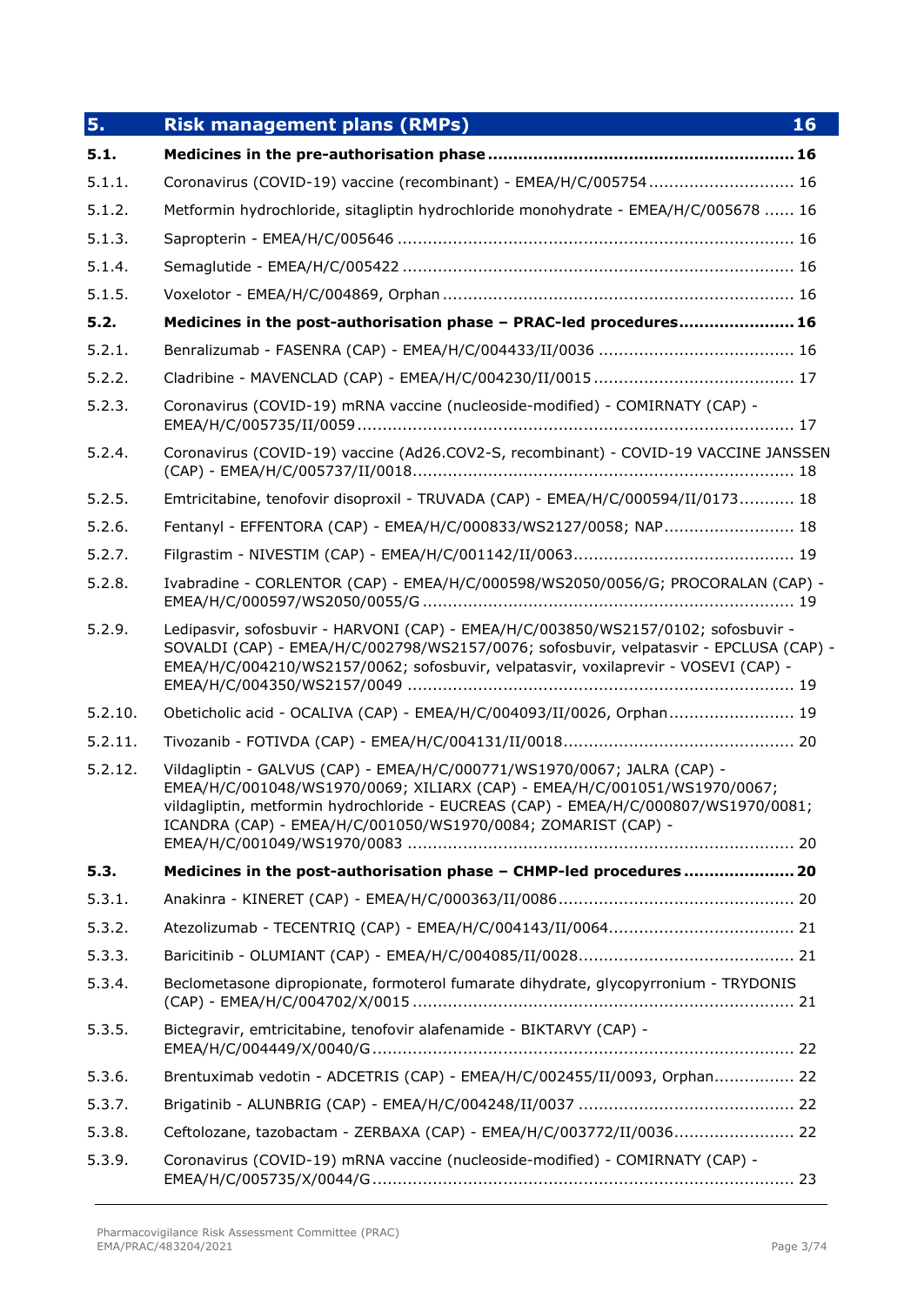| 5. | Risk management plans (RMPs) | 16 |
|---|---|---|
| **5.1.** | **Medicines in the pre-authorisation phase** | **16** |
| 5.1.1. | Coronavirus (COVID-19) vaccine (recombinant) - EMEA/H/C/005754 | 16 |
| 5.1.2. | Metformin hydrochloride, sitagliptin hydrochloride monohydrate - EMEA/H/C/005678 | 16 |
| 5.1.3. | Sapropterin - EMEA/H/C/005646 | 16 |
| 5.1.4. | Semaglutide - EMEA/H/C/005422 | 16 |
| 5.1.5. | Voxelotor - EMEA/H/C/004869, Orphan | 16 |
| **5.2.** | **Medicines in the post-authorisation phase – PRAC-led procedures** | **16** |
| 5.2.1. | Benralizumab - FASENRA (CAP) - EMEA/H/C/004433/II/0036 | 16 |
| 5.2.2. | Cladribine - MAVENCLAD (CAP) - EMEA/H/C/004230/II/0015 | 17 |
| 5.2.3. | Coronavirus (COVID-19) mRNA vaccine (nucleoside-modified) - COMIRNATY (CAP) - EMEA/H/C/005735/II/0059 | 17 |
| 5.2.4. | Coronavirus (COVID-19) vaccine (Ad26.COV2-S, recombinant) - COVID-19 VACCINE JANSSEN (CAP) - EMEA/H/C/005737/II/0018 | 18 |
| 5.2.5. | Emtricitabine, tenofovir disoproxil - TRUVADA (CAP) - EMEA/H/C/000594/II/0173 | 18 |
| 5.2.6. | Fentanyl - EFFENTORA (CAP) - EMEA/H/C/000833/WS2127/0058; NAP | 18 |
| 5.2.7. | Filgrastim - NIVESTIM (CAP) - EMEA/H/C/001142/II/0063 | 19 |
| 5.2.8. | Ivabradine - CORLENTOR (CAP) - EMEA/H/C/000598/WS2050/0056/G; PROCORALAN (CAP) - EMEA/H/C/000597/WS2050/0055/G | 19 |
| 5.2.9. | Ledipasvir, sofosbuvir - HARVONI (CAP) - EMEA/H/C/003850/WS2157/0102; sofosbuvir - SOVALDI (CAP) - EMEA/H/C/002798/WS2157/0076; sofosbuvir, velpatasvir - EPCLUSA (CAP) - EMEA/H/C/004210/WS2157/0062; sofosbuvir, velpatasvir, voxilaprevir - VOSEVI (CAP) - EMEA/H/C/004350/WS2157/0049 | 19 |
| 5.2.10. | Obeticholic acid - OCALIVA (CAP) - EMEA/H/C/004093/II/0026, Orphan | 19 |
| 5.2.11. | Tivozanib - FOTIVDA (CAP) - EMEA/H/C/004131/II/0018 | 20 |
| 5.2.12. | Vildagliptin - GALVUS (CAP) - EMEA/H/C/000771/WS1970/0067; JALRA (CAP) - EMEA/H/C/001048/WS1970/0069; XILIARX (CAP) - EMEA/H/C/001051/WS1970/0067; vildagliptin, metformin hydrochloride - EUCREAS (CAP) - EMEA/H/C/000807/WS1970/0081; ICANDRA (CAP) - EMEA/H/C/001050/WS1970/0084; ZOMARIST (CAP) - EMEA/H/C/001049/WS1970/0083 | 20 |
| **5.3.** | **Medicines in the post-authorisation phase – CHMP-led procedures** | **20** |
| 5.3.1. | Anakinra - KINERET (CAP) - EMEA/H/C/000363/II/0086 | 20 |
| 5.3.2. | Atezolizumab - TECENTRIQ (CAP) - EMEA/H/C/004143/II/0064 | 21 |
| 5.3.3. | Baricitinib - OLUMIANT (CAP) - EMEA/H/C/004085/II/0028 | 21 |
| 5.3.4. | Beclometasone dipropionate, formoterol fumarate dihydrate, glycopyrronium - TRYDONIS (CAP) - EMEA/H/C/004702/X/0015 | 21 |
| 5.3.5. | Bictegravir, emtricitabine, tenofovir alafenamide - BIKTARVY (CAP) - EMEA/H/C/004449/X/0040/G | 22 |
| 5.3.6. | Brentuximab vedotin - ADCETRIS (CAP) - EMEA/H/C/002455/II/0093, Orphan | 22 |
| 5.3.7. | Brigatinib - ALUNBRIG (CAP) - EMEA/H/C/004248/II/0037 | 22 |
| 5.3.8. | Ceftolozane, tazobactam - ZERBAXA (CAP) - EMEA/H/C/003772/II/0036 | 22 |
| 5.3.9. | Coronavirus (COVID-19) mRNA vaccine (nucleoside-modified) - COMIRNATY (CAP) - EMEA/H/C/005735/X/0044/G | 23 |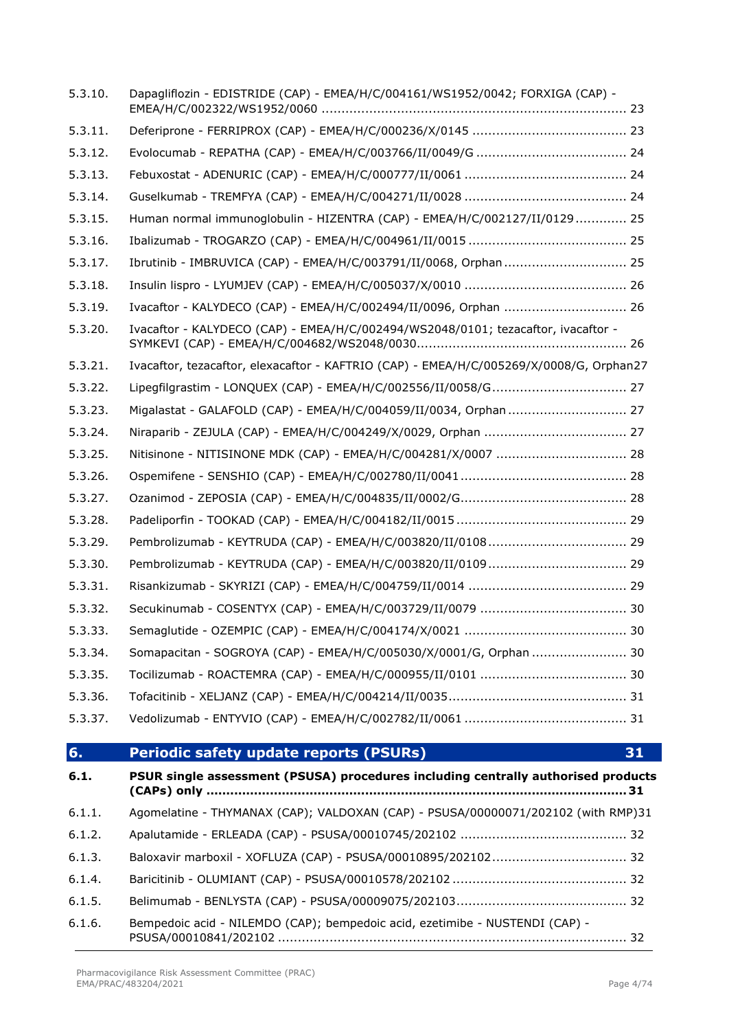5.3.10. Dapagliflozin - EDISTRIDE (CAP) - EMEA/H/C/004161/WS1952/0042; FORXIGA (CAP) - EMEA/H/C/002322/WS1952/0060 ........ 23

5.3.11. Deferiprone - FERRIPROX (CAP) - EMEA/H/C/000236/X/0145 ........ 23

5.3.12. Evolocumab - REPATHA (CAP) - EMEA/H/C/003766/II/0049/G ........ 24

5.3.13. Febuxostat - ADENURIC (CAP) - EMEA/H/C/000777/II/0061 ........ 24

5.3.14. Guselkumab - TREMFYA (CAP) - EMEA/H/C/004271/II/0028 ........ 24

5.3.15. Human normal immunoglobulin - HIZENTRA (CAP) - EMEA/H/C/002127/II/0129 ........ 25

5.3.16. Ibalizumab - TROGARZO (CAP) - EMEA/H/C/004961/II/0015 ........ 25

5.3.17. Ibrutinib - IMBRUVICA (CAP) - EMEA/H/C/003791/II/0068, Orphan ........ 25

5.3.18. Insulin lispro - LYUMJEV (CAP) - EMEA/H/C/005037/X/0010 ........ 26

5.3.19. Ivacaftor - KALYDECO (CAP) - EMEA/H/C/002494/II/0096, Orphan ........ 26

5.3.20. Ivacaftor - KALYDECO (CAP) - EMEA/H/C/002494/WS2048/0101; tezacaftor, ivacaftor - SYMKEVI (CAP) - EMEA/H/C/004682/WS2048/0030........ 26

5.3.21. Ivacaftor, tezacaftor, elexacaftor - KAFTRIO (CAP) - EMEA/H/C/005269/X/0008/G, Orphan27

5.3.22. Lipegfilgrastim - LONQUEX (CAP) - EMEA/H/C/002556/II/0058/G........ 27

5.3.23. Migalastat - GALAFOLD (CAP) - EMEA/H/C/004059/II/0034, Orphan ........ 27

5.3.24. Niraparib - ZEJULA (CAP) - EMEA/H/C/004249/X/0029, Orphan ........ 27

5.3.25. Nitisinone - NITISINONE MDK (CAP) - EMEA/H/C/004281/X/0007 ........ 28

5.3.26. Ospemifene - SENSHIO (CAP) - EMEA/H/C/002780/II/0041 ........ 28

5.3.27. Ozanimod - ZEPOSIA (CAP) - EMEA/H/C/004835/II/0002/G........ 28

5.3.28. Padeliporfin - TOOKAD (CAP) - EMEA/H/C/004182/II/0015 ........ 29

5.3.29. Pembrolizumab - KEYTRUDA (CAP) - EMEA/H/C/003820/II/0108 ........ 29

5.3.30. Pembrolizumab - KEYTRUDA (CAP) - EMEA/H/C/003820/II/0109 ........ 29

5.3.31. Risankizumab - SKYRIZI (CAP) - EMEA/H/C/004759/II/0014 ........ 29

5.3.32. Secukinumab - COSENTYX (CAP) - EMEA/H/C/003729/II/0079 ........ 30

5.3.33. Semaglutide - OZEMPIC (CAP) - EMEA/H/C/004174/X/0021 ........ 30

5.3.34. Somapacitan - SOGROYA (CAP) - EMEA/H/C/005030/X/0001/G, Orphan ........ 30

5.3.35. Tocilizumab - ROACTEMRA (CAP) - EMEA/H/C/000955/II/0101 ........ 30

5.3.36. Tofacitinib - XELJANZ (CAP) - EMEA/H/C/004214/II/0035........ 31

5.3.37. Vedolizumab - ENTYVIO (CAP) - EMEA/H/C/002782/II/0061 ........ 31

## 6. Periodic safety update reports (PSURs) 31

**6.1. PSUR single assessment (PSUSA) procedures including centrally authorised products (CAPs) only ........ 31**

6.1.1. Agomelatine - THYMANAX (CAP); VALDOXAN (CAP) - PSUSA/00000071/202102 (with RMP)31

6.1.2. Apalutamide - ERLEADA (CAP) - PSUSA/00010745/202102 ........ 32

6.1.3. Baloxavir marboxil - XOFLUZA (CAP) - PSUSA/00010895/202102........ 32

6.1.4. Baricitinib - OLUMIANT (CAP) - PSUSA/00010578/202102 ........ 32

6.1.5. Belimumab - BENLYSTA (CAP) - PSUSA/00009075/202103........ 32

6.1.6. Bempedoic acid - NILEMDO (CAP); bempedoic acid, ezetimibe - NUSTENDI (CAP) - PSUSA/00010841/202102 ........ 32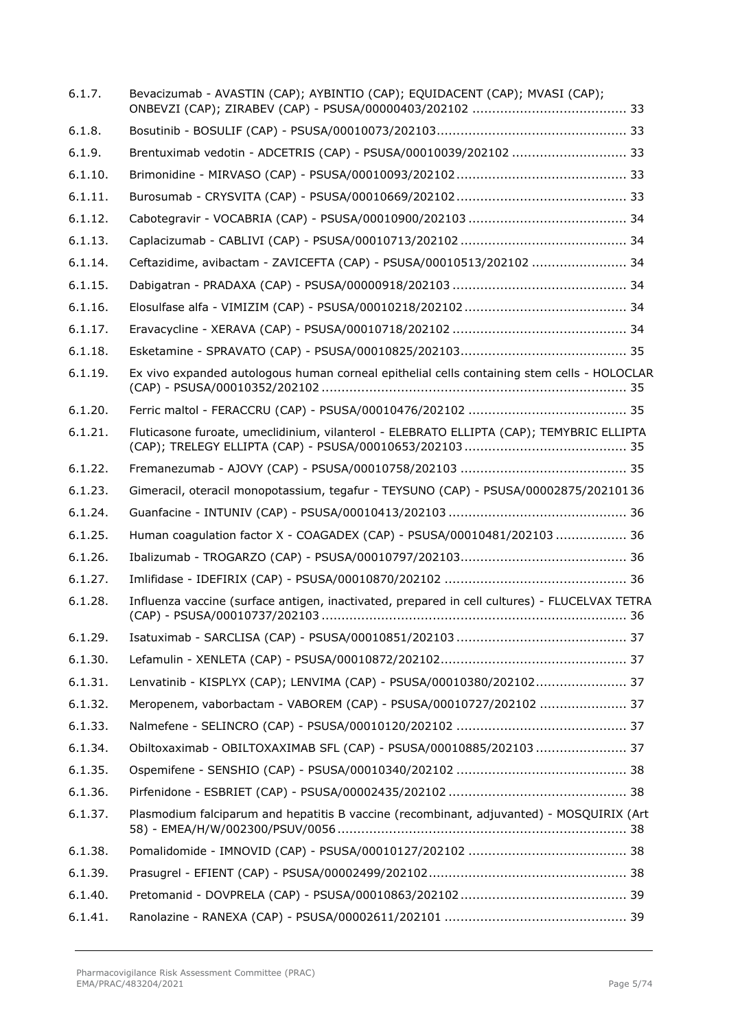6.1.7. Bevacizumab - AVASTIN (CAP); AYBINTIO (CAP); EQUIDACENT (CAP); MVASI (CAP); ONBEVZI (CAP); ZIRABEV (CAP) - PSUSA/00000403/202102 ....................................... 33

6.1.8. Bosutinib - BOSULIF (CAP) - PSUSA/00010073/202103............................................... 33

6.1.9. Brentuximab vedotin - ADCETRIS (CAP) - PSUSA/00010039/202102 ............................ 33

6.1.10. Brimonidine - MIRVASO (CAP) - PSUSA/00010093/202102.......................................... 33

6.1.11. Burosumab - CRYSVITA (CAP) - PSUSA/00010669/202102.......................................... 33

6.1.12. Cabotegravir - VOCABRIA (CAP) - PSUSA/00010900/202103 ....................................... 34

6.1.13. Caplacizumab - CABLIVI (CAP) - PSUSA/00010713/202102 .......................................... 34

6.1.14. Ceftazidime, avibactam - ZAVICEFTA (CAP) - PSUSA/00010513/202102 ........................ 34

6.1.15. Dabigatran - PRADAXA (CAP) - PSUSA/00000918/202103 ........................................... 34

6.1.16. Elosulfase alfa - VIMIZIM (CAP) - PSUSA/00010218/202102......................................... 34

6.1.17. Eravacycline - XERAVA (CAP) - PSUSA/00010718/202102 ............................................ 34

6.1.18. Esketamine - SPRAVATO (CAP) - PSUSA/00010825/202103.......................................... 35

6.1.19. Ex vivo expanded autologous human corneal epithelial cells containing stem cells - HOLOCLAR (CAP) - PSUSA/00010352/202102 ............................................................................ 35

6.1.20. Ferric maltol - FERACCRU (CAP) - PSUSA/00010476/202102 ........................................ 35

6.1.21. Fluticasone furoate, umeclidinium, vilanterol - ELEBRATO ELLIPTA (CAP); TEMYBRIC ELLIPTA (CAP); TRELEGY ELLIPTA (CAP) - PSUSA/00010653/202103......................................... 35

6.1.22. Fremanezumab - AJOVY (CAP) - PSUSA/00010758/202103 .......................................... 35

6.1.23. Gimeracil, oteracil monopotassium, tegafur - TEYSUNO (CAP) - PSUSA/00002875/202101 36

6.1.24. Guanfacine - INTUNIV (CAP) - PSUSA/00010413/202103 ............................................. 36

6.1.25. Human coagulation factor X - COAGADEX (CAP) - PSUSA/00010481/202103 .................. 36

6.1.26. Ibalizumab - TROGARZO (CAP) - PSUSA/00010797/202103.......................................... 36

6.1.27. Imlifidase - IDEFIRIX (CAP) - PSUSA/00010870/202102 .............................................. 36

6.1.28. Influenza vaccine (surface antigen, inactivated, prepared in cell cultures) - FLUCELVAX TETRA (CAP) - PSUSA/00010737/202103 ............................................................................ 36

6.1.29. Isatuximab - SARCLISA (CAP) - PSUSA/00010851/202103 ........................................... 37

6.1.30. Lefamulin - XENLETA (CAP) - PSUSA/00010872/202102............................................... 37

6.1.31. Lenvatinib - KISPLYX (CAP); LENVIMA (CAP) - PSUSA/00010380/202102....................... 37

6.1.32. Meropenem, vaborbactam - VABOREM (CAP) - PSUSA/00010727/202102 ...................... 37

6.1.33. Nalmefene - SELINCRO (CAP) - PSUSA/00010120/202102 ........................................... 37

6.1.34. Obiltoxaximab - OBILTOXAXIMAB SFL (CAP) - PSUSA/00010885/202103 ....................... 37

6.1.35. Ospemifene - SENSHIO (CAP) - PSUSA/00010340/202102 ........................................... 38

6.1.36. Pirfenidone - ESBRIET (CAP) - PSUSA/00002435/202102 ............................................. 38

6.1.37. Plasmodium falciparum and hepatitis B vaccine (recombinant, adjuvanted) - MOSQUIRIX (Art 58) - EMEA/H/W/002300/PSUV/0056 ......................................................................... 38

6.1.38. Pomalidomide - IMNOVID (CAP) - PSUSA/00010127/202102 ........................................ 38

6.1.39. Prasugrel - EFIENT (CAP) - PSUSA/00002499/202102.................................................. 38

6.1.40. Pretomanid - DOVPRELA (CAP) - PSUSA/00010863/202102.......................................... 39

6.1.41. Ranolazine - RANEXA (CAP) - PSUSA/00002611/202101 .............................................. 39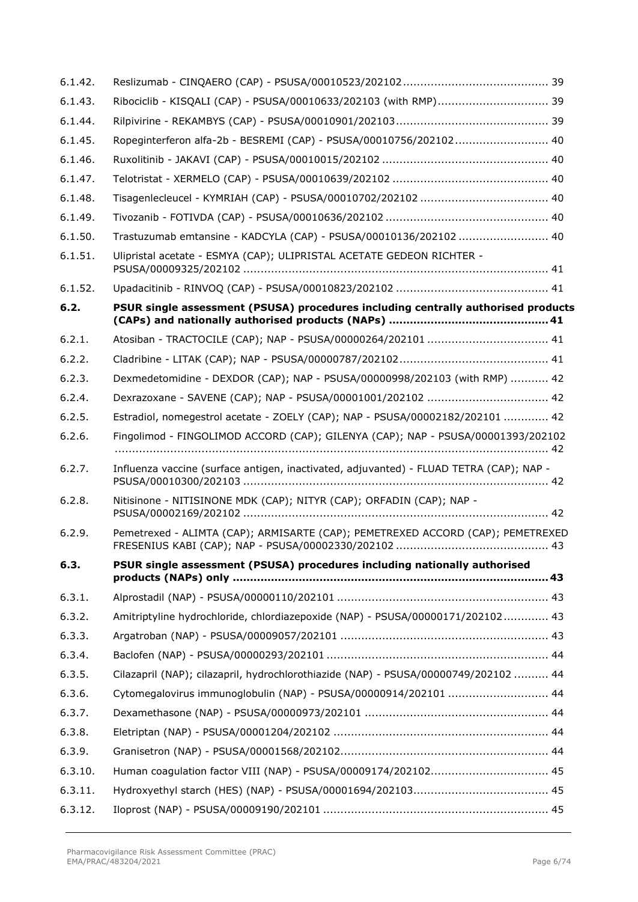6.1.42. Reslizumab - CINQAERO (CAP) - PSUSA/00010523/202102 .......................................... 39

6.1.43. Ribociclib - KISQALI (CAP) - PSUSA/00010633/202103 (with RMP)................................ 39

6.1.44. Rilpivirine - REKAMBYS (CAP) - PSUSA/00010901/202103 ............................................ 39

6.1.45. Ropeginterferon alfa-2b - BESREMI (CAP) - PSUSA/00010756/202102........................... 40

6.1.46. Ruxolitinib - JAKAVI (CAP) - PSUSA/00010015/202102 ................................................ 40

6.1.47. Telotristat - XERMELO (CAP) - PSUSA/00010639/202102 ............................................. 40

6.1.48. Tisagenlecleucel - KYMRIAH (CAP) - PSUSA/00010702/202102 ..................................... 40

6.1.49. Tivozanib - FOTIVDA (CAP) - PSUSA/00010636/202102 ............................................... 40

6.1.50. Trastuzumab emtansine - KADCYLA (CAP) - PSUSA/00010136/202102 .......................... 40

6.1.51. Ulipristal acetate - ESMYA (CAP); ULIPRISTAL ACETATE GEDEON RICHTER - PSUSA/00009325/202102 ....................................................................................... 41

6.1.52. Upadacitinib - RINVOQ (CAP) - PSUSA/00010823/202102 ............................................ 41

**6.2. PSUR single assessment (PSUSA) procedures including centrally authorised products (CAPs) and nationally authorised products (NAPs) ............................................. 41**

6.2.1. Atosiban - TRACTOCILE (CAP); NAP - PSUSA/00000264/202101 ................................... 41

6.2.2. Cladribine - LITAK (CAP); NAP - PSUSA/00000787/202102........................................... 41

6.2.3. Dexmedetomidine - DEXDOR (CAP); NAP - PSUSA/00000998/202103 (with RMP) ........... 42

6.2.4. Dexrazoxane - SAVENE (CAP); NAP - PSUSA/00001001/202102 ................................... 42

6.2.5. Estradiol, nomegestrol acetate - ZOELY (CAP); NAP - PSUSA/00002182/202101 ............. 42

6.2.6. Fingolimod - FINGOLIMOD ACCORD (CAP); GILENYA (CAP); NAP - PSUSA/00001393/202102 ............................................................................................................................ 42

6.2.7. Influenza vaccine (surface antigen, inactivated, adjuvanted) - FLUAD TETRA (CAP); NAP - PSUSA/00010300/202103 ....................................................................................... 42

6.2.8. Nitisinone - NITISINONE MDK (CAP); NITYR (CAP); ORFADIN (CAP); NAP - PSUSA/00002169/202102 ....................................................................................... 42

6.2.9. Pemetrexed - ALIMTA (CAP); ARMISARTE (CAP); PEMETREXED ACCORD (CAP); PEMETREXED FRESENIUS KABI (CAP); NAP - PSUSA/00002330/202102 ............................................ 43

**6.3. PSUR single assessment (PSUSA) procedures including nationally authorised products (NAPs) only .......................................................................................... 43**

6.3.1. Alprostadil (NAP) - PSUSA/00000110/202101 ............................................................ 43

6.3.2. Amitriptyline hydrochloride, chlordiazepoxide (NAP) - PSUSA/00000171/202102............. 43

6.3.3. Argatroban (NAP) - PSUSA/00009057/202101 ............................................................ 43

6.3.4. Baclofen (NAP) - PSUSA/00000293/202101 ................................................................ 44

6.3.5. Cilazapril (NAP); cilazapril, hydrochlorothiazide (NAP) - PSUSA/00000749/202102 .......... 44

6.3.6. Cytomegalovirus immunoglobulin (NAP) - PSUSA/00000914/202101 ............................. 44

6.3.7. Dexamethasone (NAP) - PSUSA/00000973/202101 ..................................................... 44

6.3.8. Eletriptan (NAP) - PSUSA/00001204/202102 .............................................................. 44

6.3.9. Granisetron (NAP) - PSUSA/00001568/202102............................................................ 44

6.3.10. Human coagulation factor VIII (NAP) - PSUSA/00009174/202102.................................. 45

6.3.11. Hydroxyethyl starch (HES) (NAP) - PSUSA/00001694/202103....................................... 45

6.3.12. Iloprost (NAP) - PSUSA/00009190/202101 ................................................................. 45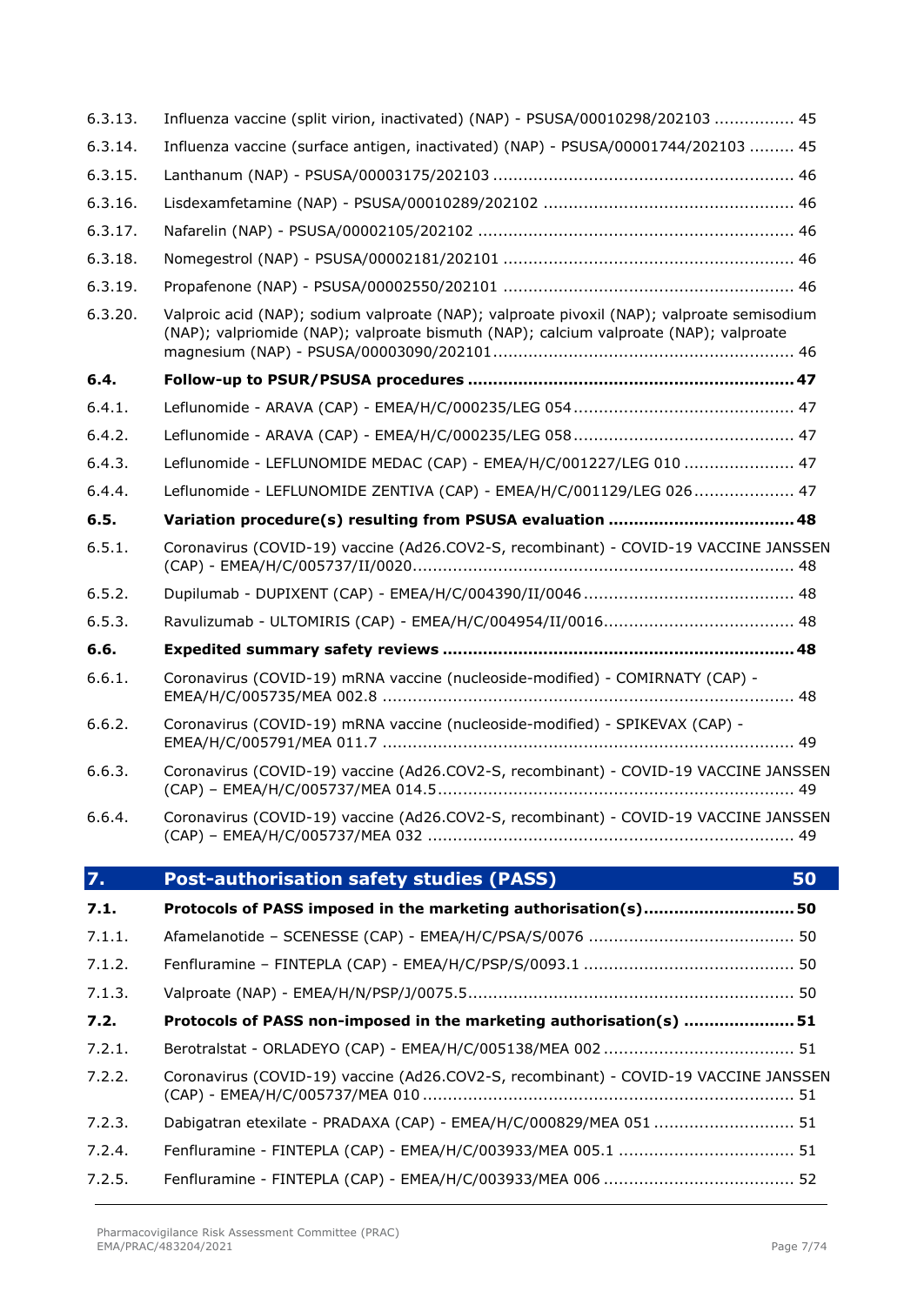6.3.13. Influenza vaccine (split virion, inactivated) (NAP) - PSUSA/00010298/202103 ................ 45

6.3.14. Influenza vaccine (surface antigen, inactivated) (NAP) - PSUSA/00001744/202103 ......... 45

6.3.15. Lanthanum (NAP) - PSUSA/00003175/202103 ........................................................... 46

6.3.16. Lisdexamfetamine (NAP) - PSUSA/00010289/202102 ................................................. 46

6.3.17. Nafarelin (NAP) - PSUSA/00002105/202102 .............................................................. 46

6.3.18. Nomegestrol (NAP) - PSUSA/00002181/202101 ......................................................... 46

6.3.19. Propafenone (NAP) - PSUSA/00002550/202101 ......................................................... 46

6.3.20. Valproic acid (NAP); sodium valproate (NAP); valproate pivoxil (NAP); valproate semisodium (NAP); valpriomide (NAP); valproate bismuth (NAP); calcium valproate (NAP); valproate magnesium (NAP) - PSUSA/00003090/202101 ........................................................... 46

**6.4. Follow-up to PSUR/PSUSA procedures ................................................................ 47**

6.4.1. Leflunomide - ARAVA (CAP) - EMEA/H/C/000235/LEG 054 ........................................... 47

6.4.2. Leflunomide - ARAVA (CAP) - EMEA/H/C/000235/LEG 058 ........................................... 47

6.4.3. Leflunomide - LEFLUNOMIDE MEDAC (CAP) - EMEA/H/C/001227/LEG 010 ...................... 47

6.4.4. Leflunomide - LEFLUNOMIDE ZENTIVA (CAP) - EMEA/H/C/001129/LEG 026.................... 47

**6.5. Variation procedure(s) resulting from PSUSA evaluation .................................... 48**

6.5.1. Coronavirus (COVID-19) vaccine (Ad26.COV2-S, recombinant) - COVID-19 VACCINE JANSSEN (CAP) - EMEA/H/C/005737/II/0020........................................................................... 48

6.5.2. Dupilumab - DUPIXENT (CAP) - EMEA/H/C/004390/II/0046 .......................................... 48

6.5.3. Ravulizumab - ULTOMIRIS (CAP) - EMEA/H/C/004954/II/0016..................................... 48

**6.6. Expedited summary safety reviews ..................................................................... 48**

6.6.1. Coronavirus (COVID-19) mRNA vaccine (nucleoside-modified) - COMIRNATY (CAP) - EMEA/H/C/005735/MEA 002.8 ................................................................................. 48

6.6.2. Coronavirus (COVID-19) mRNA vaccine (nucleoside-modified) - SPIKEVAX (CAP) - EMEA/H/C/005791/MEA 011.7 ................................................................................. 49

6.6.3. Coronavirus (COVID-19) vaccine (Ad26.COV2-S, recombinant) - COVID-19 VACCINE JANSSEN (CAP) – EMEA/H/C/005737/MEA 014.5...................................................................... 49

6.6.4. Coronavirus (COVID-19) vaccine (Ad26.COV2-S, recombinant) - COVID-19 VACCINE JANSSEN (CAP) – EMEA/H/C/005737/MEA 032 ........................................................................ 49

## 7. Post-authorisation safety studies (PASS) 50

**7.1. Protocols of PASS imposed in the marketing authorisation(s)............................. 50**

7.1.1. Afamelanotide – SCENESSE (CAP) - EMEA/H/C/PSA/S/0076 ......................................... 50

7.1.2. Fenfluramine – FINTEPLA (CAP) - EMEA/H/C/PSP/S/0093.1 .......................................... 50

7.1.3. Valproate (NAP) - EMEA/H/N/PSP/J/0075.5................................................................ 50

**7.2. Protocols of PASS non-imposed in the marketing authorisation(s) ...................... 51**

7.2.1. Berotralstat - ORLADEYO (CAP) - EMEA/H/C/005138/MEA 002 ...................................... 51

7.2.2. Coronavirus (COVID-19) vaccine (Ad26.COV2-S, recombinant) - COVID-19 VACCINE JANSSEN (CAP) - EMEA/H/C/005737/MEA 010 ......................................................................... 51

7.2.3. Dabigatran etexilate - PRADAXA (CAP) - EMEA/H/C/000829/MEA 051 ............................ 51

7.2.4. Fenfluramine - FINTEPLA (CAP) - EMEA/H/C/003933/MEA 005.1 ................................... 51

7.2.5. Fenfluramine - FINTEPLA (CAP) - EMEA/H/C/003933/MEA 006 ...................................... 52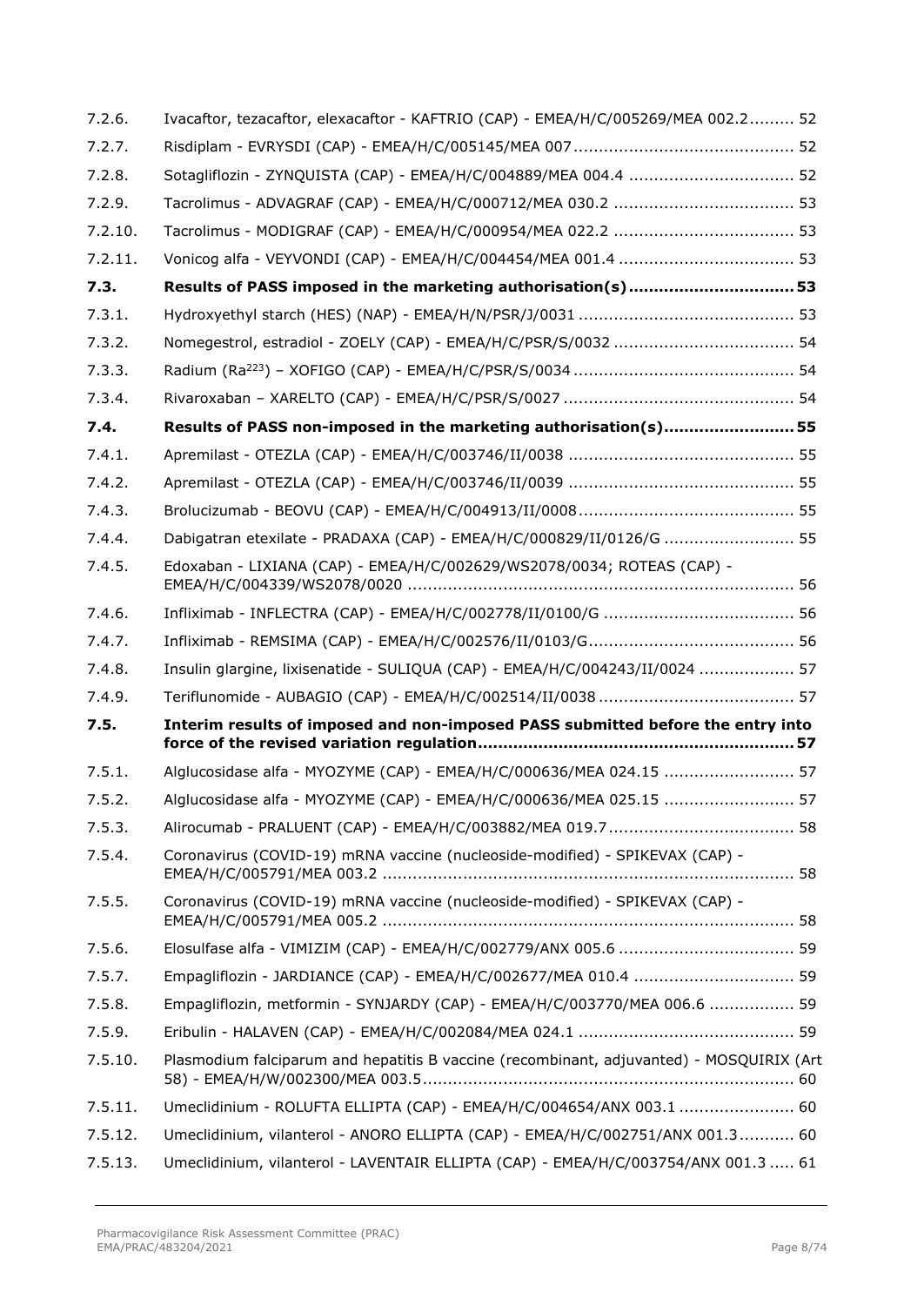7.2.6. Ivacaftor, tezacaftor, elexacaftor - KAFTRIO (CAP) - EMEA/H/C/005269/MEA 002.2 ......... 52

7.2.7. Risdiplam - EVRYSDI (CAP) - EMEA/H/C/005145/MEA 007 ............................................ 52

7.2.8. Sotagliflozin - ZYNQUISTA (CAP) - EMEA/H/C/004889/MEA 004.4 ................................. 52

7.2.9. Tacrolimus - ADVAGRAF (CAP) - EMEA/H/C/000712/MEA 030.2 .................................... 53

7.2.10. Tacrolimus - MODIGRAF (CAP) - EMEA/H/C/000954/MEA 022.2 .................................... 53

7.2.11. Vonicog alfa - VEYVONDI (CAP) - EMEA/H/C/004454/MEA 001.4 ................................... 53

**7.3. Results of PASS imposed in the marketing authorisation(s) ................................ 53**

7.3.1. Hydroxyethyl starch (HES) (NAP) - EMEA/H/N/PSR/J/0031 ........................................... 53

7.3.2. Nomegestrol, estradiol - ZOELY (CAP) - EMEA/H/C/PSR/S/0032 .................................... 54

7.3.3. Radium ($Ra^{223}$) – XOFIGO (CAP) - EMEA/H/C/PSR/S/0034 ............................................ 54

7.3.4. Rivaroxaban – XARELTO (CAP) - EMEA/H/C/PSR/S/0027 .............................................. 54

**7.4. Results of PASS non-imposed in the marketing authorisation(s) ......................... 55**

7.4.1. Apremilast - OTEZLA (CAP) - EMEA/H/C/003746/II/0038 ............................................. 55

7.4.2. Apremilast - OTEZLA (CAP) - EMEA/H/C/003746/II/0039 ............................................. 55

7.4.3. Brolucizumab - BEOVU (CAP) - EMEA/H/C/004913/II/0008 ........................................... 55

7.4.4. Dabigatran etexilate - PRADAXA (CAP) - EMEA/H/C/000829/II/0126/G .......................... 55

7.4.5. Edoxaban - LIXIANA (CAP) - EMEA/H/C/002629/WS2078/0034; ROTEAS (CAP) - EMEA/H/C/004339/WS2078/0020 ............................................................................ 56

7.4.6. Infliximab - INFLECTRA (CAP) - EMEA/H/C/002778/II/0100/G ...................................... 56

7.4.7. Infliximab - REMSIMA (CAP) - EMEA/H/C/002576/II/0103/G......................................... 56

7.4.8. Insulin glargine, lixisenatide - SULIQUA (CAP) - EMEA/H/C/004243/II/0024 ................... 57

7.4.9. Teriflunomide - AUBAGIO (CAP) - EMEA/H/C/002514/II/0038 ....................................... 57

**7.5. Interim results of imposed and non-imposed PASS submitted before the entry into force of the revised variation regulation.............................................................. 57**

7.5.1. Alglucosidase alfa - MYOZYME (CAP) - EMEA/H/C/000636/MEA 024.15 .......................... 57

7.5.2. Alglucosidase alfa - MYOZYME (CAP) - EMEA/H/C/000636/MEA 025.15 .......................... 57

7.5.3. Alirocumab - PRALUENT (CAP) - EMEA/H/C/003882/MEA 019.7 ..................................... 58

7.5.4. Coronavirus (COVID-19) mRNA vaccine (nucleoside-modified) - SPIKEVAX (CAP) - EMEA/H/C/005791/MEA 003.2 .................................................................................. 58

7.5.5. Coronavirus (COVID-19) mRNA vaccine (nucleoside-modified) - SPIKEVAX (CAP) - EMEA/H/C/005791/MEA 005.2 .................................................................................. 58

7.5.6. Elosulfase alfa - VIMIZIM (CAP) - EMEA/H/C/002779/ANX 005.6 ................................... 59

7.5.7. Empagliflozin - JARDIANCE (CAP) - EMEA/H/C/002677/MEA 010.4 ................................ 59

7.5.8. Empagliflozin, metformin - SYNJARDY (CAP) - EMEA/H/C/003770/MEA 006.6 ................. 59

7.5.9. Eribulin - HALAVEN (CAP) - EMEA/H/C/002084/MEA 024.1 ........................................... 59

7.5.10. Plasmodium falciparum and hepatitis B vaccine (recombinant, adjuvanted) - MOSQUIRIX (Art 58) - EMEA/H/W/002300/MEA 003.5.......................................................................... 60

7.5.11. Umeclidinium - ROLUFTA ELLIPTA (CAP) - EMEA/H/C/004654/ANX 003.1 ....................... 60

7.5.12. Umeclidinium, vilanterol - ANORO ELLIPTA (CAP) - EMEA/H/C/002751/ANX 001.3........... 60

7.5.13. Umeclidinium, vilanterol - LAVENTAIR ELLIPTA (CAP) - EMEA/H/C/003754/ANX 001.3 ..... 61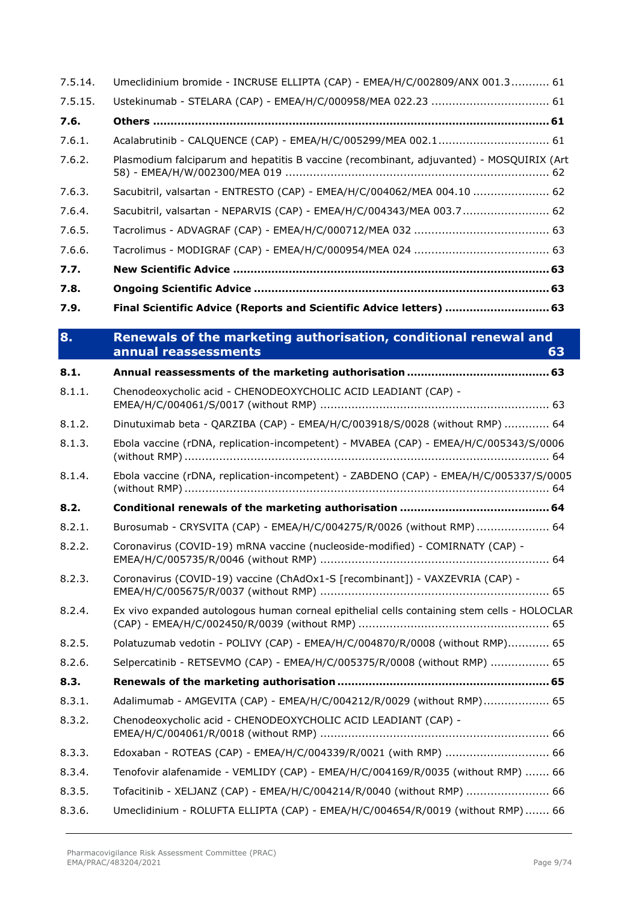7.5.14. Umeclidinium bromide - INCRUSE ELLIPTA (CAP) - EMEA/H/C/002809/ANX 001.3 ........... 61

7.5.15. Ustekinumab - STELARA (CAP) - EMEA/H/C/000958/MEA 022.23 .................................. 61

**7.6. Others ................................................................................................................ 61**

7.6.1. Acalabrutinib - CALQUENCE (CAP) - EMEA/H/C/005299/MEA 002.1 ................................ 61

7.6.2. Plasmodium falciparum and hepatitis B vaccine (recombinant, adjuvanted) - MOSQUIRIX (Art 58) - EMEA/H/W/002300/MEA 019 ........................................................................... 62

7.6.3. Sacubitril, valsartan - ENTRESTO (CAP) - EMEA/H/C/004062/MEA 004.10 ...................... 62

7.6.4. Sacubitril, valsartan - NEPARVIS (CAP) - EMEA/H/C/004343/MEA 003.7 ......................... 62

7.6.5. Tacrolimus - ADVAGRAF (CAP) - EMEA/H/C/000712/MEA 032 ....................................... 63

7.6.6. Tacrolimus - MODIGRAF (CAP) - EMEA/H/C/000954/MEA 024 ....................................... 63

**7.7. New Scientific Advice ......................................................................................... 63**

**7.8. Ongoing Scientific Advice ................................................................................... 63**

**7.9. Final Scientific Advice (Reports and Scientific Advice letters) ............................. 63**

## 8. Renewals of the marketing authorisation, conditional renewal and annual reassessments 63

**8.1. Annual reassessments of the marketing authorisation ......................................... 63**

8.1.1. Chenodeoxycholic acid - CHENODEOXYCHOLIC ACID LEADIANT (CAP) - EMEA/H/C/004061/S/0017 (without RMP) ................................................................. 63

8.1.2. Dinutuximab beta - QARZIBA (CAP) - EMEA/H/C/003918/S/0028 (without RMP) ............. 64

8.1.3. Ebola vaccine (rDNA, replication-incompetent) - MVABEA (CAP) - EMEA/H/C/005343/S/0006 (without RMP) ....................................................................................................... 64

8.1.4. Ebola vaccine (rDNA, replication-incompetent) - ZABDENO (CAP) - EMEA/H/C/005337/S/0005 (without RMP) ....................................................................................................... 64

**8.2. Conditional renewals of the marketing authorisation ........................................... 64**

8.2.1. Burosumab - CRYSVITA (CAP) - EMEA/H/C/004275/R/0026 (without RMP) ..................... 64

8.2.2. Coronavirus (COVID-19) mRNA vaccine (nucleoside-modified) - COMIRNATY (CAP) - EMEA/H/C/005735/R/0046 (without RMP) ................................................................. 64

8.2.3. Coronavirus (COVID-19) vaccine (ChAdOx1-S [recombinant]) - VAXZEVRIA (CAP) - EMEA/H/C/005675/R/0037 (without RMP) ................................................................. 65

8.2.4. Ex vivo expanded autologous human corneal epithelial cells containing stem cells - HOLOCLAR (CAP) - EMEA/H/C/002450/R/0039 (without RMP) ...................................................... 65

8.2.5. Polatuzumab vedotin - POLIVY (CAP) - EMEA/H/C/004870/R/0008 (without RMP)............ 65

8.2.6. Selpercatinib - RETSEVMO (CAP) - EMEA/H/C/005375/R/0008 (without RMP) ................. 65

**8.3. Renewals of the marketing authorisation ............................................................ 65**

8.3.1. Adalimumab - AMGEVITA (CAP) - EMEA/H/C/004212/R/0029 (without RMP) ................... 65

8.3.2. Chenodeoxycholic acid - CHENODEOXYCHOLIC ACID LEADIANT (CAP) - EMEA/H/C/004061/R/0018 (without RMP) ................................................................. 66

8.3.3. Edoxaban - ROTEAS (CAP) - EMEA/H/C/004339/R/0021 (with RMP) .............................. 66

8.3.4. Tenofovir alafenamide - VEMLIDY (CAP) - EMEA/H/C/004169/R/0035 (without RMP) ....... 66

8.3.5. Tofacitinib - XELJANZ (CAP) - EMEA/H/C/004214/R/0040 (without RMP) ........................ 66

8.3.6. Umeclidinium - ROLUFTA ELLIPTA (CAP) - EMEA/H/C/004654/R/0019 (without RMP) ....... 66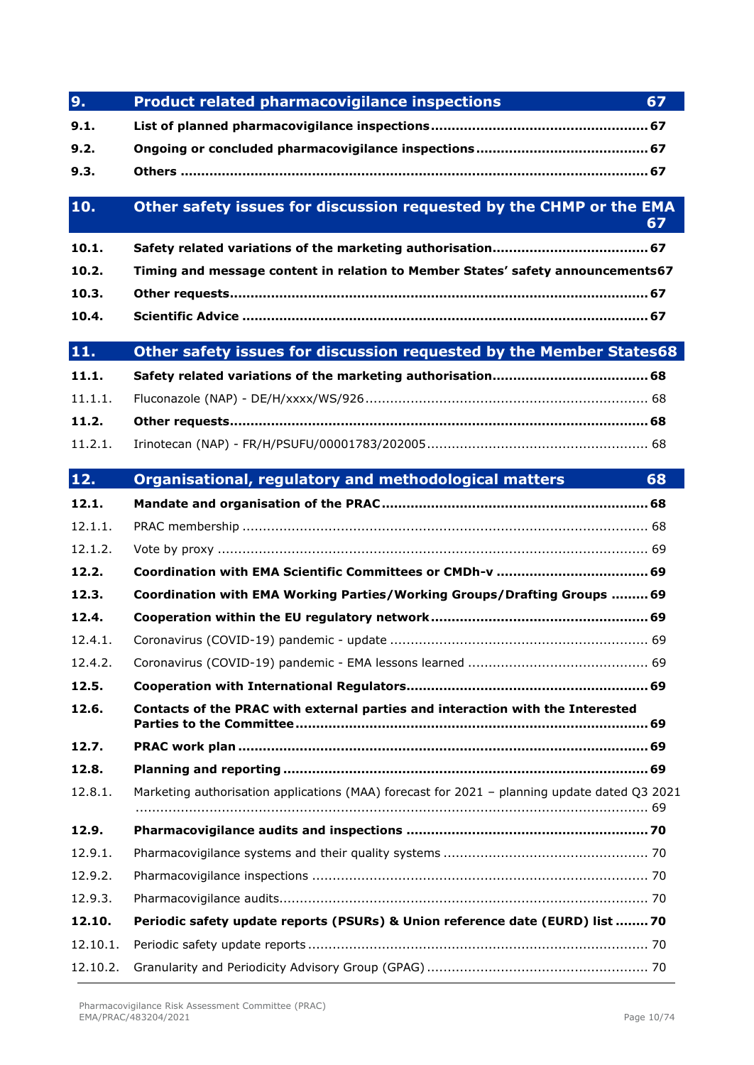**9. Product related pharmacovigilance inspections 67**

**9.1. List of planned pharmacovigilance inspections 67**

**9.2. Ongoing or concluded pharmacovigilance inspections 67**

**9.3. Others 67**

**10. Other safety issues for discussion requested by the CHMP or the EMA 67**

**10.1. Safety related variations of the marketing authorisation 67**

**10.2. Timing and message content in relation to Member States' safety announcements 67**

**10.3. Other requests 67**

**10.4. Scientific Advice 67**

**11. Other safety issues for discussion requested by the Member States 68**

**11.1. Safety related variations of the marketing authorisation 68**

11.1.1. Fluconazole (NAP) - DE/H/xxxx/WS/926 68

**11.2. Other requests 68**

11.2.1. Irinotecan (NAP) - FR/H/PSUFU/00001783/202005 68

**12. Organisational, regulatory and methodological matters 68**

**12.1. Mandate and organisation of the PRAC 68**

12.1.1. PRAC membership 68

12.1.2. Vote by proxy 69

**12.2. Coordination with EMA Scientific Committees or CMDh-v 69**

**12.3. Coordination with EMA Working Parties/Working Groups/Drafting Groups 69**

**12.4. Cooperation within the EU regulatory network 69**

12.4.1. Coronavirus (COVID-19) pandemic - update 69

12.4.2. Coronavirus (COVID-19) pandemic - EMA lessons learned 69

**12.5. Cooperation with International Regulators 69**

**12.6. Contacts of the PRAC with external parties and interaction with the Interested Parties to the Committee 69**

**12.7. PRAC work plan 69**

**12.8. Planning and reporting 69**

12.8.1. Marketing authorisation applications (MAA) forecast for 2021 – planning update dated Q3 2021 69

**12.9. Pharmacovigilance audits and inspections 70**

12.9.1. Pharmacovigilance systems and their quality systems 70

12.9.2. Pharmacovigilance inspections 70

12.9.3. Pharmacovigilance audits 70

**12.10. Periodic safety update reports (PSURs) & Union reference date (EURD) list 70**

12.10.1. Periodic safety update reports 70

12.10.2. Granularity and Periodicity Advisory Group (GPAG) 70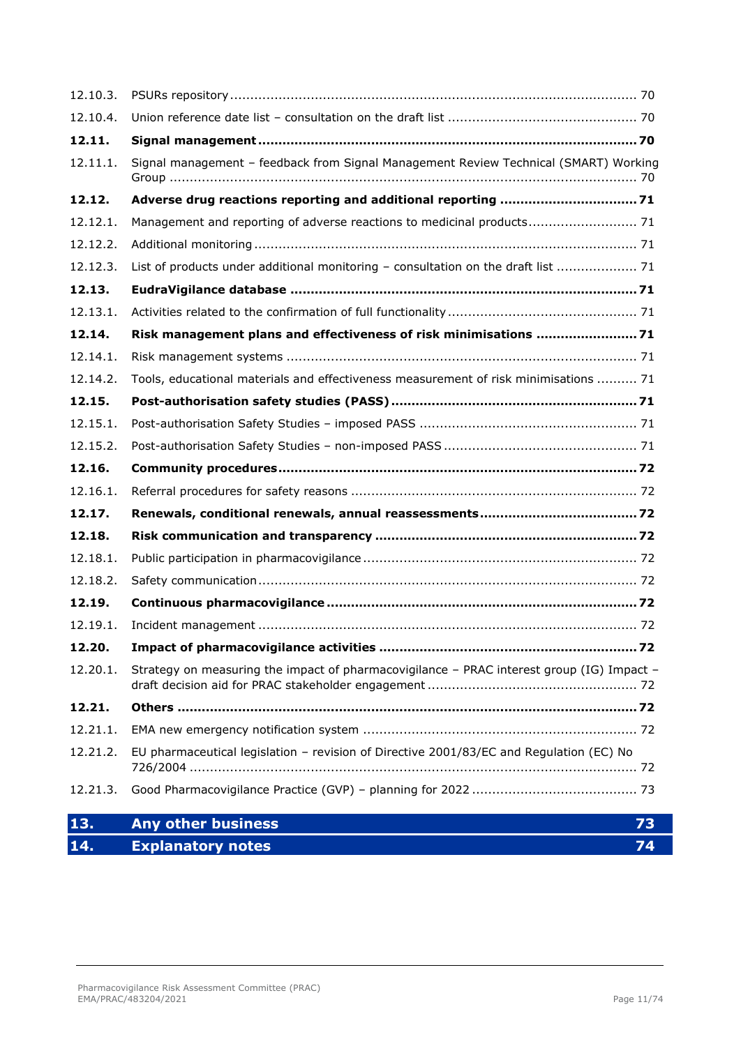12.10.3. PSURs repository ..................................................................................................... 70

12.10.4. Union reference date list – consultation on the draft list ............................................... 70

**12.11. Signal management ............................................................................................ 70**

12.11.1. Signal management – feedback from Signal Management Review Technical (SMART) Working Group ................................................................................................................... 70

**12.12. Adverse drug reactions reporting and additional reporting ................................. 71**

12.12.1. Management and reporting of adverse reactions to medicinal products ........................... 71

12.12.2. Additional monitoring .............................................................................................. 71

12.12.3. List of products under additional monitoring – consultation on the draft list .................... 71

**12.13. EudraVigilance database .................................................................................... 71**

12.13.1. Activities related to the confirmation of full functionality ............................................... 71

**12.14. Risk management plans and effectiveness of risk minimisations ........................ 71**

12.14.1. Risk management systems ...................................................................................... 71

12.14.2. Tools, educational materials and effectiveness measurement of risk minimisations .......... 71

**12.15. Post-authorisation safety studies (PASS) ............................................................ 71**

12.15.1. Post-authorisation Safety Studies – imposed PASS ...................................................... 71

12.15.2. Post-authorisation Safety Studies – non-imposed PASS ................................................ 71

**12.16. Community procedures ....................................................................................... 72**

12.16.1. Referral procedures for safety reasons ...................................................................... 72

**12.17. Renewals, conditional renewals, annual reassessments ...................................... 72**

**12.18. Risk communication and transparency ................................................................ 72**

12.18.1. Public participation in pharmacovigilance ................................................................... 72

12.18.2. Safety communication ............................................................................................. 72

**12.19. Continuous pharmacovigilance ........................................................................... 72**

12.19.1. Incident management ............................................................................................. 72

**12.20. Impact of pharmacovigilance activities ............................................................... 72**

12.20.1. Strategy on measuring the impact of pharmacovigilance – PRAC interest group (IG) Impact – draft decision aid for PRAC stakeholder engagement ................................................... 72

**12.21. Others ................................................................................................................ 72**

12.21.1. EMA new emergency notification system .................................................................... 72

12.21.2. EU pharmaceutical legislation – revision of Directive 2001/83/EC and Regulation (EC) No 726/2004 .............................................................................................................. 72

12.21.3. Good Pharmacovigilance Practice (GVP) – planning for 2022 ......................................... 73

**13. Any other business 73**

**14. Explanatory notes 74**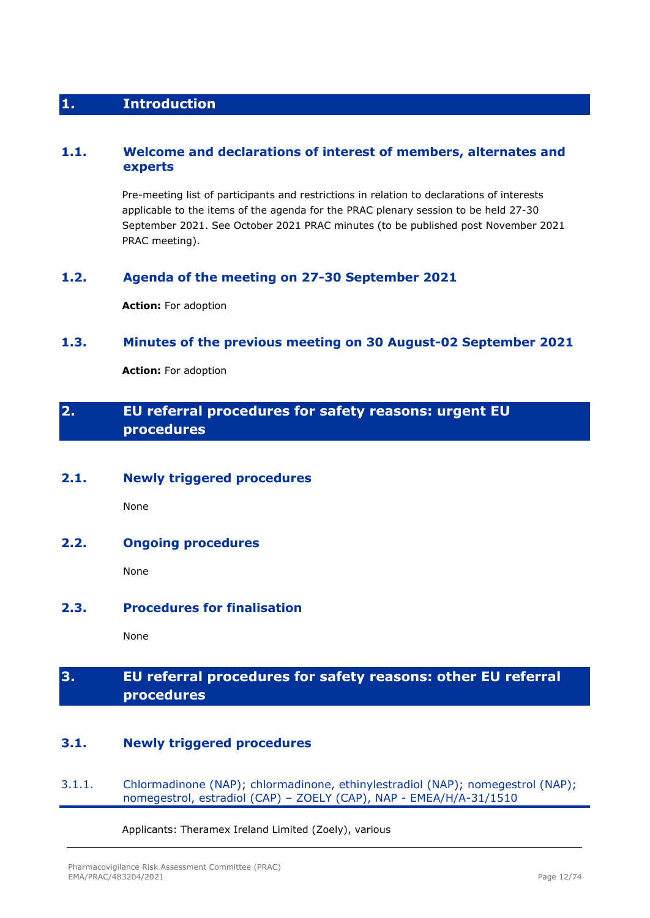# 1. Introduction

## 1.1. Welcome and declarations of interest of members, alternates and experts

Pre-meeting list of participants and restrictions in relation to declarations of interests applicable to the items of the agenda for the PRAC plenary session to be held 27-30 September 2021. See October 2021 PRAC minutes (to be published post November 2021 PRAC meeting).

## 1.2. Agenda of the meeting on 27-30 September 2021

**Action:** For adoption

## 1.3. Minutes of the previous meeting on 30 August-02 September 2021

**Action:** For adoption

# 2. EU referral procedures for safety reasons: urgent EU procedures

## 2.1. Newly triggered procedures

None

## 2.2. Ongoing procedures

None

## 2.3. Procedures for finalisation

None

# 3. EU referral procedures for safety reasons: other EU referral procedures

## 3.1. Newly triggered procedures

### 3.1.1. Chlormadinone (NAP); chlormadinone, ethinylestradiol (NAP); nomegestrol (NAP); nomegestrol, estradiol (CAP) – ZOELY (CAP), NAP - EMEA/H/A-31/1510

Applicants: Theramex Ireland Limited (Zoely), various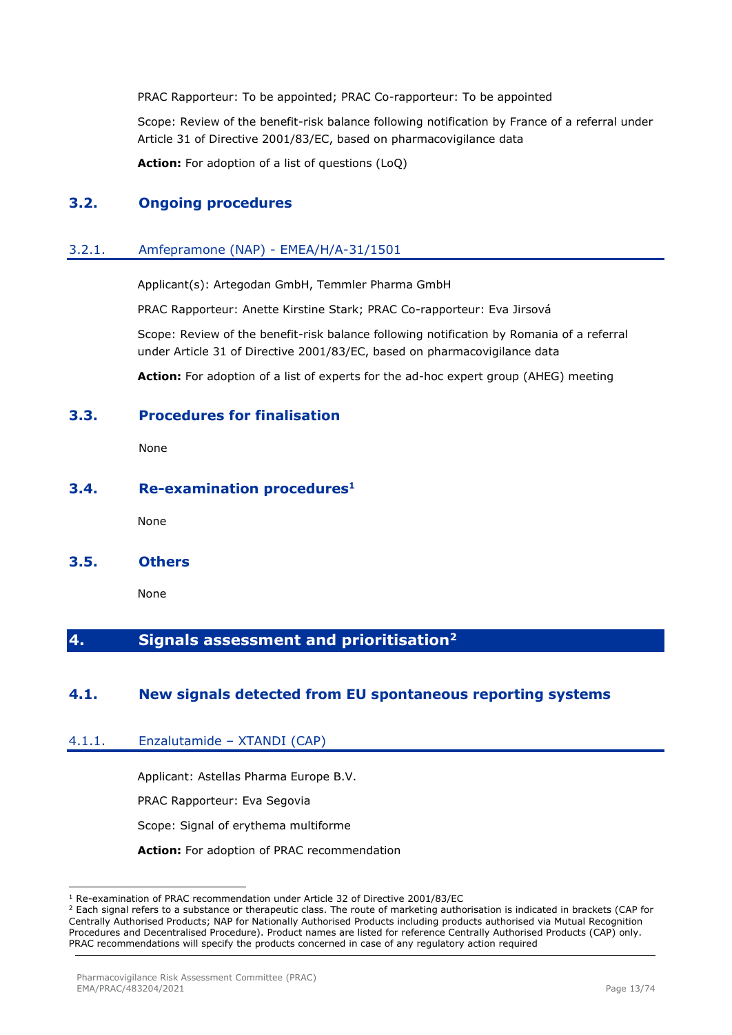PRAC Rapporteur: To be appointed; PRAC Co-rapporteur: To be appointed

Scope: Review of the benefit-risk balance following notification by France of a referral under Article 31 of Directive 2001/83/EC, based on pharmacovigilance data

**Action:** For adoption of a list of questions (LoQ)

## 3.2. Ongoing procedures

### 3.2.1. Amfepramone (NAP) - EMEA/H/A-31/1501

Applicant(s): Artegodan GmbH, Temmler Pharma GmbH

PRAC Rapporteur: Anette Kirstine Stark; PRAC Co-rapporteur: Eva Jirsová

Scope: Review of the benefit-risk balance following notification by Romania of a referral under Article 31 of Directive 2001/83/EC, based on pharmacovigilance data

**Action:** For adoption of a list of experts for the ad-hoc expert group (AHEG) meeting

## 3.3. Procedures for finalisation

None

## 3.4. Re-examination procedures[1]

None

## 3.5. Others

None

# 4. Signals assessment and prioritisation[2]

## 4.1. New signals detected from EU spontaneous reporting systems

### 4.1.1. Enzalutamide – XTANDI (CAP)

Applicant: Astellas Pharma Europe B.V.

PRAC Rapporteur: Eva Segovia

Scope: Signal of erythema multiforme

**Action:** For adoption of PRAC recommendation

---

[1] Re-examination of PRAC recommendation under Article 32 of Directive 2001/83/EC

[2] Each signal refers to a substance or therapeutic class. The route of marketing authorisation is indicated in brackets (CAP for Centrally Authorised Products; NAP for Nationally Authorised Products including products authorised via Mutual Recognition Procedures and Decentralised Procedure). Product names are listed for reference Centrally Authorised Products (CAP) only. PRAC recommendations will specify the products concerned in case of any regulatory action required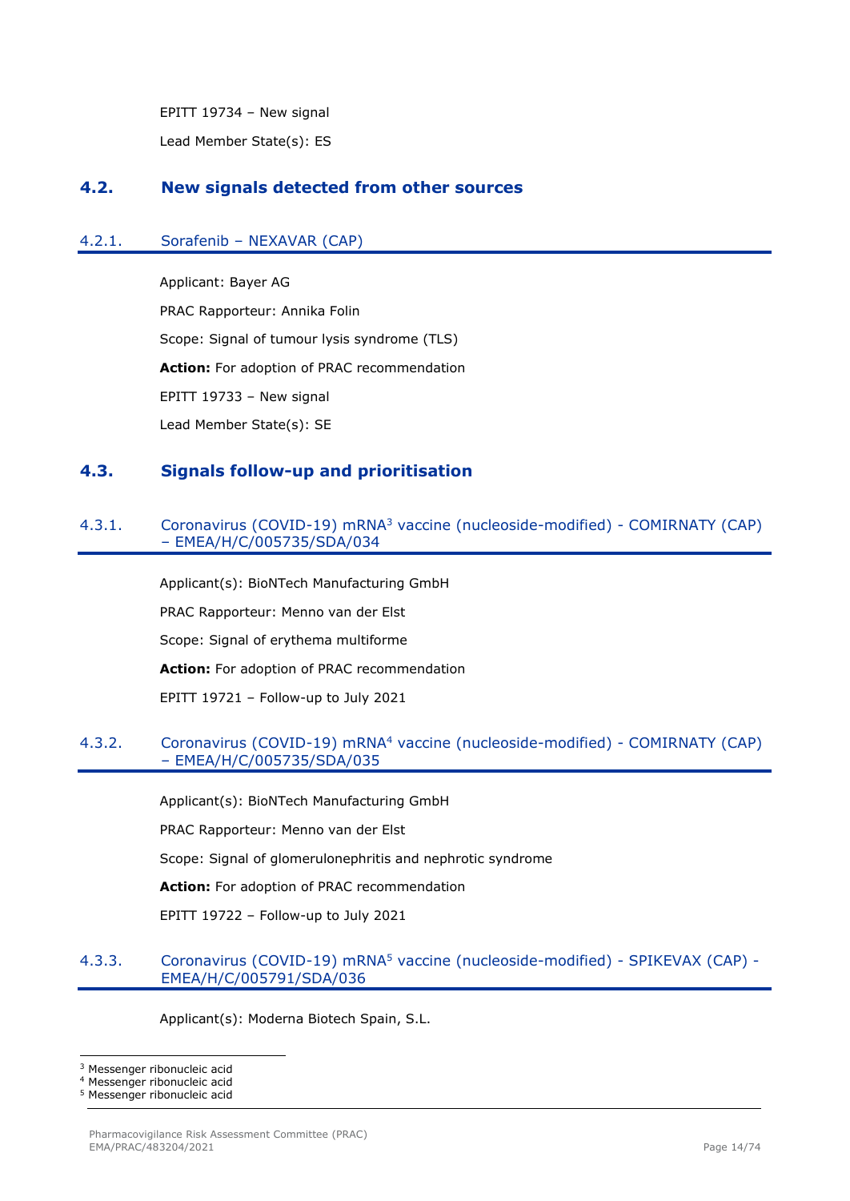EPITT 19734 – New signal

Lead Member State(s): ES

## 4.2. New signals detected from other sources

### 4.2.1. Sorafenib – NEXAVAR (CAP)

Applicant: Bayer AG

PRAC Rapporteur: Annika Folin

Scope: Signal of tumour lysis syndrome (TLS)

**Action:** For adoption of PRAC recommendation

EPITT 19733 – New signal

Lead Member State(s): SE

## 4.3. Signals follow-up and prioritisation

### 4.3.1. Coronavirus (COVID-19) mRNA[3] vaccine (nucleoside-modified) - COMIRNATY (CAP) – EMEA/H/C/005735/SDA/034

Applicant(s): BioNTech Manufacturing GmbH

PRAC Rapporteur: Menno van der Elst

Scope: Signal of erythema multiforme

**Action:** For adoption of PRAC recommendation

EPITT 19721 – Follow-up to July 2021

### 4.3.2. Coronavirus (COVID-19) mRNA[4] vaccine (nucleoside-modified) - COMIRNATY (CAP) – EMEA/H/C/005735/SDA/035

Applicant(s): BioNTech Manufacturing GmbH

PRAC Rapporteur: Menno van der Elst

Scope: Signal of glomerulonephritis and nephrotic syndrome

**Action:** For adoption of PRAC recommendation

EPITT 19722 – Follow-up to July 2021

### 4.3.3. Coronavirus (COVID-19) mRNA[5] vaccine (nucleoside-modified) - SPIKEVAX (CAP) - EMEA/H/C/005791/SDA/036

Applicant(s): Moderna Biotech Spain, S.L.

---

[3] Messenger ribonucleic acid
[4] Messenger ribonucleic acid
[5] Messenger ribonucleic acid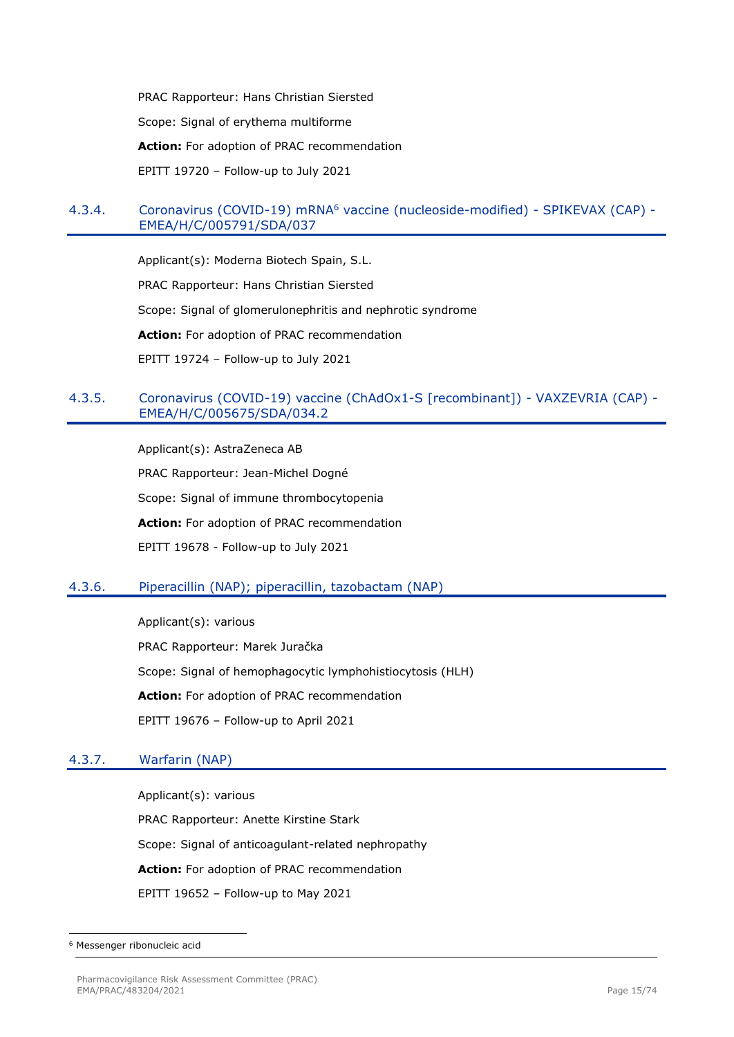PRAC Rapporteur: Hans Christian Siersted

Scope: Signal of erythema multiforme

**Action:** For adoption of PRAC recommendation

EPITT 19720 – Follow-up to July 2021

### 4.3.4. Coronavirus (COVID-19) mRNA[6] vaccine (nucleoside-modified) - SPIKEVAX (CAP) - EMEA/H/C/005791/SDA/037

Applicant(s): Moderna Biotech Spain, S.L.

PRAC Rapporteur: Hans Christian Siersted

Scope: Signal of glomerulonephritis and nephrotic syndrome

**Action:** For adoption of PRAC recommendation

EPITT 19724 – Follow-up to July 2021

### 4.3.5. Coronavirus (COVID-19) vaccine (ChAdOx1-S [recombinant]) - VAXZEVRIA (CAP) - EMEA/H/C/005675/SDA/034.2

Applicant(s): AstraZeneca AB

PRAC Rapporteur: Jean-Michel Dogné

Scope: Signal of immune thrombocytopenia

**Action:** For adoption of PRAC recommendation

EPITT 19678 - Follow-up to July 2021

### 4.3.6. Piperacillin (NAP); piperacillin, tazobactam (NAP)

Applicant(s): various

PRAC Rapporteur: Marek Juračka

Scope: Signal of hemophagocytic lymphohistiocytosis (HLH)

**Action:** For adoption of PRAC recommendation

EPITT 19676 – Follow-up to April 2021

### 4.3.7. Warfarin (NAP)

Applicant(s): various

PRAC Rapporteur: Anette Kirstine Stark

Scope: Signal of anticoagulant-related nephropathy

**Action:** For adoption of PRAC recommendation

EPITT 19652 – Follow-up to May 2021

---

[6] Messenger ribonucleic acid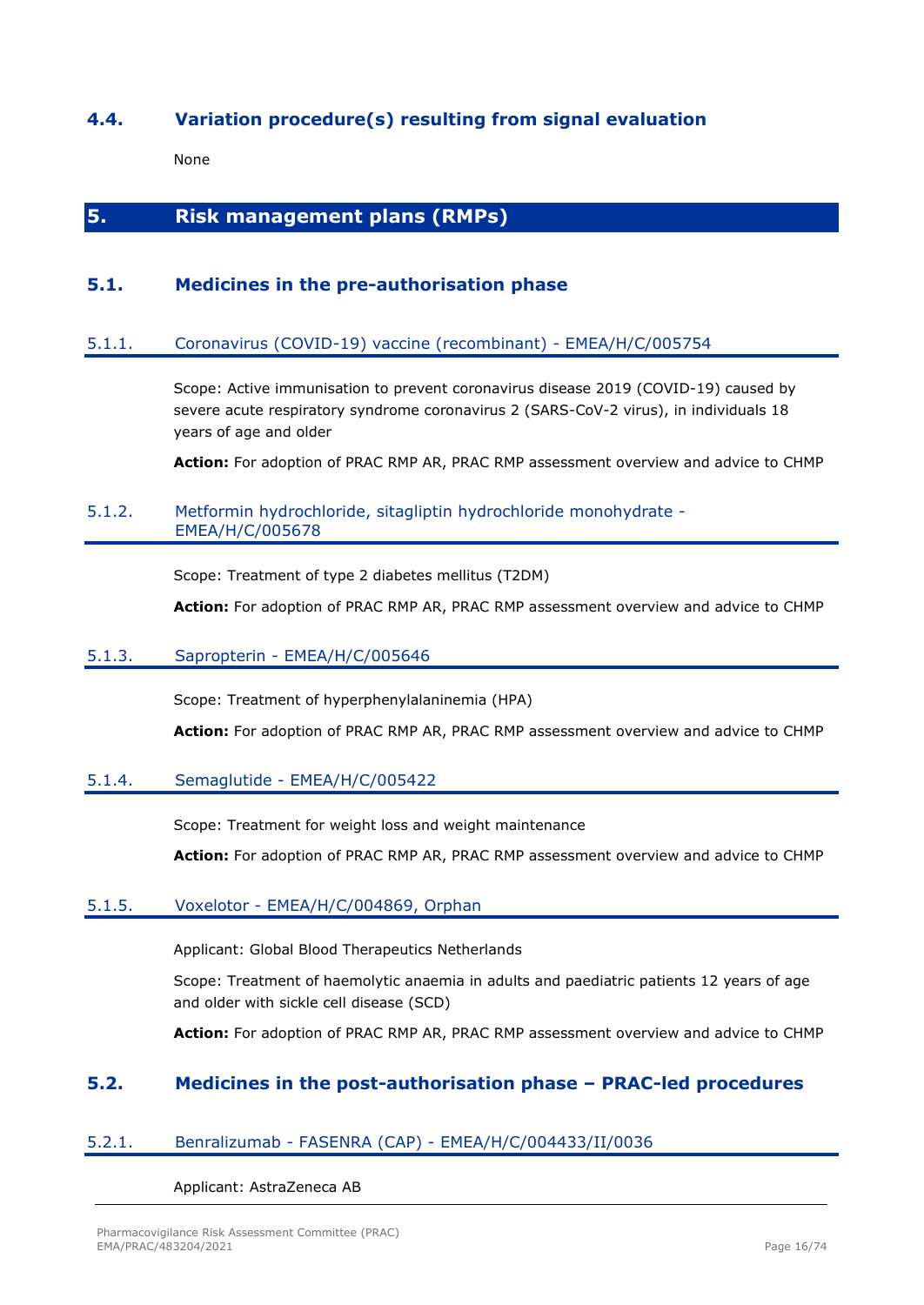## 4.4. Variation procedure(s) resulting from signal evaluation

None

# 5. Risk management plans (RMPs)

## 5.1. Medicines in the pre-authorisation phase

### 5.1.1. Coronavirus (COVID-19) vaccine (recombinant) - EMEA/H/C/005754

Scope: Active immunisation to prevent coronavirus disease 2019 (COVID-19) caused by severe acute respiratory syndrome coronavirus 2 (SARS-CoV-2 virus), in individuals 18 years of age and older

**Action:** For adoption of PRAC RMP AR, PRAC RMP assessment overview and advice to CHMP

### 5.1.2. Metformin hydrochloride, sitagliptin hydrochloride monohydrate - EMEA/H/C/005678

Scope: Treatment of type 2 diabetes mellitus (T2DM)

**Action:** For adoption of PRAC RMP AR, PRAC RMP assessment overview and advice to CHMP

### 5.1.3. Sapropterin - EMEA/H/C/005646

Scope: Treatment of hyperphenylalaninemia (HPA)

**Action:** For adoption of PRAC RMP AR, PRAC RMP assessment overview and advice to CHMP

### 5.1.4. Semaglutide - EMEA/H/C/005422

Scope: Treatment for weight loss and weight maintenance

**Action:** For adoption of PRAC RMP AR, PRAC RMP assessment overview and advice to CHMP

### 5.1.5. Voxelotor - EMEA/H/C/004869, Orphan

Applicant: Global Blood Therapeutics Netherlands

Scope: Treatment of haemolytic anaemia in adults and paediatric patients 12 years of age and older with sickle cell disease (SCD)

**Action:** For adoption of PRAC RMP AR, PRAC RMP assessment overview and advice to CHMP

## 5.2. Medicines in the post-authorisation phase – PRAC-led procedures

### 5.2.1. Benralizumab - FASENRA (CAP) - EMEA/H/C/004433/II/0036

Applicant: AstraZeneca AB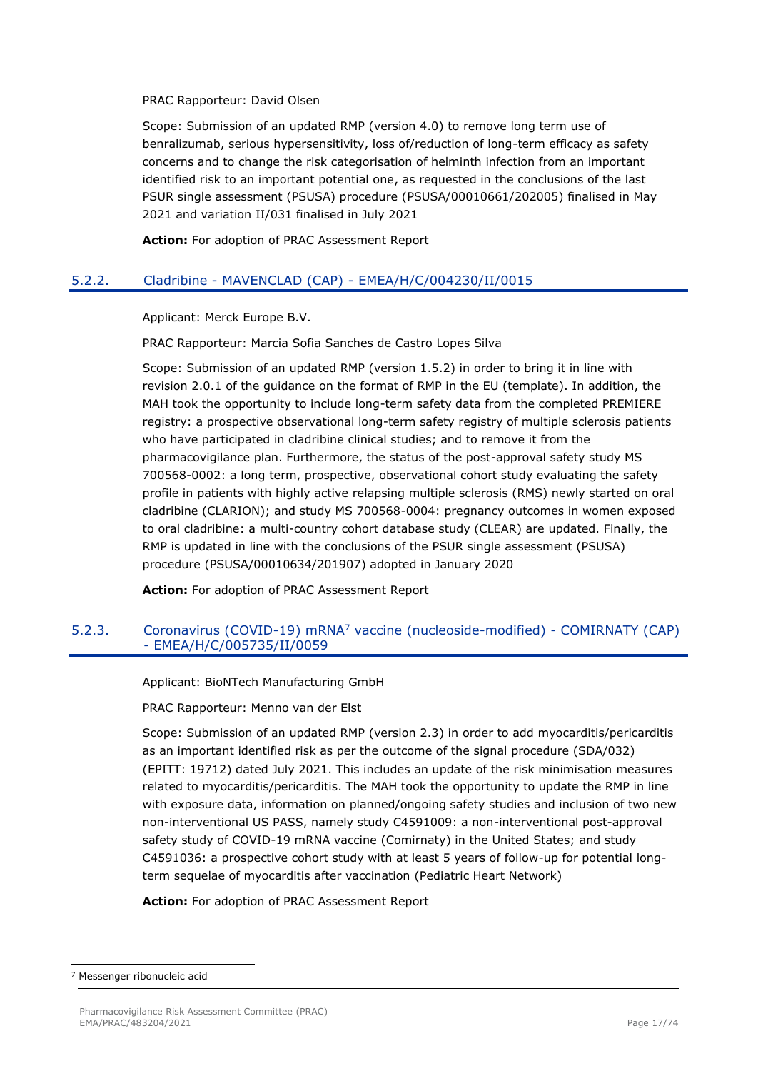PRAC Rapporteur: David Olsen

Scope: Submission of an updated RMP (version 4.0) to remove long term use of benralizumab, serious hypersensitivity, loss of/reduction of long-term efficacy as safety concerns and to change the risk categorisation of helminth infection from an important identified risk to an important potential one, as requested in the conclusions of the last PSUR single assessment (PSUSA) procedure (PSUSA/00010661/202005) finalised in May 2021 and variation II/031 finalised in July 2021

**Action:** For adoption of PRAC Assessment Report

### 5.2.2. Cladribine - MAVENCLAD (CAP) - EMEA/H/C/004230/II/0015

Applicant: Merck Europe B.V.

PRAC Rapporteur: Marcia Sofia Sanches de Castro Lopes Silva

Scope: Submission of an updated RMP (version 1.5.2) in order to bring it in line with revision 2.0.1 of the guidance on the format of RMP in the EU (template). In addition, the MAH took the opportunity to include long-term safety data from the completed PREMIERE registry: a prospective observational long-term safety registry of multiple sclerosis patients who have participated in cladribine clinical studies; and to remove it from the pharmacovigilance plan. Furthermore, the status of the post-approval safety study MS 700568-0002: a long term, prospective, observational cohort study evaluating the safety profile in patients with highly active relapsing multiple sclerosis (RMS) newly started on oral cladribine (CLARION); and study MS 700568-0004: pregnancy outcomes in women exposed to oral cladribine: a multi-country cohort database study (CLEAR) are updated. Finally, the RMP is updated in line with the conclusions of the PSUR single assessment (PSUSA) procedure (PSUSA/00010634/201907) adopted in January 2020

**Action:** For adoption of PRAC Assessment Report

### 5.2.3. Coronavirus (COVID-19) mRNA[7] vaccine (nucleoside-modified) - COMIRNATY (CAP) - EMEA/H/C/005735/II/0059

Applicant: BioNTech Manufacturing GmbH

PRAC Rapporteur: Menno van der Elst

Scope: Submission of an updated RMP (version 2.3) in order to add myocarditis/pericarditis as an important identified risk as per the outcome of the signal procedure (SDA/032) (EPITT: 19712) dated July 2021. This includes an update of the risk minimisation measures related to myocarditis/pericarditis. The MAH took the opportunity to update the RMP in line with exposure data, information on planned/ongoing safety studies and inclusion of two new non-interventional US PASS, namely study C4591009: a non-interventional post-approval safety study of COVID-19 mRNA vaccine (Comirnaty) in the United States; and study C4591036: a prospective cohort study with at least 5 years of follow-up for potential long-term sequelae of myocarditis after vaccination (Pediatric Heart Network)

**Action:** For adoption of PRAC Assessment Report

---

[7] Messenger ribonucleic acid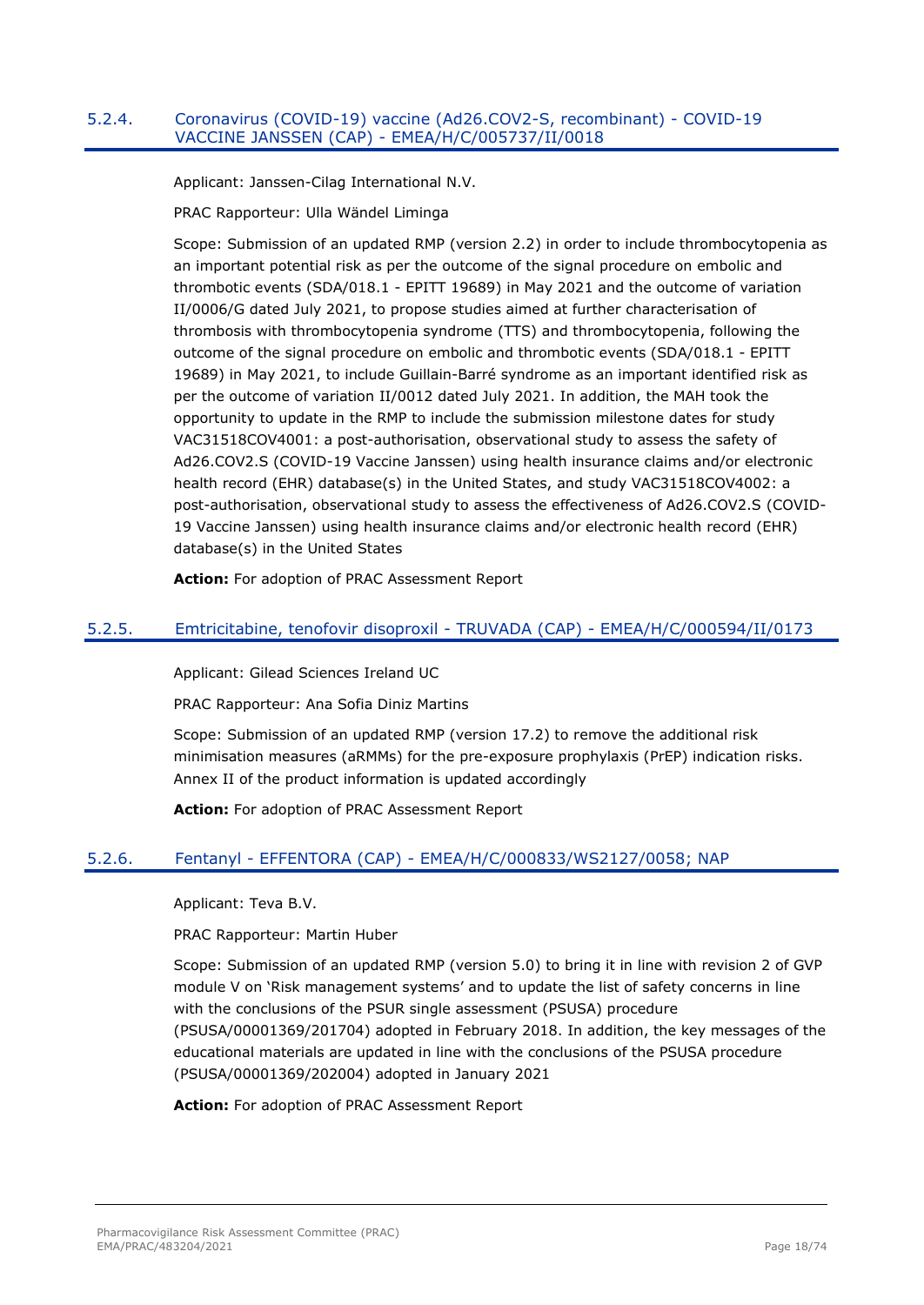### 5.2.4. Coronavirus (COVID-19) vaccine (Ad26.COV2-S, recombinant) - COVID-19 VACCINE JANSSEN (CAP) - EMEA/H/C/005737/II/0018

Applicant: Janssen-Cilag International N.V.

PRAC Rapporteur: Ulla Wändel Liminga

Scope: Submission of an updated RMP (version 2.2) in order to include thrombocytopenia as an important potential risk as per the outcome of the signal procedure on embolic and thrombotic events (SDA/018.1 - EPITT 19689) in May 2021 and the outcome of variation II/0006/G dated July 2021, to propose studies aimed at further characterisation of thrombosis with thrombocytopenia syndrome (TTS) and thrombocytopenia, following the outcome of the signal procedure on embolic and thrombotic events (SDA/018.1 - EPITT 19689) in May 2021, to include Guillain-Barré syndrome as an important identified risk as per the outcome of variation II/0012 dated July 2021. In addition, the MAH took the opportunity to update in the RMP to include the submission milestone dates for study VAC31518COV4001: a post-authorisation, observational study to assess the safety of Ad26.COV2.S (COVID-19 Vaccine Janssen) using health insurance claims and/or electronic health record (EHR) database(s) in the United States, and study VAC31518COV4002: a post-authorisation, observational study to assess the effectiveness of Ad26.COV2.S (COVID-19 Vaccine Janssen) using health insurance claims and/or electronic health record (EHR) database(s) in the United States

**Action:** For adoption of PRAC Assessment Report

### 5.2.5. Emtricitabine, tenofovir disoproxil - TRUVADA (CAP) - EMEA/H/C/000594/II/0173

Applicant: Gilead Sciences Ireland UC

PRAC Rapporteur: Ana Sofia Diniz Martins

Scope: Submission of an updated RMP (version 17.2) to remove the additional risk minimisation measures (aRMMs) for the pre-exposure prophylaxis (PrEP) indication risks. Annex II of the product information is updated accordingly

**Action:** For adoption of PRAC Assessment Report

### 5.2.6. Fentanyl - EFFENTORA (CAP) - EMEA/H/C/000833/WS2127/0058; NAP

Applicant: Teva B.V.

PRAC Rapporteur: Martin Huber

Scope: Submission of an updated RMP (version 5.0) to bring it in line with revision 2 of GVP module V on 'Risk management systems' and to update the list of safety concerns in line with the conclusions of the PSUR single assessment (PSUSA) procedure (PSUSA/00001369/201704) adopted in February 2018. In addition, the key messages of the educational materials are updated in line with the conclusions of the PSUSA procedure (PSUSA/00001369/202004) adopted in January 2021

**Action:** For adoption of PRAC Assessment Report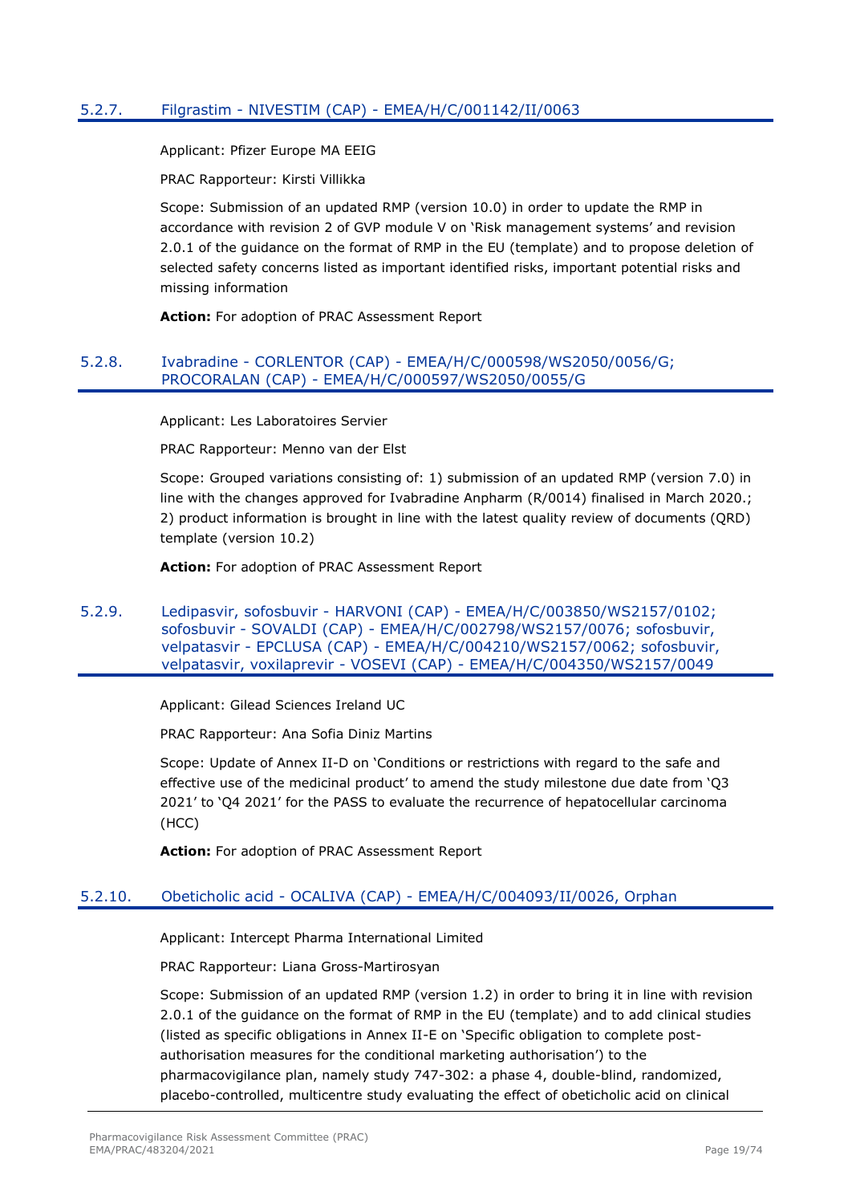### 5.2.7. Filgrastim - NIVESTIM (CAP) - EMEA/H/C/001142/II/0063

Applicant: Pfizer Europe MA EEIG

PRAC Rapporteur: Kirsti Villikka

Scope: Submission of an updated RMP (version 10.0) in order to update the RMP in accordance with revision 2 of GVP module V on 'Risk management systems' and revision 2.0.1 of the guidance on the format of RMP in the EU (template) and to propose deletion of selected safety concerns listed as important identified risks, important potential risks and missing information

**Action:** For adoption of PRAC Assessment Report

### 5.2.8. Ivabradine - CORLENTOR (CAP) - EMEA/H/C/000598/WS2050/0056/G; PROCORALAN (CAP) - EMEA/H/C/000597/WS2050/0055/G

Applicant: Les Laboratoires Servier

PRAC Rapporteur: Menno van der Elst

Scope: Grouped variations consisting of: 1) submission of an updated RMP (version 7.0) in line with the changes approved for Ivabradine Anpharm (R/0014) finalised in March 2020.; 2) product information is brought in line with the latest quality review of documents (QRD) template (version 10.2)

**Action:** For adoption of PRAC Assessment Report

### 5.2.9. Ledipasvir, sofosbuvir - HARVONI (CAP) - EMEA/H/C/003850/WS2157/0102; sofosbuvir - SOVALDI (CAP) - EMEA/H/C/002798/WS2157/0076; sofosbuvir, velpatasvir - EPCLUSA (CAP) - EMEA/H/C/004210/WS2157/0062; sofosbuvir, velpatasvir, voxilaprevir - VOSEVI (CAP) - EMEA/H/C/004350/WS2157/0049

Applicant: Gilead Sciences Ireland UC

PRAC Rapporteur: Ana Sofia Diniz Martins

Scope: Update of Annex II-D on 'Conditions or restrictions with regard to the safe and effective use of the medicinal product' to amend the study milestone due date from 'Q3 2021' to 'Q4 2021' for the PASS to evaluate the recurrence of hepatocellular carcinoma (HCC)

**Action:** For adoption of PRAC Assessment Report

### 5.2.10. Obeticholic acid - OCALIVA (CAP) - EMEA/H/C/004093/II/0026, Orphan

Applicant: Intercept Pharma International Limited

PRAC Rapporteur: Liana Gross-Martirosyan

Scope: Submission of an updated RMP (version 1.2) in order to bring it in line with revision 2.0.1 of the guidance on the format of RMP in the EU (template) and to add clinical studies (listed as specific obligations in Annex II-E on 'Specific obligation to complete post-authorisation measures for the conditional marketing authorisation') to the pharmacovigilance plan, namely study 747-302: a phase 4, double-blind, randomized, placebo-controlled, multicentre study evaluating the effect of obeticholic acid on clinical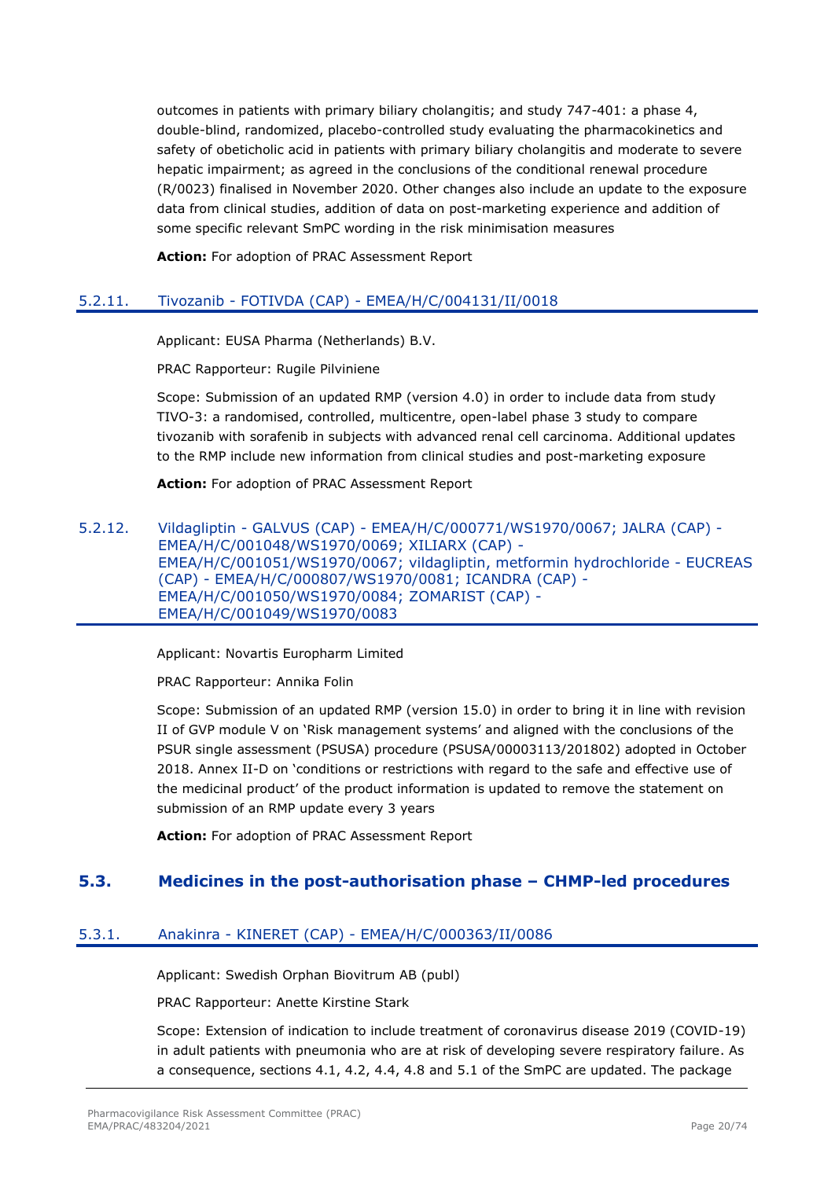outcomes in patients with primary biliary cholangitis; and study 747-401: a phase 4, double-blind, randomized, placebo-controlled study evaluating the pharmacokinetics and safety of obeticholic acid in patients with primary biliary cholangitis and moderate to severe hepatic impairment; as agreed in the conclusions of the conditional renewal procedure (R/0023) finalised in November 2020. Other changes also include an update to the exposure data from clinical studies, addition of data on post-marketing experience and addition of some specific relevant SmPC wording in the risk minimisation measures

**Action:** For adoption of PRAC Assessment Report

### 5.2.11. Tivozanib - FOTIVDA (CAP) - EMEA/H/C/004131/II/0018

Applicant: EUSA Pharma (Netherlands) B.V.

PRAC Rapporteur: Rugile Pilviniene

Scope: Submission of an updated RMP (version 4.0) in order to include data from study TIVO-3: a randomised, controlled, multicentre, open-label phase 3 study to compare tivozanib with sorafenib in subjects with advanced renal cell carcinoma. Additional updates to the RMP include new information from clinical studies and post-marketing exposure

**Action:** For adoption of PRAC Assessment Report

### 5.2.12. Vildagliptin - GALVUS (CAP) - EMEA/H/C/000771/WS1970/0067; JALRA (CAP) - EMEA/H/C/001048/WS1970/0069; XILIARX (CAP) - EMEA/H/C/001051/WS1970/0067; vildagliptin, metformin hydrochloride - EUCREAS (CAP) - EMEA/H/C/000807/WS1970/0081; ICANDRA (CAP) - EMEA/H/C/001050/WS1970/0084; ZOMARIST (CAP) - EMEA/H/C/001049/WS1970/0083

Applicant: Novartis Europharm Limited

PRAC Rapporteur: Annika Folin

Scope: Submission of an updated RMP (version 15.0) in order to bring it in line with revision II of GVP module V on 'Risk management systems' and aligned with the conclusions of the PSUR single assessment (PSUSA) procedure (PSUSA/00003113/201802) adopted in October 2018. Annex II-D on 'conditions or restrictions with regard to the safe and effective use of the medicinal product' of the product information is updated to remove the statement on submission of an RMP update every 3 years

**Action:** For adoption of PRAC Assessment Report

## 5.3. Medicines in the post-authorisation phase – CHMP-led procedures

### 5.3.1. Anakinra - KINERET (CAP) - EMEA/H/C/000363/II/0086

Applicant: Swedish Orphan Biovitrum AB (publ)

PRAC Rapporteur: Anette Kirstine Stark

Scope: Extension of indication to include treatment of coronavirus disease 2019 (COVID-19) in adult patients with pneumonia who are at risk of developing severe respiratory failure. As a consequence, sections 4.1, 4.2, 4.4, 4.8 and 5.1 of the SmPC are updated. The package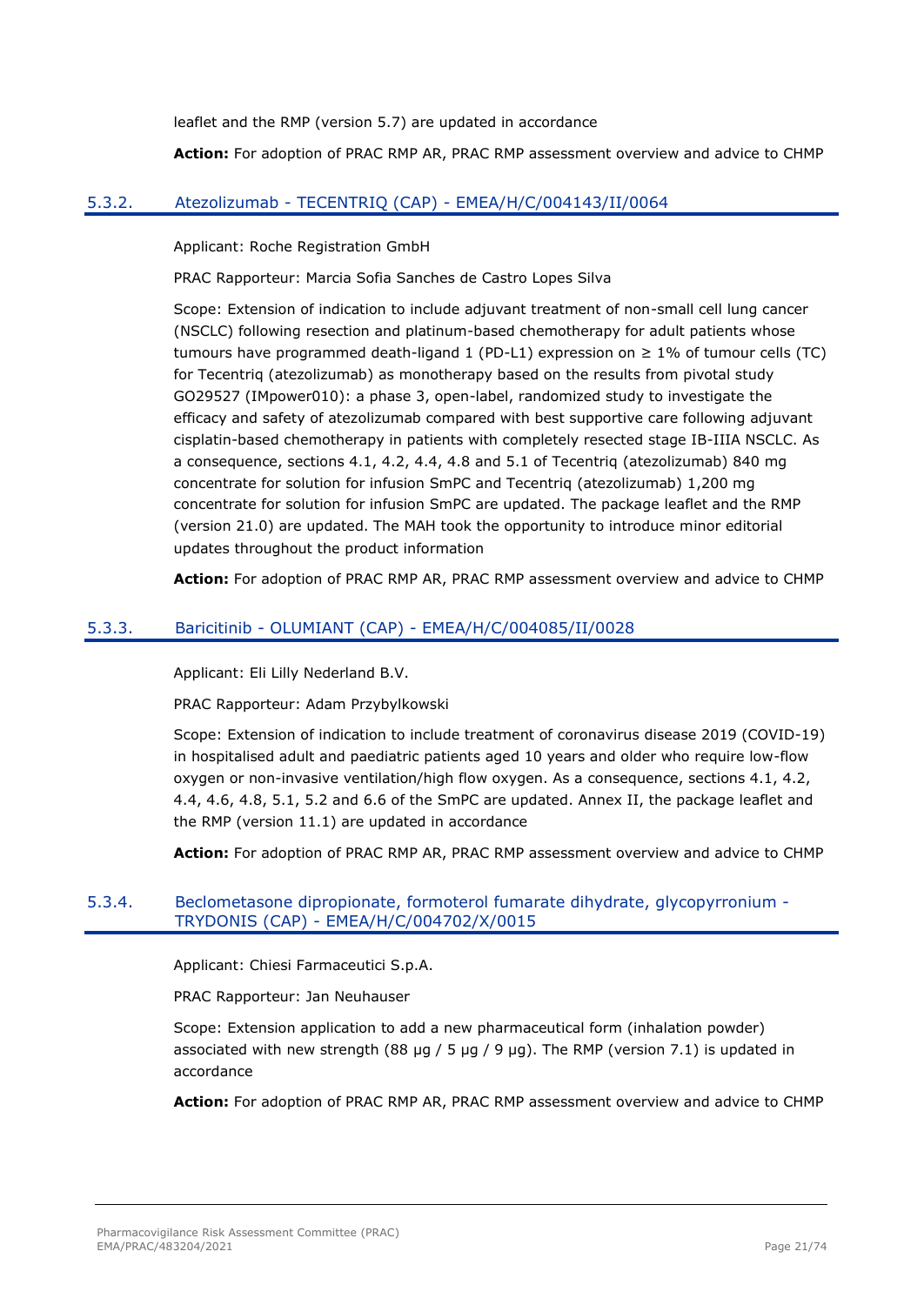leaflet and the RMP (version 5.7) are updated in accordance

**Action:** For adoption of PRAC RMP AR, PRAC RMP assessment overview and advice to CHMP

### 5.3.2. Atezolizumab - TECENTRIQ (CAP) - EMEA/H/C/004143/II/0064

Applicant: Roche Registration GmbH

PRAC Rapporteur: Marcia Sofia Sanches de Castro Lopes Silva

Scope: Extension of indication to include adjuvant treatment of non-small cell lung cancer (NSCLC) following resection and platinum-based chemotherapy for adult patients whose tumours have programmed death-ligand 1 (PD-L1) expression on ≥ 1% of tumour cells (TC) for Tecentriq (atezolizumab) as monotherapy based on the results from pivotal study GO29527 (IMpower010): a phase 3, open-label, randomized study to investigate the efficacy and safety of atezolizumab compared with best supportive care following adjuvant cisplatin-based chemotherapy in patients with completely resected stage IB-IIIA NSCLC. As a consequence, sections 4.1, 4.2, 4.4, 4.8 and 5.1 of Tecentriq (atezolizumab) 840 mg concentrate for solution for infusion SmPC and Tecentriq (atezolizumab) 1,200 mg concentrate for solution for infusion SmPC are updated. The package leaflet and the RMP (version 21.0) are updated. The MAH took the opportunity to introduce minor editorial updates throughout the product information

**Action:** For adoption of PRAC RMP AR, PRAC RMP assessment overview and advice to CHMP

### 5.3.3. Baricitinib - OLUMIANT (CAP) - EMEA/H/C/004085/II/0028

Applicant: Eli Lilly Nederland B.V.

PRAC Rapporteur: Adam Przybylkowski

Scope: Extension of indication to include treatment of coronavirus disease 2019 (COVID-19) in hospitalised adult and paediatric patients aged 10 years and older who require low-flow oxygen or non-invasive ventilation/high flow oxygen. As a consequence, sections 4.1, 4.2, 4.4, 4.6, 4.8, 5.1, 5.2 and 6.6 of the SmPC are updated. Annex II, the package leaflet and the RMP (version 11.1) are updated in accordance

**Action:** For adoption of PRAC RMP AR, PRAC RMP assessment overview and advice to CHMP

### 5.3.4. Beclometasone dipropionate, formoterol fumarate dihydrate, glycopyrronium - TRYDONIS (CAP) - EMEA/H/C/004702/X/0015

Applicant: Chiesi Farmaceutici S.p.A.

PRAC Rapporteur: Jan Neuhauser

Scope: Extension application to add a new pharmaceutical form (inhalation powder) associated with new strength (88 µg / 5 µg / 9 µg). The RMP (version 7.1) is updated in accordance

**Action:** For adoption of PRAC RMP AR, PRAC RMP assessment overview and advice to CHMP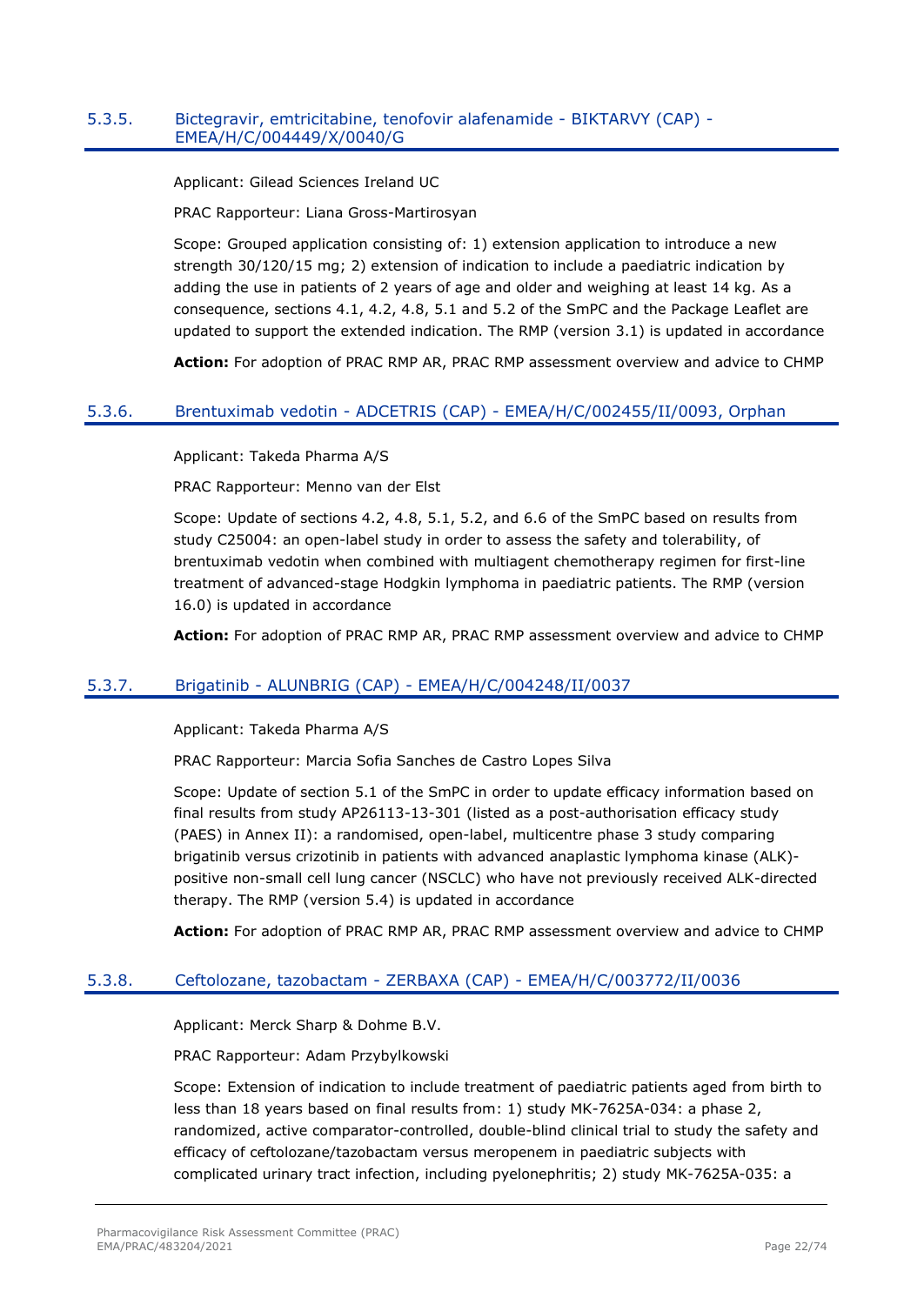### 5.3.5. Bictegravir, emtricitabine, tenofovir alafenamide - BIKTARVY (CAP) - EMEA/H/C/004449/X/0040/G

Applicant: Gilead Sciences Ireland UC

PRAC Rapporteur: Liana Gross-Martirosyan

Scope: Grouped application consisting of: 1) extension application to introduce a new strength 30/120/15 mg; 2) extension of indication to include a paediatric indication by adding the use in patients of 2 years of age and older and weighing at least 14 kg. As a consequence, sections 4.1, 4.2, 4.8, 5.1 and 5.2 of the SmPC and the Package Leaflet are updated to support the extended indication. The RMP (version 3.1) is updated in accordance

**Action:** For adoption of PRAC RMP AR, PRAC RMP assessment overview and advice to CHMP

### 5.3.6. Brentuximab vedotin - ADCETRIS (CAP) - EMEA/H/C/002455/II/0093, Orphan

Applicant: Takeda Pharma A/S

PRAC Rapporteur: Menno van der Elst

Scope: Update of sections 4.2, 4.8, 5.1, 5.2, and 6.6 of the SmPC based on results from study C25004: an open-label study in order to assess the safety and tolerability, of brentuximab vedotin when combined with multiagent chemotherapy regimen for first-line treatment of advanced-stage Hodgkin lymphoma in paediatric patients. The RMP (version 16.0) is updated in accordance

**Action:** For adoption of PRAC RMP AR, PRAC RMP assessment overview and advice to CHMP

### 5.3.7. Brigatinib - ALUNBRIG (CAP) - EMEA/H/C/004248/II/0037

Applicant: Takeda Pharma A/S

PRAC Rapporteur: Marcia Sofia Sanches de Castro Lopes Silva

Scope: Update of section 5.1 of the SmPC in order to update efficacy information based on final results from study AP26113-13-301 (listed as a post-authorisation efficacy study (PAES) in Annex II): a randomised, open-label, multicentre phase 3 study comparing brigatinib versus crizotinib in patients with advanced anaplastic lymphoma kinase (ALK)-positive non-small cell lung cancer (NSCLC) who have not previously received ALK-directed therapy. The RMP (version 5.4) is updated in accordance

**Action:** For adoption of PRAC RMP AR, PRAC RMP assessment overview and advice to CHMP

### 5.3.8. Ceftolozane, tazobactam - ZERBAXA (CAP) - EMEA/H/C/003772/II/0036

Applicant: Merck Sharp & Dohme B.V.

PRAC Rapporteur: Adam Przybylkowski

Scope: Extension of indication to include treatment of paediatric patients aged from birth to less than 18 years based on final results from: 1) study MK-7625A-034: a phase 2, randomized, active comparator-controlled, double-blind clinical trial to study the safety and efficacy of ceftolozane/tazobactam versus meropenem in paediatric subjects with complicated urinary tract infection, including pyelonephritis; 2) study MK-7625A-035: a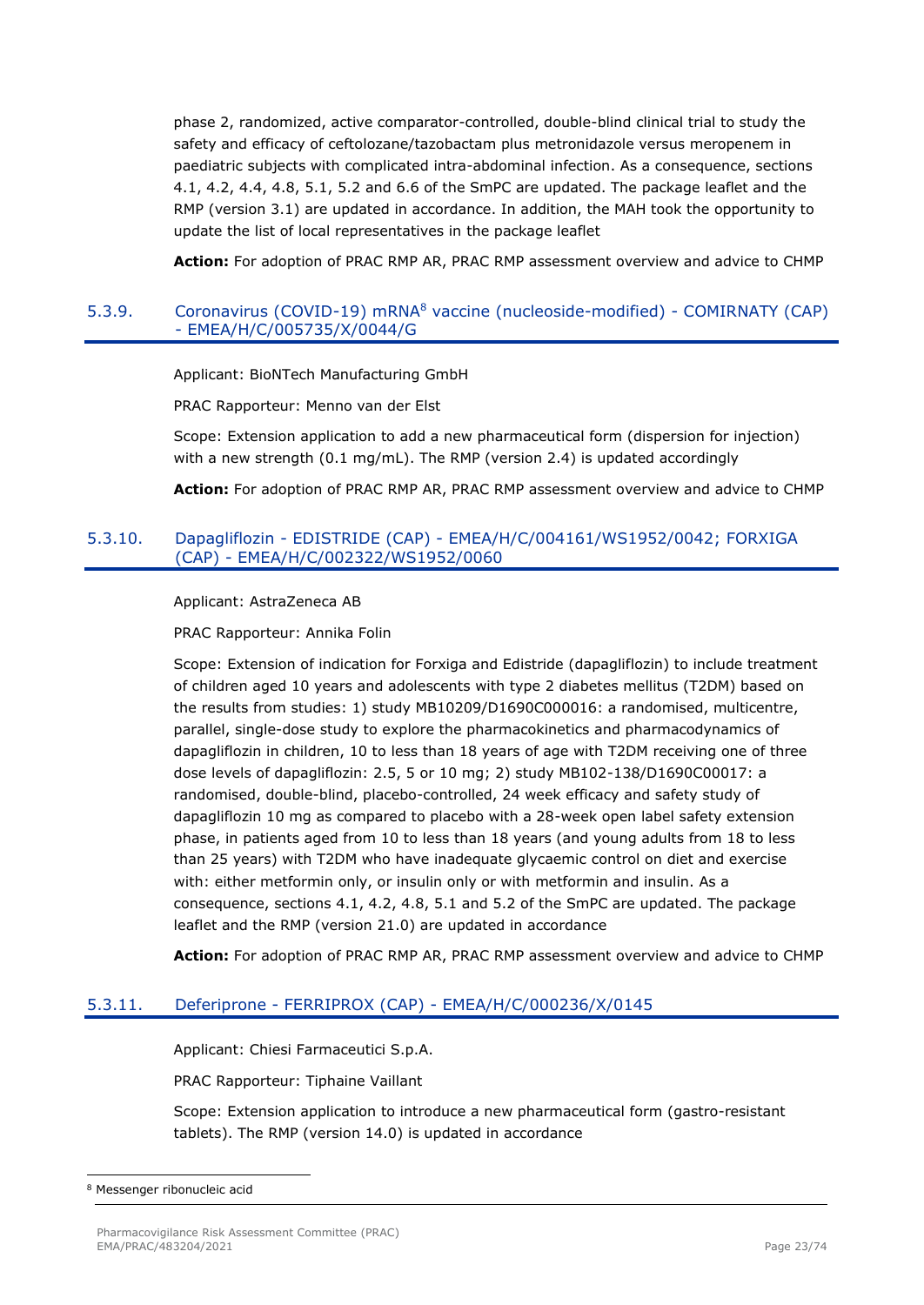phase 2, randomized, active comparator-controlled, double-blind clinical trial to study the safety and efficacy of ceftolozane/tazobactam plus metronidazole versus meropenem in paediatric subjects with complicated intra-abdominal infection. As a consequence, sections 4.1, 4.2, 4.4, 4.8, 5.1, 5.2 and 6.6 of the SmPC are updated. The package leaflet and the RMP (version 3.1) are updated in accordance. In addition, the MAH took the opportunity to update the list of local representatives in the package leaflet

**Action:** For adoption of PRAC RMP AR, PRAC RMP assessment overview and advice to CHMP

### 5.3.9. Coronavirus (COVID-19) mRNA[8] vaccine (nucleoside-modified) - COMIRNATY (CAP) - EMEA/H/C/005735/X/0044/G

Applicant: BioNTech Manufacturing GmbH

PRAC Rapporteur: Menno van der Elst

Scope: Extension application to add a new pharmaceutical form (dispersion for injection) with a new strength (0.1 mg/mL). The RMP (version 2.4) is updated accordingly

**Action:** For adoption of PRAC RMP AR, PRAC RMP assessment overview and advice to CHMP

### 5.3.10. Dapagliflozin - EDISTRIDE (CAP) - EMEA/H/C/004161/WS1952/0042; FORXIGA (CAP) - EMEA/H/C/002322/WS1952/0060

Applicant: AstraZeneca AB

PRAC Rapporteur: Annika Folin

Scope: Extension of indication for Forxiga and Edistride (dapagliflozin) to include treatment of children aged 10 years and adolescents with type 2 diabetes mellitus (T2DM) based on the results from studies: 1) study MB10209/D1690C000016: a randomised, multicentre, parallel, single-dose study to explore the pharmacokinetics and pharmacodynamics of dapagliflozin in children, 10 to less than 18 years of age with T2DM receiving one of three dose levels of dapagliflozin: 2.5, 5 or 10 mg; 2) study MB102-138/D1690C00017: a randomised, double-blind, placebo-controlled, 24 week efficacy and safety study of dapagliflozin 10 mg as compared to placebo with a 28-week open label safety extension phase, in patients aged from 10 to less than 18 years (and young adults from 18 to less than 25 years) with T2DM who have inadequate glycaemic control on diet and exercise with: either metformin only, or insulin only or with metformin and insulin. As a consequence, sections 4.1, 4.2, 4.8, 5.1 and 5.2 of the SmPC are updated. The package leaflet and the RMP (version 21.0) are updated in accordance

**Action:** For adoption of PRAC RMP AR, PRAC RMP assessment overview and advice to CHMP

### 5.3.11. Deferiprone - FERRIPROX (CAP) - EMEA/H/C/000236/X/0145

Applicant: Chiesi Farmaceutici S.p.A.

PRAC Rapporteur: Tiphaine Vaillant

Scope: Extension application to introduce a new pharmaceutical form (gastro-resistant tablets). The RMP (version 14.0) is updated in accordance

---

[8] Messenger ribonucleic acid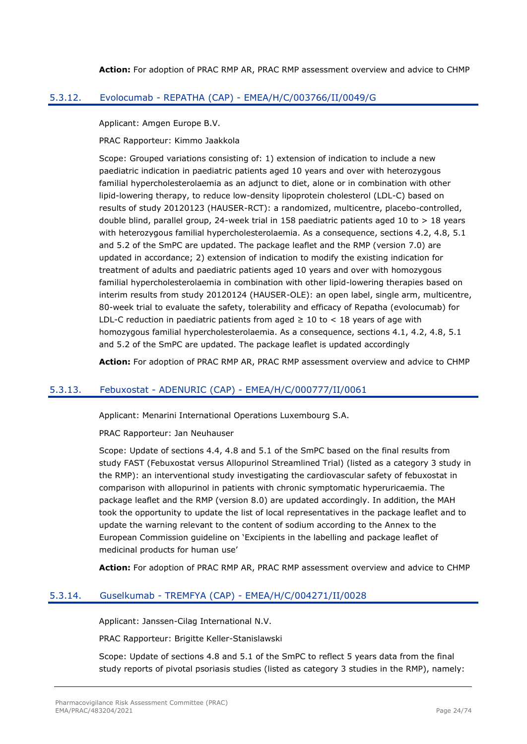**Action:** For adoption of PRAC RMP AR, PRAC RMP assessment overview and advice to CHMP

### 5.3.12. Evolocumab - REPATHA (CAP) - EMEA/H/C/003766/II/0049/G

Applicant: Amgen Europe B.V.

PRAC Rapporteur: Kimmo Jaakkola

Scope: Grouped variations consisting of: 1) extension of indication to include a new paediatric indication in paediatric patients aged 10 years and over with heterozygous familial hypercholesterolaemia as an adjunct to diet, alone or in combination with other lipid-lowering therapy, to reduce low-density lipoprotein cholesterol (LDL-C) based on results of study 20120123 (HAUSER-RCT): a randomized, multicentre, placebo-controlled, double blind, parallel group, 24-week trial in 158 paediatric patients aged 10 to > 18 years with heterozygous familial hypercholesterolaemia. As a consequence, sections 4.2, 4.8, 5.1 and 5.2 of the SmPC are updated. The package leaflet and the RMP (version 7.0) are updated in accordance; 2) extension of indication to modify the existing indication for treatment of adults and paediatric patients aged 10 years and over with homozygous familial hypercholesterolaemia in combination with other lipid-lowering therapies based on interim results from study 20120124 (HAUSER-OLE): an open label, single arm, multicentre, 80-week trial to evaluate the safety, tolerability and efficacy of Repatha (evolocumab) for LDL-C reduction in paediatric patients from aged ≥ 10 to < 18 years of age with homozygous familial hypercholesterolaemia. As a consequence, sections 4.1, 4.2, 4.8, 5.1 and 5.2 of the SmPC are updated. The package leaflet is updated accordingly

**Action:** For adoption of PRAC RMP AR, PRAC RMP assessment overview and advice to CHMP

### 5.3.13. Febuxostat - ADENURIC (CAP) - EMEA/H/C/000777/II/0061

Applicant: Menarini International Operations Luxembourg S.A.

PRAC Rapporteur: Jan Neuhauser

Scope: Update of sections 4.4, 4.8 and 5.1 of the SmPC based on the final results from study FAST (Febuxostat versus Allopurinol Streamlined Trial) (listed as a category 3 study in the RMP): an interventional study investigating the cardiovascular safety of febuxostat in comparison with allopurinol in patients with chronic symptomatic hyperuricaemia. The package leaflet and the RMP (version 8.0) are updated accordingly. In addition, the MAH took the opportunity to update the list of local representatives in the package leaflet and to update the warning relevant to the content of sodium according to the Annex to the European Commission guideline on 'Excipients in the labelling and package leaflet of medicinal products for human use'

**Action:** For adoption of PRAC RMP AR, PRAC RMP assessment overview and advice to CHMP

### 5.3.14. Guselkumab - TREMFYA (CAP) - EMEA/H/C/004271/II/0028

Applicant: Janssen-Cilag International N.V.

PRAC Rapporteur: Brigitte Keller-Stanislawski

Scope: Update of sections 4.8 and 5.1 of the SmPC to reflect 5 years data from the final study reports of pivotal psoriasis studies (listed as category 3 studies in the RMP), namely: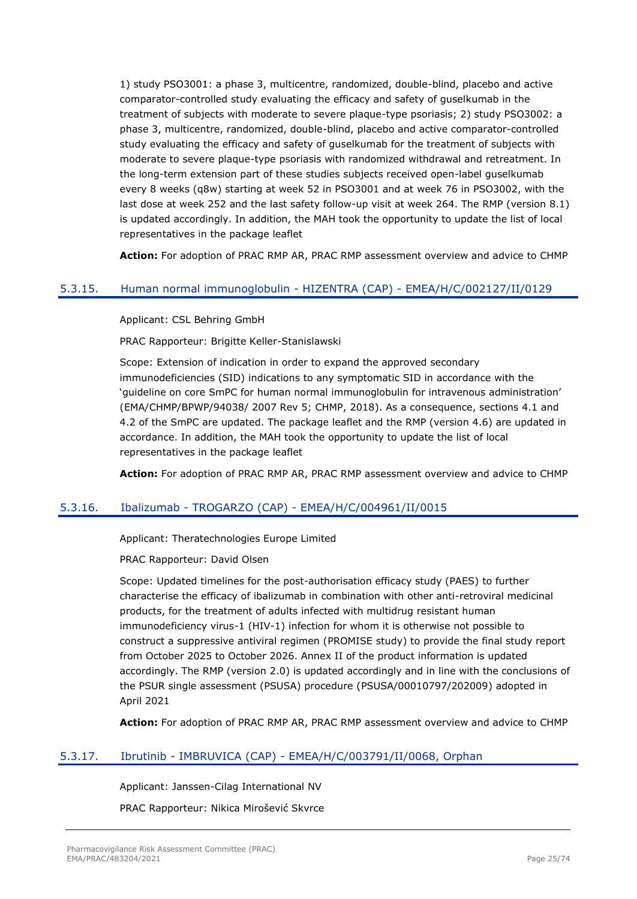1) study PSO3001: a phase 3, multicentre, randomized, double-blind, placebo and active comparator-controlled study evaluating the efficacy and safety of guselkumab in the treatment of subjects with moderate to severe plaque-type psoriasis; 2) study PSO3002: a phase 3, multicentre, randomized, double-blind, placebo and active comparator-controlled study evaluating the efficacy and safety of guselkumab for the treatment of subjects with moderate to severe plaque-type psoriasis with randomized withdrawal and retreatment. In the long-term extension part of these studies subjects received open-label guselkumab every 8 weeks (q8w) starting at week 52 in PSO3001 and at week 76 in PSO3002, with the last dose at week 252 and the last safety follow-up visit at week 264. The RMP (version 8.1) is updated accordingly. In addition, the MAH took the opportunity to update the list of local representatives in the package leaflet

**Action:** For adoption of PRAC RMP AR, PRAC RMP assessment overview and advice to CHMP

### 5.3.15. Human normal immunoglobulin - HIZENTRA (CAP) - EMEA/H/C/002127/II/0129

Applicant: CSL Behring GmbH

PRAC Rapporteur: Brigitte Keller-Stanislawski

Scope: Extension of indication in order to expand the approved secondary immunodeficiencies (SID) indications to any symptomatic SID in accordance with the 'guideline on core SmPC for human normal immunoglobulin for intravenous administration' (EMA/CHMP/BPWP/94038/ 2007 Rev 5; CHMP, 2018). As a consequence, sections 4.1 and 4.2 of the SmPC are updated. The package leaflet and the RMP (version 4.6) are updated in accordance. In addition, the MAH took the opportunity to update the list of local representatives in the package leaflet

**Action:** For adoption of PRAC RMP AR, PRAC RMP assessment overview and advice to CHMP

### 5.3.16. Ibalizumab - TROGARZO (CAP) - EMEA/H/C/004961/II/0015

Applicant: Theratechnologies Europe Limited

PRAC Rapporteur: David Olsen

Scope: Updated timelines for the post-authorisation efficacy study (PAES) to further characterise the efficacy of ibalizumab in combination with other anti-retroviral medicinal products, for the treatment of adults infected with multidrug resistant human immunodeficiency virus-1 (HIV-1) infection for whom it is otherwise not possible to construct a suppressive antiviral regimen (PROMISE study) to provide the final study report from October 2025 to October 2026. Annex II of the product information is updated accordingly. The RMP (version 2.0) is updated accordingly and in line with the conclusions of the PSUR single assessment (PSUSA) procedure (PSUSA/00010797/202009) adopted in April 2021

**Action:** For adoption of PRAC RMP AR, PRAC RMP assessment overview and advice to CHMP

### 5.3.17. Ibrutinib - IMBRUVICA (CAP) - EMEA/H/C/003791/II/0068, Orphan

Applicant: Janssen-Cilag International NV

PRAC Rapporteur: Nikica Mirošević Skvrce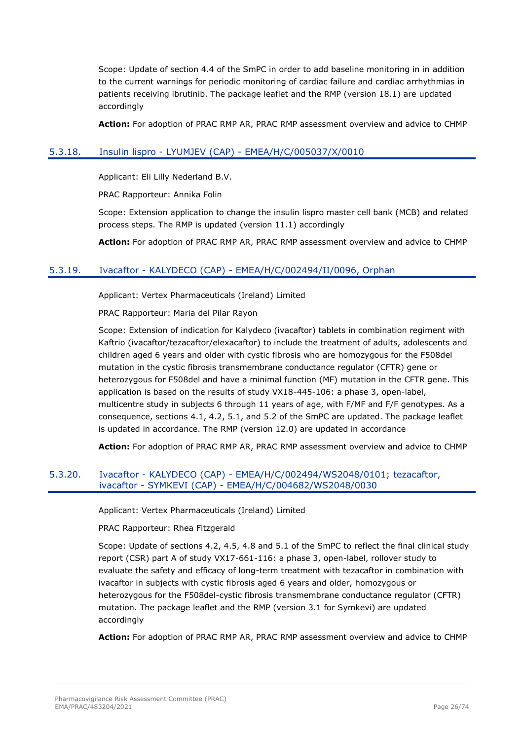Scope: Update of section 4.4 of the SmPC in order to add baseline monitoring in in addition to the current warnings for periodic monitoring of cardiac failure and cardiac arrhythmias in patients receiving ibrutinib. The package leaflet and the RMP (version 18.1) are updated accordingly

**Action:** For adoption of PRAC RMP AR, PRAC RMP assessment overview and advice to CHMP

### 5.3.18. Insulin lispro - LYUMJEV (CAP) - EMEA/H/C/005037/X/0010

Applicant: Eli Lilly Nederland B.V.

PRAC Rapporteur: Annika Folin

Scope: Extension application to change the insulin lispro master cell bank (MCB) and related process steps. The RMP is updated (version 11.1) accordingly

**Action:** For adoption of PRAC RMP AR, PRAC RMP assessment overview and advice to CHMP

### 5.3.19. Ivacaftor - KALYDECO (CAP) - EMEA/H/C/002494/II/0096, Orphan

Applicant: Vertex Pharmaceuticals (Ireland) Limited

PRAC Rapporteur: Maria del Pilar Rayon

Scope: Extension of indication for Kalydeco (ivacaftor) tablets in combination regiment with Kaftrio (ivacaftor/tezacaftor/elexacaftor) to include the treatment of adults, adolescents and children aged 6 years and older with cystic fibrosis who are homozygous for the F508del mutation in the cystic fibrosis transmembrane conductance regulator (CFTR) gene or heterozygous for F508del and have a minimal function (MF) mutation in the CFTR gene. This application is based on the results of study VX18-445-106: a phase 3, open-label, multicentre study in subjects 6 through 11 years of age, with F/MF and F/F genotypes. As a consequence, sections 4.1, 4.2, 5.1, and 5.2 of the SmPC are updated. The package leaflet is updated in accordance. The RMP (version 12.0) are updated in accordance

**Action:** For adoption of PRAC RMP AR, PRAC RMP assessment overview and advice to CHMP

### 5.3.20. Ivacaftor - KALYDECO (CAP) - EMEA/H/C/002494/WS2048/0101; tezacaftor, ivacaftor - SYMKEVI (CAP) - EMEA/H/C/004682/WS2048/0030

Applicant: Vertex Pharmaceuticals (Ireland) Limited

PRAC Rapporteur: Rhea Fitzgerald

Scope: Update of sections 4.2, 4.5, 4.8 and 5.1 of the SmPC to reflect the final clinical study report (CSR) part A of study VX17-661-116: a phase 3, open-label, rollover study to evaluate the safety and efficacy of long-term treatment with tezacaftor in combination with ivacaftor in subjects with cystic fibrosis aged 6 years and older, homozygous or heterozygous for the F508del-cystic fibrosis transmembrane conductance regulator (CFTR) mutation. The package leaflet and the RMP (version 3.1 for Symkevi) are updated accordingly

**Action:** For adoption of PRAC RMP AR, PRAC RMP assessment overview and advice to CHMP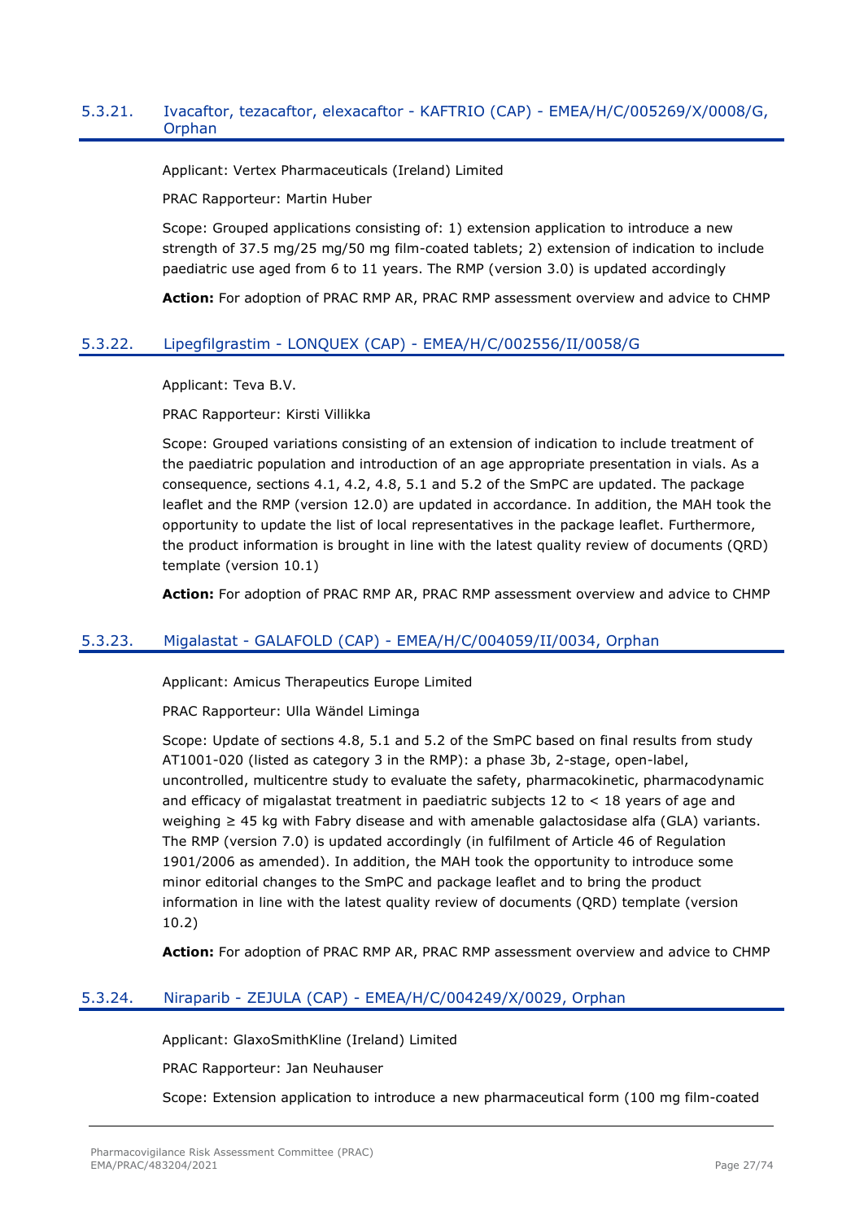### 5.3.21. Ivacaftor, tezacaftor, elexacaftor - KAFTRIO (CAP) - EMEA/H/C/005269/X/0008/G, Orphan

Applicant: Vertex Pharmaceuticals (Ireland) Limited

PRAC Rapporteur: Martin Huber

Scope: Grouped applications consisting of: 1) extension application to introduce a new strength of 37.5 mg/25 mg/50 mg film-coated tablets; 2) extension of indication to include paediatric use aged from 6 to 11 years. The RMP (version 3.0) is updated accordingly

**Action:** For adoption of PRAC RMP AR, PRAC RMP assessment overview and advice to CHMP

### 5.3.22. Lipegfilgrastim - LONQUEX (CAP) - EMEA/H/C/002556/II/0058/G

Applicant: Teva B.V.

PRAC Rapporteur: Kirsti Villikka

Scope: Grouped variations consisting of an extension of indication to include treatment of the paediatric population and introduction of an age appropriate presentation in vials. As a consequence, sections 4.1, 4.2, 4.8, 5.1 and 5.2 of the SmPC are updated. The package leaflet and the RMP (version 12.0) are updated in accordance. In addition, the MAH took the opportunity to update the list of local representatives in the package leaflet. Furthermore, the product information is brought in line with the latest quality review of documents (QRD) template (version 10.1)

**Action:** For adoption of PRAC RMP AR, PRAC RMP assessment overview and advice to CHMP

### 5.3.23. Migalastat - GALAFOLD (CAP) - EMEA/H/C/004059/II/0034, Orphan

Applicant: Amicus Therapeutics Europe Limited

PRAC Rapporteur: Ulla Wändel Liminga

Scope: Update of sections 4.8, 5.1 and 5.2 of the SmPC based on final results from study AT1001-020 (listed as category 3 in the RMP): a phase 3b, 2-stage, open-label, uncontrolled, multicentre study to evaluate the safety, pharmacokinetic, pharmacodynamic and efficacy of migalastat treatment in paediatric subjects 12 to < 18 years of age and weighing ≥ 45 kg with Fabry disease and with amenable galactosidase alfa (GLA) variants. The RMP (version 7.0) is updated accordingly (in fulfilment of Article 46 of Regulation 1901/2006 as amended). In addition, the MAH took the opportunity to introduce some minor editorial changes to the SmPC and package leaflet and to bring the product information in line with the latest quality review of documents (QRD) template (version 10.2)

**Action:** For adoption of PRAC RMP AR, PRAC RMP assessment overview and advice to CHMP

### 5.3.24. Niraparib - ZEJULA (CAP) - EMEA/H/C/004249/X/0029, Orphan

Applicant: GlaxoSmithKline (Ireland) Limited

PRAC Rapporteur: Jan Neuhauser

Scope: Extension application to introduce a new pharmaceutical form (100 mg film-coated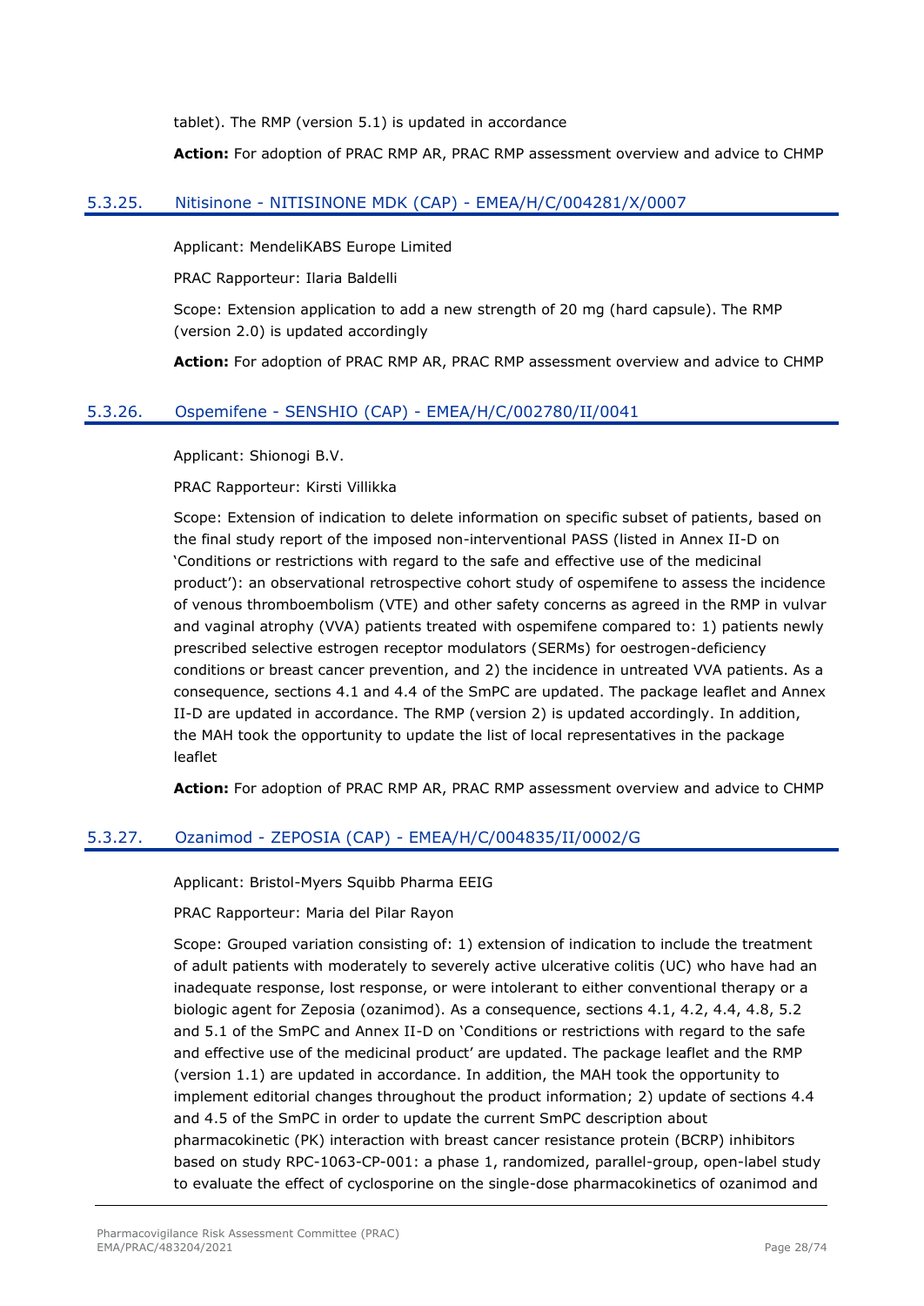tablet). The RMP (version 5.1) is updated in accordance

**Action:** For adoption of PRAC RMP AR, PRAC RMP assessment overview and advice to CHMP

### 5.3.25. Nitisinone - NITISINONE MDK (CAP) - EMEA/H/C/004281/X/0007

Applicant: MendeliKABS Europe Limited

PRAC Rapporteur: Ilaria Baldelli

Scope: Extension application to add a new strength of 20 mg (hard capsule). The RMP (version 2.0) is updated accordingly

**Action:** For adoption of PRAC RMP AR, PRAC RMP assessment overview and advice to CHMP

### 5.3.26. Ospemifene - SENSHIO (CAP) - EMEA/H/C/002780/II/0041

Applicant: Shionogi B.V.

PRAC Rapporteur: Kirsti Villikka

Scope: Extension of indication to delete information on specific subset of patients, based on the final study report of the imposed non-interventional PASS (listed in Annex II-D on 'Conditions or restrictions with regard to the safe and effective use of the medicinal product'): an observational retrospective cohort study of ospemifene to assess the incidence of venous thromboembolism (VTE) and other safety concerns as agreed in the RMP in vulvar and vaginal atrophy (VVA) patients treated with ospemifene compared to: 1) patients newly prescribed selective estrogen receptor modulators (SERMs) for oestrogen-deficiency conditions or breast cancer prevention, and 2) the incidence in untreated VVA patients. As a consequence, sections 4.1 and 4.4 of the SmPC are updated. The package leaflet and Annex II-D are updated in accordance. The RMP (version 2) is updated accordingly. In addition, the MAH took the opportunity to update the list of local representatives in the package leaflet

**Action:** For adoption of PRAC RMP AR, PRAC RMP assessment overview and advice to CHMP

### 5.3.27. Ozanimod - ZEPOSIA (CAP) - EMEA/H/C/004835/II/0002/G

Applicant: Bristol-Myers Squibb Pharma EEIG

PRAC Rapporteur: Maria del Pilar Rayon

Scope: Grouped variation consisting of: 1) extension of indication to include the treatment of adult patients with moderately to severely active ulcerative colitis (UC) who have had an inadequate response, lost response, or were intolerant to either conventional therapy or a biologic agent for Zeposia (ozanimod). As a consequence, sections 4.1, 4.2, 4.4, 4.8, 5.2 and 5.1 of the SmPC and Annex II-D on 'Conditions or restrictions with regard to the safe and effective use of the medicinal product' are updated. The package leaflet and the RMP (version 1.1) are updated in accordance. In addition, the MAH took the opportunity to implement editorial changes throughout the product information; 2) update of sections 4.4 and 4.5 of the SmPC in order to update the current SmPC description about pharmacokinetic (PK) interaction with breast cancer resistance protein (BCRP) inhibitors based on study RPC-1063-CP-001: a phase 1, randomized, parallel-group, open-label study to evaluate the effect of cyclosporine on the single-dose pharmacokinetics of ozanimod and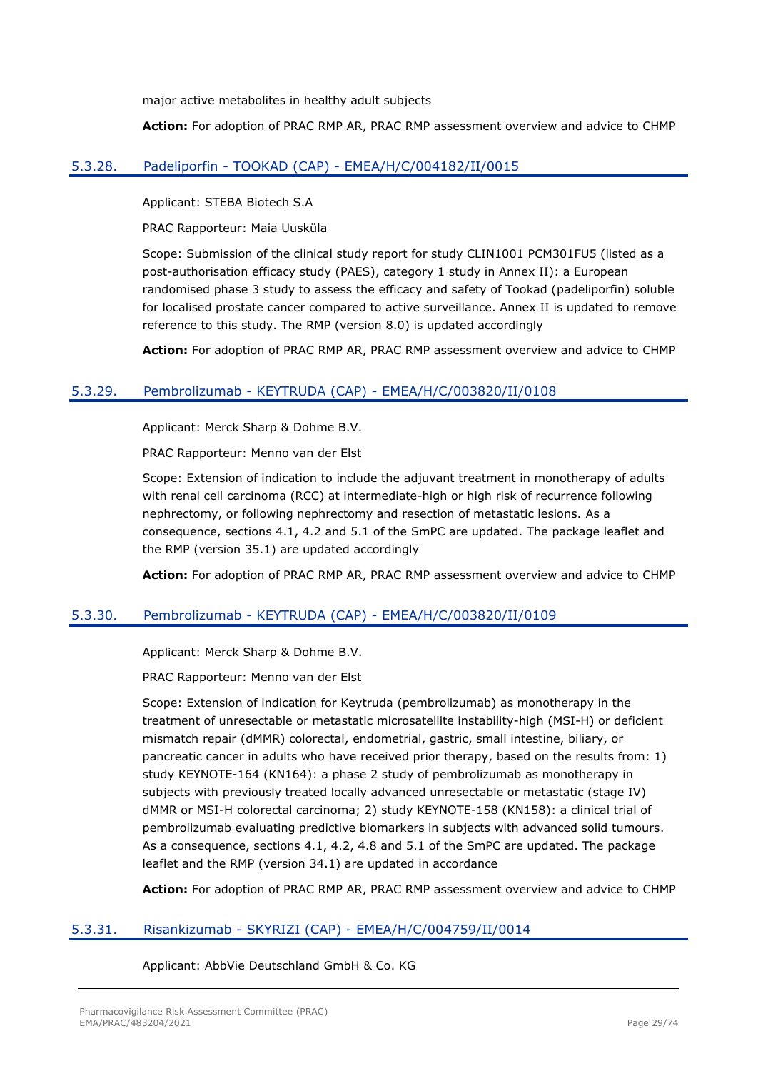major active metabolites in healthy adult subjects

**Action:** For adoption of PRAC RMP AR, PRAC RMP assessment overview and advice to CHMP

### 5.3.28. Padeliporfin - TOOKAD (CAP) - EMEA/H/C/004182/II/0015

Applicant: STEBA Biotech S.A

PRAC Rapporteur: Maia Uusküla

Scope: Submission of the clinical study report for study CLIN1001 PCM301FU5 (listed as a post-authorisation efficacy study (PAES), category 1 study in Annex II): a European randomised phase 3 study to assess the efficacy and safety of Tookad (padeliporfin) soluble for localised prostate cancer compared to active surveillance. Annex II is updated to remove reference to this study. The RMP (version 8.0) is updated accordingly

**Action:** For adoption of PRAC RMP AR, PRAC RMP assessment overview and advice to CHMP

### 5.3.29. Pembrolizumab - KEYTRUDA (CAP) - EMEA/H/C/003820/II/0108

Applicant: Merck Sharp & Dohme B.V.

PRAC Rapporteur: Menno van der Elst

Scope: Extension of indication to include the adjuvant treatment in monotherapy of adults with renal cell carcinoma (RCC) at intermediate-high or high risk of recurrence following nephrectomy, or following nephrectomy and resection of metastatic lesions. As a consequence, sections 4.1, 4.2 and 5.1 of the SmPC are updated. The package leaflet and the RMP (version 35.1) are updated accordingly

**Action:** For adoption of PRAC RMP AR, PRAC RMP assessment overview and advice to CHMP

### 5.3.30. Pembrolizumab - KEYTRUDA (CAP) - EMEA/H/C/003820/II/0109

Applicant: Merck Sharp & Dohme B.V.

PRAC Rapporteur: Menno van der Elst

Scope: Extension of indication for Keytruda (pembrolizumab) as monotherapy in the treatment of unresectable or metastatic microsatellite instability-high (MSI-H) or deficient mismatch repair (dMMR) colorectal, endometrial, gastric, small intestine, biliary, or pancreatic cancer in adults who have received prior therapy, based on the results from: 1) study KEYNOTE-164 (KN164): a phase 2 study of pembrolizumab as monotherapy in subjects with previously treated locally advanced unresectable or metastatic (stage IV) dMMR or MSI-H colorectal carcinoma; 2) study KEYNOTE-158 (KN158): a clinical trial of pembrolizumab evaluating predictive biomarkers in subjects with advanced solid tumours. As a consequence, sections 4.1, 4.2, 4.8 and 5.1 of the SmPC are updated. The package leaflet and the RMP (version 34.1) are updated in accordance

**Action:** For adoption of PRAC RMP AR, PRAC RMP assessment overview and advice to CHMP

### 5.3.31. Risankizumab - SKYRIZI (CAP) - EMEA/H/C/004759/II/0014

Applicant: AbbVie Deutschland GmbH & Co. KG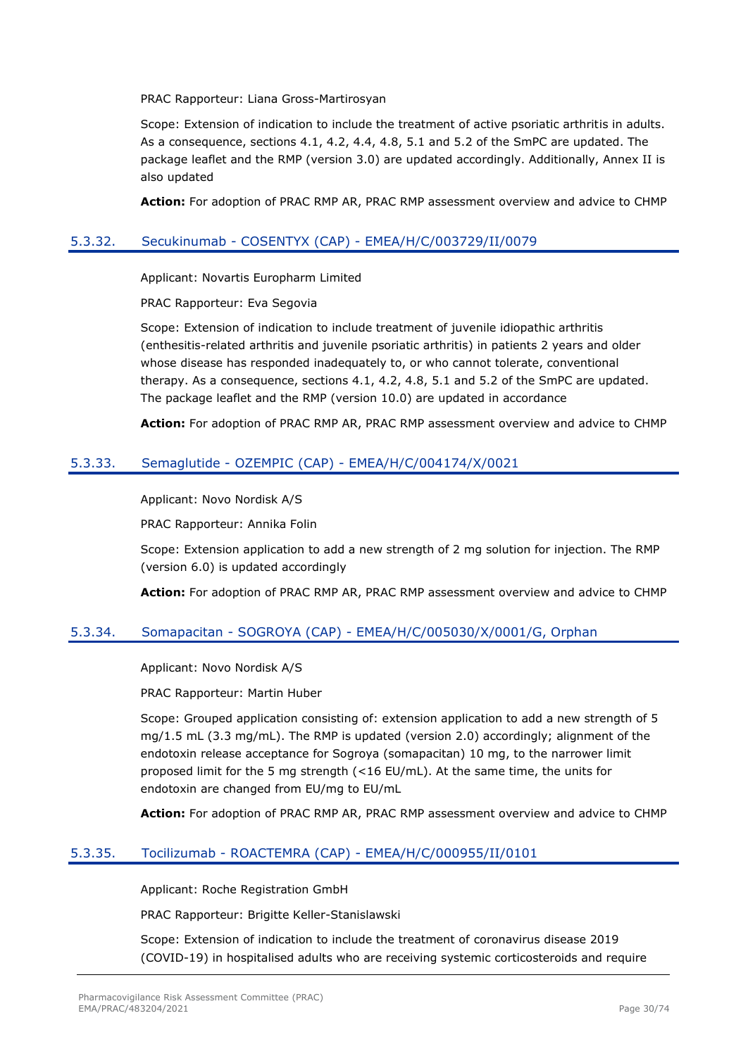PRAC Rapporteur: Liana Gross-Martirosyan

Scope: Extension of indication to include the treatment of active psoriatic arthritis in adults. As a consequence, sections 4.1, 4.2, 4.4, 4.8, 5.1 and 5.2 of the SmPC are updated. The package leaflet and the RMP (version 3.0) are updated accordingly. Additionally, Annex II is also updated

**Action:** For adoption of PRAC RMP AR, PRAC RMP assessment overview and advice to CHMP

### 5.3.32. Secukinumab - COSENTYX (CAP) - EMEA/H/C/003729/II/0079

Applicant: Novartis Europharm Limited

PRAC Rapporteur: Eva Segovia

Scope: Extension of indication to include treatment of juvenile idiopathic arthritis (enthesitis-related arthritis and juvenile psoriatic arthritis) in patients 2 years and older whose disease has responded inadequately to, or who cannot tolerate, conventional therapy. As a consequence, sections 4.1, 4.2, 4.8, 5.1 and 5.2 of the SmPC are updated. The package leaflet and the RMP (version 10.0) are updated in accordance

**Action:** For adoption of PRAC RMP AR, PRAC RMP assessment overview and advice to CHMP

### 5.3.33. Semaglutide - OZEMPIC (CAP) - EMEA/H/C/004174/X/0021

Applicant: Novo Nordisk A/S

PRAC Rapporteur: Annika Folin

Scope: Extension application to add a new strength of 2 mg solution for injection. The RMP (version 6.0) is updated accordingly

**Action:** For adoption of PRAC RMP AR, PRAC RMP assessment overview and advice to CHMP

### 5.3.34. Somapacitan - SOGROYA (CAP) - EMEA/H/C/005030/X/0001/G, Orphan

Applicant: Novo Nordisk A/S

PRAC Rapporteur: Martin Huber

Scope: Grouped application consisting of: extension application to add a new strength of 5 mg/1.5 mL (3.3 mg/mL). The RMP is updated (version 2.0) accordingly; alignment of the endotoxin release acceptance for Sogroya (somapacitan) 10 mg, to the narrower limit proposed limit for the 5 mg strength (<16 EU/mL). At the same time, the units for endotoxin are changed from EU/mg to EU/mL

**Action:** For adoption of PRAC RMP AR, PRAC RMP assessment overview and advice to CHMP

### 5.3.35. Tocilizumab - ROACTEMRA (CAP) - EMEA/H/C/000955/II/0101

Applicant: Roche Registration GmbH

PRAC Rapporteur: Brigitte Keller-Stanislawski

Scope: Extension of indication to include the treatment of coronavirus disease 2019 (COVID-19) in hospitalised adults who are receiving systemic corticosteroids and require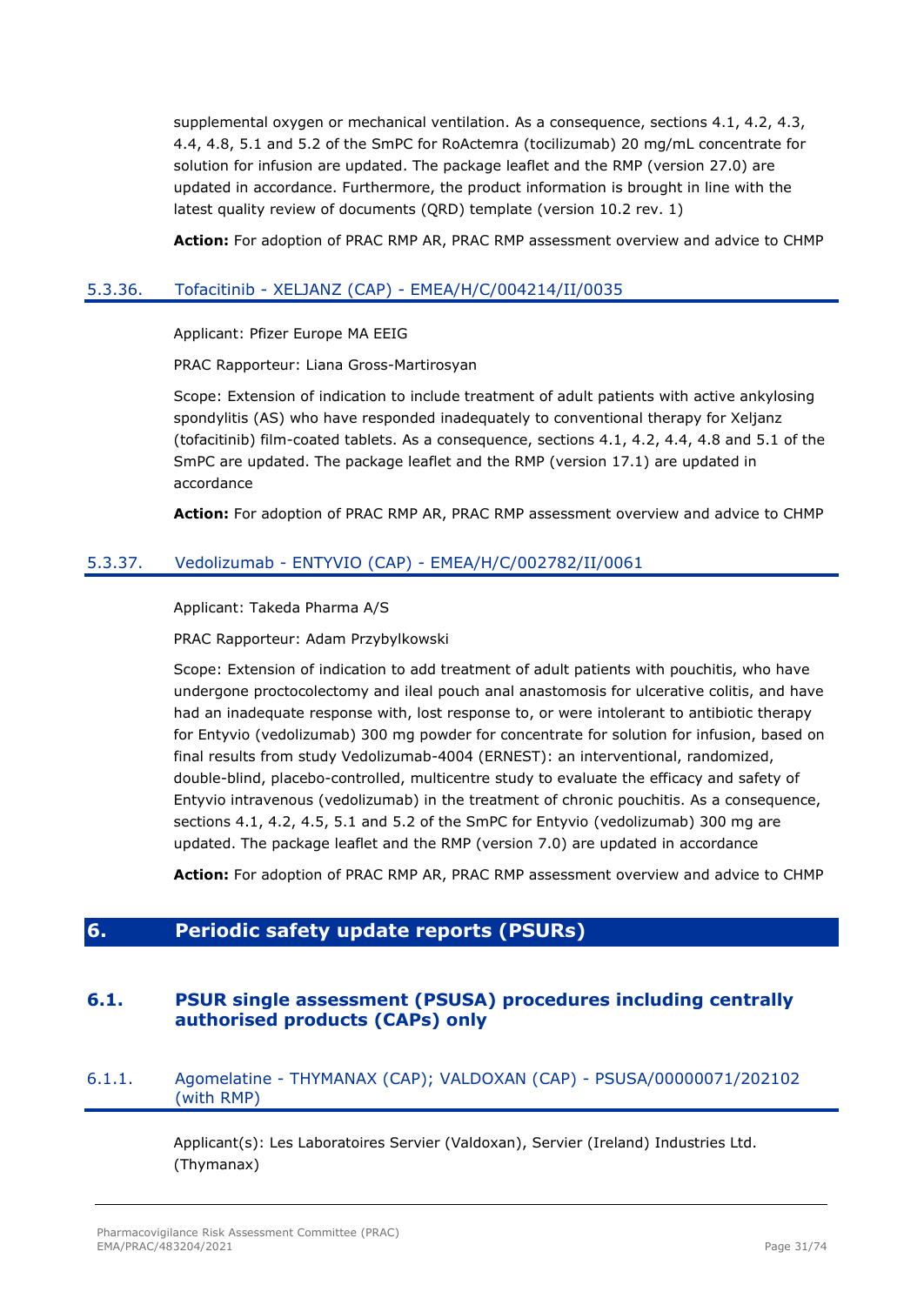supplemental oxygen or mechanical ventilation. As a consequence, sections 4.1, 4.2, 4.3, 4.4, 4.8, 5.1 and 5.2 of the SmPC for RoActemra (tocilizumab) 20 mg/mL concentrate for solution for infusion are updated. The package leaflet and the RMP (version 27.0) are updated in accordance. Furthermore, the product information is brought in line with the latest quality review of documents (QRD) template (version 10.2 rev. 1)

**Action:** For adoption of PRAC RMP AR, PRAC RMP assessment overview and advice to CHMP

### 5.3.36. Tofacitinib - XELJANZ (CAP) - EMEA/H/C/004214/II/0035

Applicant: Pfizer Europe MA EEIG

PRAC Rapporteur: Liana Gross-Martirosyan

Scope: Extension of indication to include treatment of adult patients with active ankylosing spondylitis (AS) who have responded inadequately to conventional therapy for Xeljanz (tofacitinib) film-coated tablets. As a consequence, sections 4.1, 4.2, 4.4, 4.8 and 5.1 of the SmPC are updated. The package leaflet and the RMP (version 17.1) are updated in accordance

**Action:** For adoption of PRAC RMP AR, PRAC RMP assessment overview and advice to CHMP

### 5.3.37. Vedolizumab - ENTYVIO (CAP) - EMEA/H/C/002782/II/0061

Applicant: Takeda Pharma A/S

PRAC Rapporteur: Adam Przybylkowski

Scope: Extension of indication to add treatment of adult patients with pouchitis, who have undergone proctocolectomy and ileal pouch anal anastomosis for ulcerative colitis, and have had an inadequate response with, lost response to, or were intolerant to antibiotic therapy for Entyvio (vedolizumab) 300 mg powder for concentrate for solution for infusion, based on final results from study Vedolizumab-4004 (ERNEST): an interventional, randomized, double-blind, placebo-controlled, multicentre study to evaluate the efficacy and safety of Entyvio intravenous (vedolizumab) in the treatment of chronic pouchitis. As a consequence, sections 4.1, 4.2, 4.5, 5.1 and 5.2 of the SmPC for Entyvio (vedolizumab) 300 mg are updated. The package leaflet and the RMP (version 7.0) are updated in accordance

**Action:** For adoption of PRAC RMP AR, PRAC RMP assessment overview and advice to CHMP

# 6. Periodic safety update reports (PSURs)

## 6.1. PSUR single assessment (PSUSA) procedures including centrally authorised products (CAPs) only

### 6.1.1. Agomelatine - THYMANAX (CAP); VALDOXAN (CAP) - PSUSA/00000071/202102 (with RMP)

Applicant(s): Les Laboratoires Servier (Valdoxan), Servier (Ireland) Industries Ltd. (Thymanax)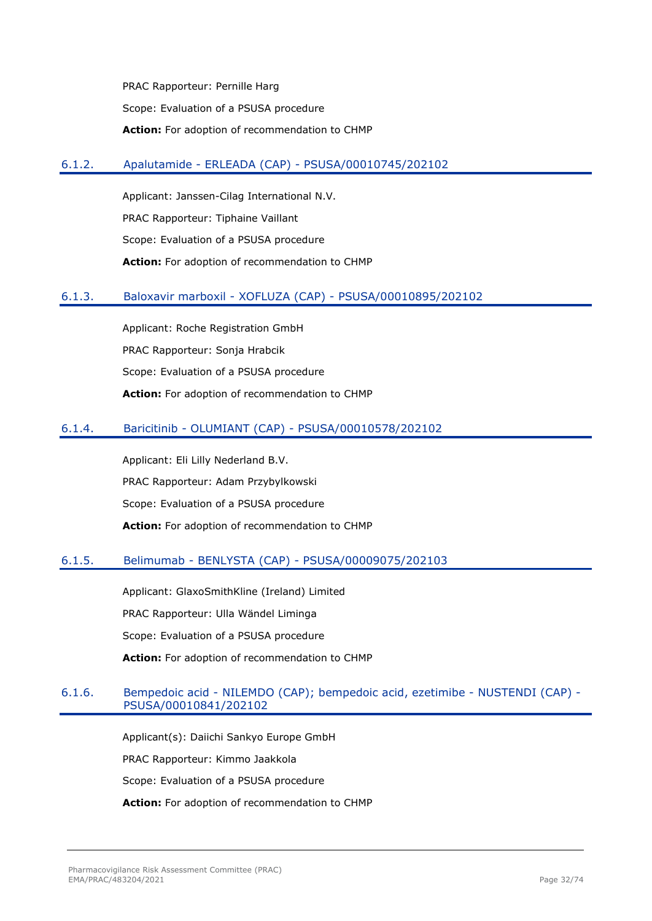PRAC Rapporteur: Pernille Harg

Scope: Evaluation of a PSUSA procedure

**Action:** For adoption of recommendation to CHMP

### 6.1.2. Apalutamide - ERLEADA (CAP) - PSUSA/00010745/202102

Applicant: Janssen-Cilag International N.V.

PRAC Rapporteur: Tiphaine Vaillant

Scope: Evaluation of a PSUSA procedure

**Action:** For adoption of recommendation to CHMP

### 6.1.3. Baloxavir marboxil - XOFLUZA (CAP) - PSUSA/00010895/202102

Applicant: Roche Registration GmbH

PRAC Rapporteur: Sonja Hrabcik

Scope: Evaluation of a PSUSA procedure

**Action:** For adoption of recommendation to CHMP

### 6.1.4. Baricitinib - OLUMIANT (CAP) - PSUSA/00010578/202102

Applicant: Eli Lilly Nederland B.V.

PRAC Rapporteur: Adam Przybylkowski

Scope: Evaluation of a PSUSA procedure

**Action:** For adoption of recommendation to CHMP

### 6.1.5. Belimumab - BENLYSTA (CAP) - PSUSA/00009075/202103

Applicant: GlaxoSmithKline (Ireland) Limited

PRAC Rapporteur: Ulla Wändel Liminga

Scope: Evaluation of a PSUSA procedure

**Action:** For adoption of recommendation to CHMP

### 6.1.6. Bempedoic acid - NILEMDO (CAP); bempedoic acid, ezetimibe - NUSTENDI (CAP) - PSUSA/00010841/202102

Applicant(s): Daiichi Sankyo Europe GmbH

PRAC Rapporteur: Kimmo Jaakkola

Scope: Evaluation of a PSUSA procedure

**Action:** For adoption of recommendation to CHMP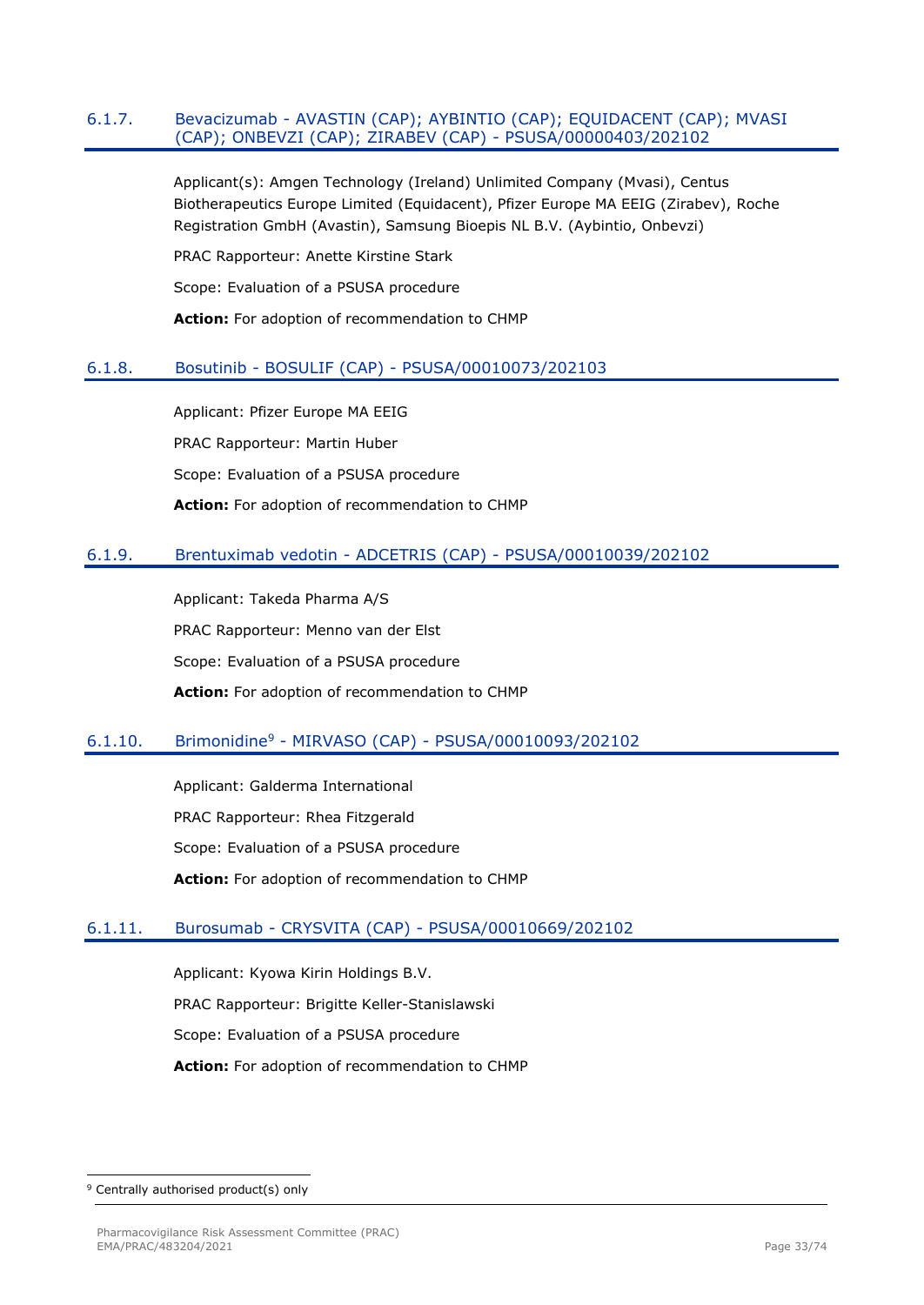### 6.1.7. Bevacizumab - AVASTIN (CAP); AYBINTIO (CAP); EQUIDACENT (CAP); MVASI (CAP); ONBEVZI (CAP); ZIRABEV (CAP) - PSUSA/00000403/202102

Applicant(s): Amgen Technology (Ireland) Unlimited Company (Mvasi), Centus Biotherapeutics Europe Limited (Equidacent), Pfizer Europe MA EEIG (Zirabev), Roche Registration GmbH (Avastin), Samsung Bioepis NL B.V. (Aybintio, Onbevzi)

PRAC Rapporteur: Anette Kirstine Stark

Scope: Evaluation of a PSUSA procedure

**Action:** For adoption of recommendation to CHMP

### 6.1.8. Bosutinib - BOSULIF (CAP) - PSUSA/00010073/202103

Applicant: Pfizer Europe MA EEIG

PRAC Rapporteur: Martin Huber

Scope: Evaluation of a PSUSA procedure

**Action:** For adoption of recommendation to CHMP

### 6.1.9. Brentuximab vedotin - ADCETRIS (CAP) - PSUSA/00010039/202102

Applicant: Takeda Pharma A/S

PRAC Rapporteur: Menno van der Elst

Scope: Evaluation of a PSUSA procedure

**Action:** For adoption of recommendation to CHMP

### 6.1.10. Brimonidine[9] - MIRVASO (CAP) - PSUSA/00010093/202102

Applicant: Galderma International

PRAC Rapporteur: Rhea Fitzgerald

Scope: Evaluation of a PSUSA procedure

**Action:** For adoption of recommendation to CHMP

### 6.1.11. Burosumab - CRYSVITA (CAP) - PSUSA/00010669/202102

Applicant: Kyowa Kirin Holdings B.V.

PRAC Rapporteur: Brigitte Keller-Stanislawski

Scope: Evaluation of a PSUSA procedure

**Action:** For adoption of recommendation to CHMP

---

[9] Centrally authorised product(s) only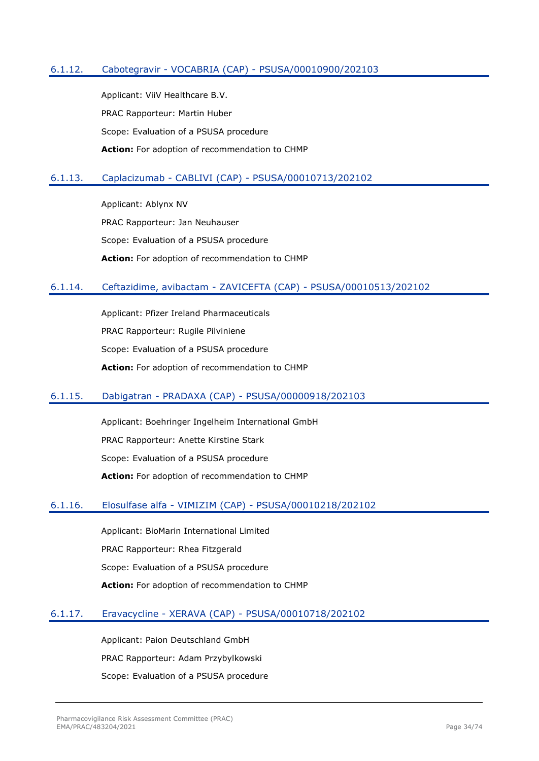#### 6.1.12. Cabotegravir - VOCABRIA (CAP) - PSUSA/00010900/202103

Applicant: ViiV Healthcare B.V.

PRAC Rapporteur: Martin Huber

Scope: Evaluation of a PSUSA procedure

**Action:** For adoption of recommendation to CHMP

#### 6.1.13. Caplacizumab - CABLIVI (CAP) - PSUSA/00010713/202102

Applicant: Ablynx NV

PRAC Rapporteur: Jan Neuhauser

Scope: Evaluation of a PSUSA procedure

**Action:** For adoption of recommendation to CHMP

#### 6.1.14. Ceftazidime, avibactam - ZAVICEFTA (CAP) - PSUSA/00010513/202102

Applicant: Pfizer Ireland Pharmaceuticals

PRAC Rapporteur: Rugile Pilviniene

Scope: Evaluation of a PSUSA procedure

**Action:** For adoption of recommendation to CHMP

#### 6.1.15. Dabigatran - PRADAXA (CAP) - PSUSA/00000918/202103

Applicant: Boehringer Ingelheim International GmbH

PRAC Rapporteur: Anette Kirstine Stark

Scope: Evaluation of a PSUSA procedure

**Action:** For adoption of recommendation to CHMP

#### 6.1.16. Elosulfase alfa - VIMIZIM (CAP) - PSUSA/00010218/202102

Applicant: BioMarin International Limited

PRAC Rapporteur: Rhea Fitzgerald

Scope: Evaluation of a PSUSA procedure

**Action:** For adoption of recommendation to CHMP

#### 6.1.17. Eravacycline - XERAVA (CAP) - PSUSA/00010718/202102

Applicant: Paion Deutschland GmbH

PRAC Rapporteur: Adam Przybylkowski

Scope: Evaluation of a PSUSA procedure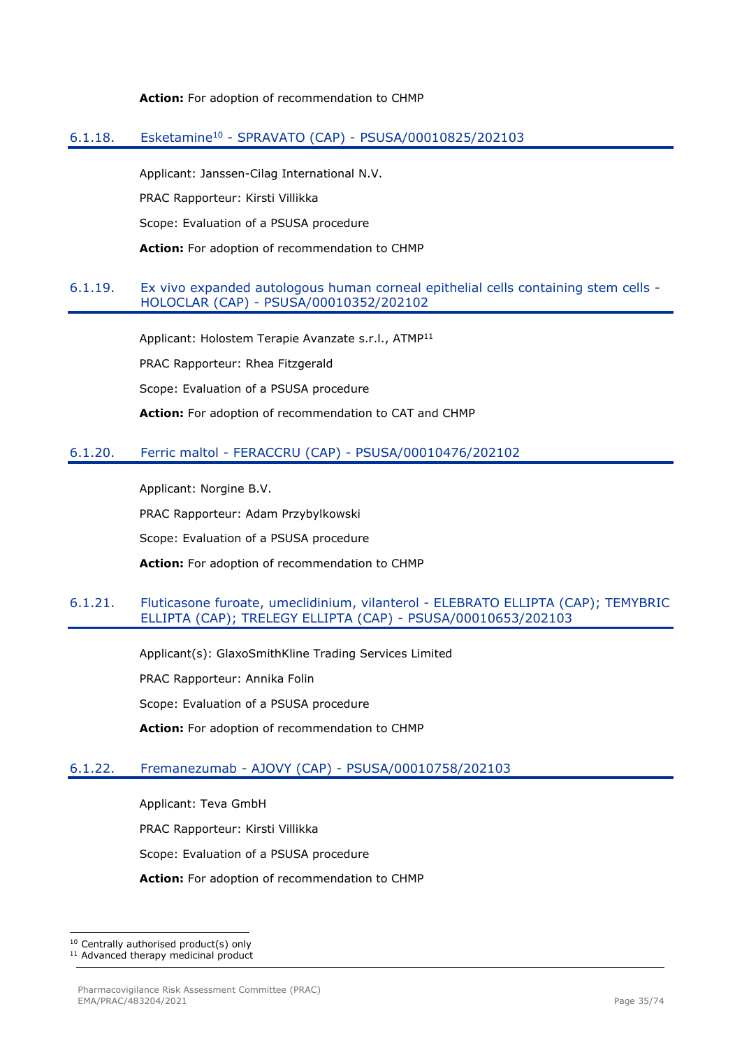**Action:** For adoption of recommendation to CHMP

### 6.1.18. Esketamine[10] - SPRAVATO (CAP) - PSUSA/00010825/202103

Applicant: Janssen-Cilag International N.V.

PRAC Rapporteur: Kirsti Villikka

Scope: Evaluation of a PSUSA procedure

**Action:** For adoption of recommendation to CHMP

### 6.1.19. Ex vivo expanded autologous human corneal epithelial cells containing stem cells - HOLOCLAR (CAP) - PSUSA/00010352/202102

Applicant: Holostem Terapie Avanzate s.r.l., ATMP[11]

PRAC Rapporteur: Rhea Fitzgerald

Scope: Evaluation of a PSUSA procedure

**Action:** For adoption of recommendation to CAT and CHMP

### 6.1.20. Ferric maltol - FERACCRU (CAP) - PSUSA/00010476/202102

Applicant: Norgine B.V.

PRAC Rapporteur: Adam Przybylkowski

Scope: Evaluation of a PSUSA procedure

**Action:** For adoption of recommendation to CHMP

### 6.1.21. Fluticasone furoate, umeclidinium, vilanterol - ELEBRATO ELLIPTA (CAP); TEMYBRIC ELLIPTA (CAP); TRELEGY ELLIPTA (CAP) - PSUSA/00010653/202103

Applicant(s): GlaxoSmithKline Trading Services Limited

PRAC Rapporteur: Annika Folin

Scope: Evaluation of a PSUSA procedure

**Action:** For adoption of recommendation to CHMP

### 6.1.22. Fremanezumab - AJOVY (CAP) - PSUSA/00010758/202103

Applicant: Teva GmbH

PRAC Rapporteur: Kirsti Villikka

Scope: Evaluation of a PSUSA procedure

**Action:** For adoption of recommendation to CHMP

---

[10] Centrally authorised product(s) only

[11] Advanced therapy medicinal product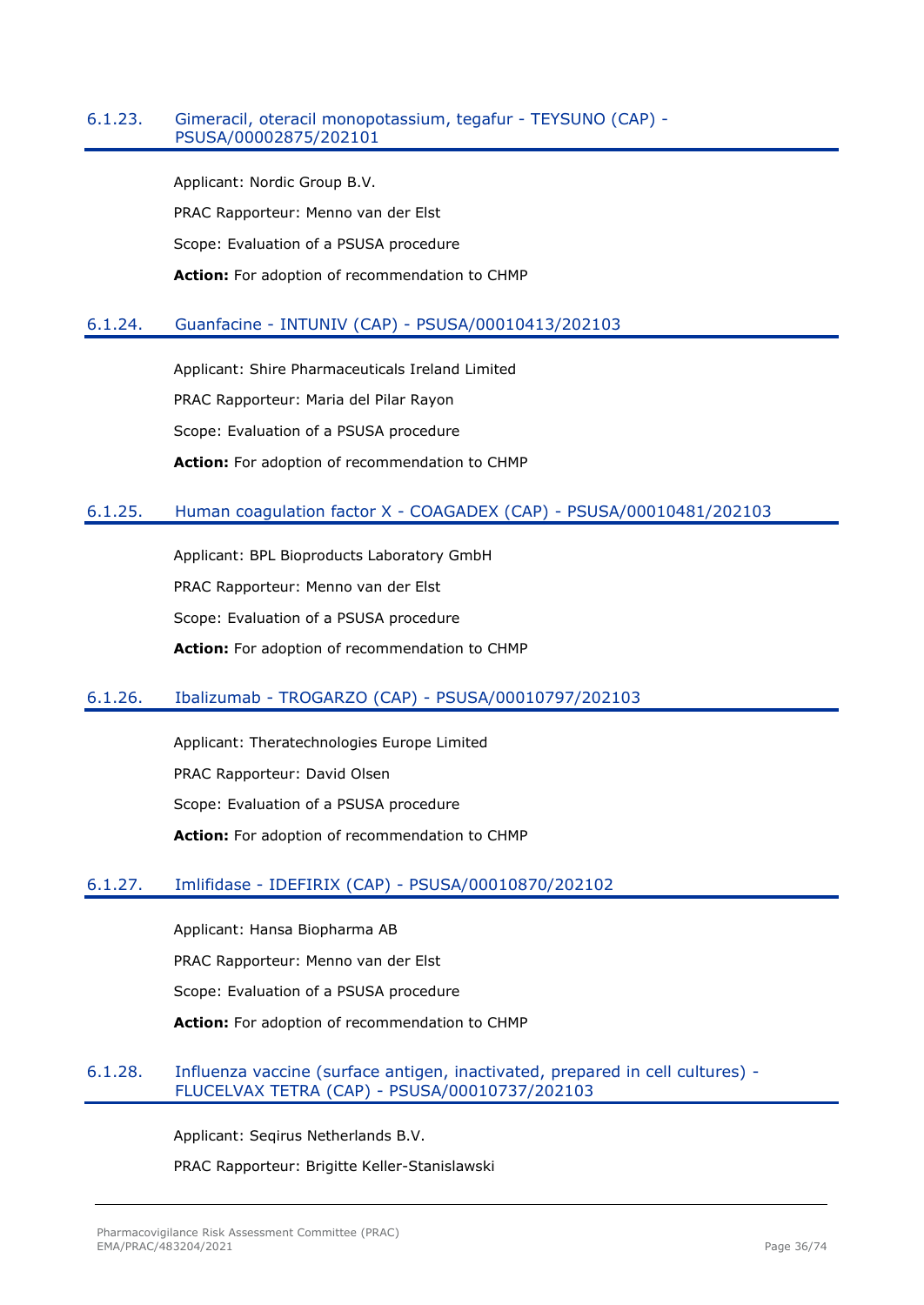#### 6.1.23. Gimeracil, oteracil monopotassium, tegafur - TEYSUNO (CAP) - PSUSA/00002875/202101

Applicant: Nordic Group B.V.

PRAC Rapporteur: Menno van der Elst

Scope: Evaluation of a PSUSA procedure

**Action:** For adoption of recommendation to CHMP

#### 6.1.24. Guanfacine - INTUNIV (CAP) - PSUSA/00010413/202103

Applicant: Shire Pharmaceuticals Ireland Limited

PRAC Rapporteur: Maria del Pilar Rayon

Scope: Evaluation of a PSUSA procedure

**Action:** For adoption of recommendation to CHMP

#### 6.1.25. Human coagulation factor X - COAGADEX (CAP) - PSUSA/00010481/202103

Applicant: BPL Bioproducts Laboratory GmbH

PRAC Rapporteur: Menno van der Elst

Scope: Evaluation of a PSUSA procedure

**Action:** For adoption of recommendation to CHMP

#### 6.1.26. Ibalizumab - TROGARZO (CAP) - PSUSA/00010797/202103

Applicant: Theratechnologies Europe Limited

PRAC Rapporteur: David Olsen

Scope: Evaluation of a PSUSA procedure

**Action:** For adoption of recommendation to CHMP

#### 6.1.27. Imlifidase - IDEFIRIX (CAP) - PSUSA/00010870/202102

Applicant: Hansa Biopharma AB

PRAC Rapporteur: Menno van der Elst

Scope: Evaluation of a PSUSA procedure

**Action:** For adoption of recommendation to CHMP

#### 6.1.28. Influenza vaccine (surface antigen, inactivated, prepared in cell cultures) - FLUCELVAX TETRA (CAP) - PSUSA/00010737/202103

Applicant: Seqirus Netherlands B.V.

PRAC Rapporteur: Brigitte Keller-Stanislawski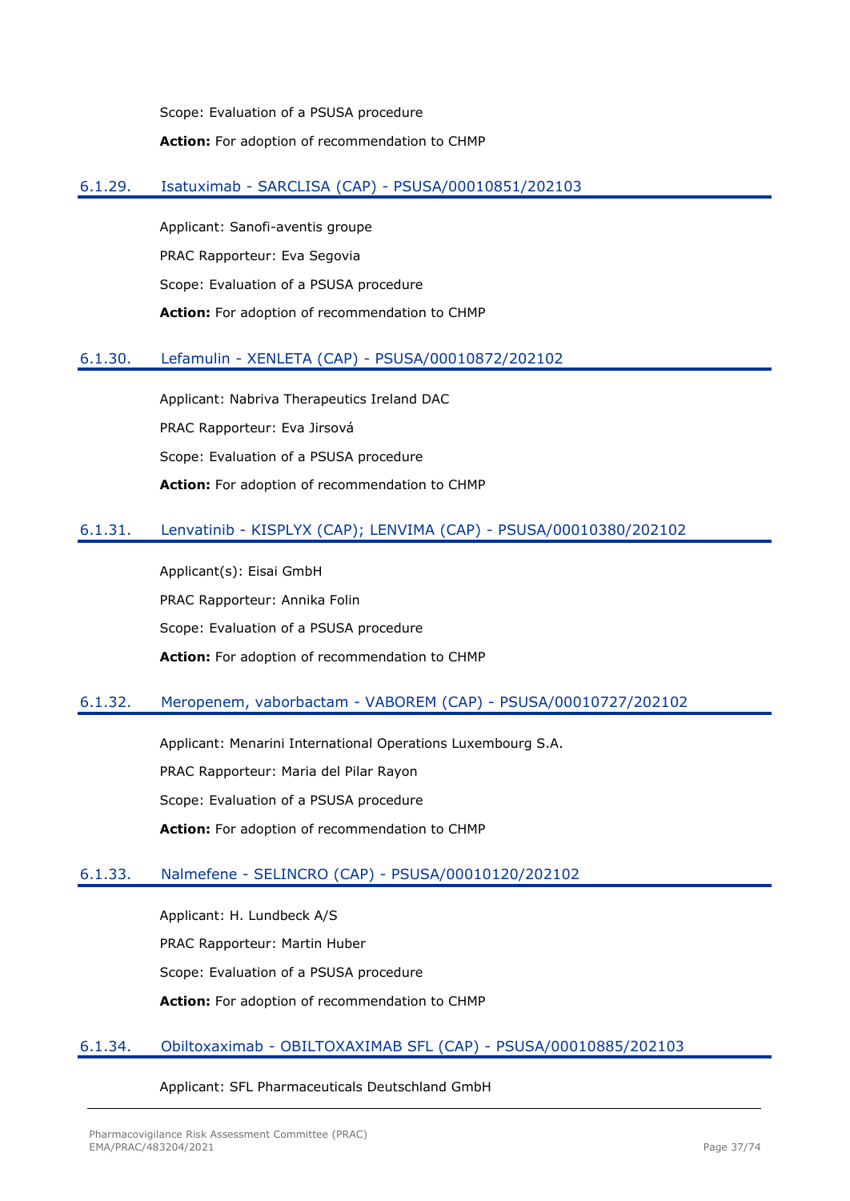Scope: Evaluation of a PSUSA procedure

**Action:** For adoption of recommendation to CHMP

### 6.1.29. Isatuximab - SARCLISA (CAP) - PSUSA/00010851/202103

Applicant: Sanofi-aventis groupe

PRAC Rapporteur: Eva Segovia

Scope: Evaluation of a PSUSA procedure

**Action:** For adoption of recommendation to CHMP

### 6.1.30. Lefamulin - XENLETA (CAP) - PSUSA/00010872/202102

Applicant: Nabriva Therapeutics Ireland DAC

PRAC Rapporteur: Eva Jirsová

Scope: Evaluation of a PSUSA procedure

**Action:** For adoption of recommendation to CHMP

### 6.1.31. Lenvatinib - KISPLYX (CAP); LENVIMA (CAP) - PSUSA/00010380/202102

Applicant(s): Eisai GmbH

PRAC Rapporteur: Annika Folin

Scope: Evaluation of a PSUSA procedure

**Action:** For adoption of recommendation to CHMP

### 6.1.32. Meropenem, vaborbactam - VABOREM (CAP) - PSUSA/00010727/202102

Applicant: Menarini International Operations Luxembourg S.A.

PRAC Rapporteur: Maria del Pilar Rayon

Scope: Evaluation of a PSUSA procedure

**Action:** For adoption of recommendation to CHMP

### 6.1.33. Nalmefene - SELINCRO (CAP) - PSUSA/00010120/202102

Applicant: H. Lundbeck A/S

PRAC Rapporteur: Martin Huber

Scope: Evaluation of a PSUSA procedure

**Action:** For adoption of recommendation to CHMP

### 6.1.34. Obiltoxaximab - OBILTOXAXIMAB SFL (CAP) - PSUSA/00010885/202103

Applicant: SFL Pharmaceuticals Deutschland GmbH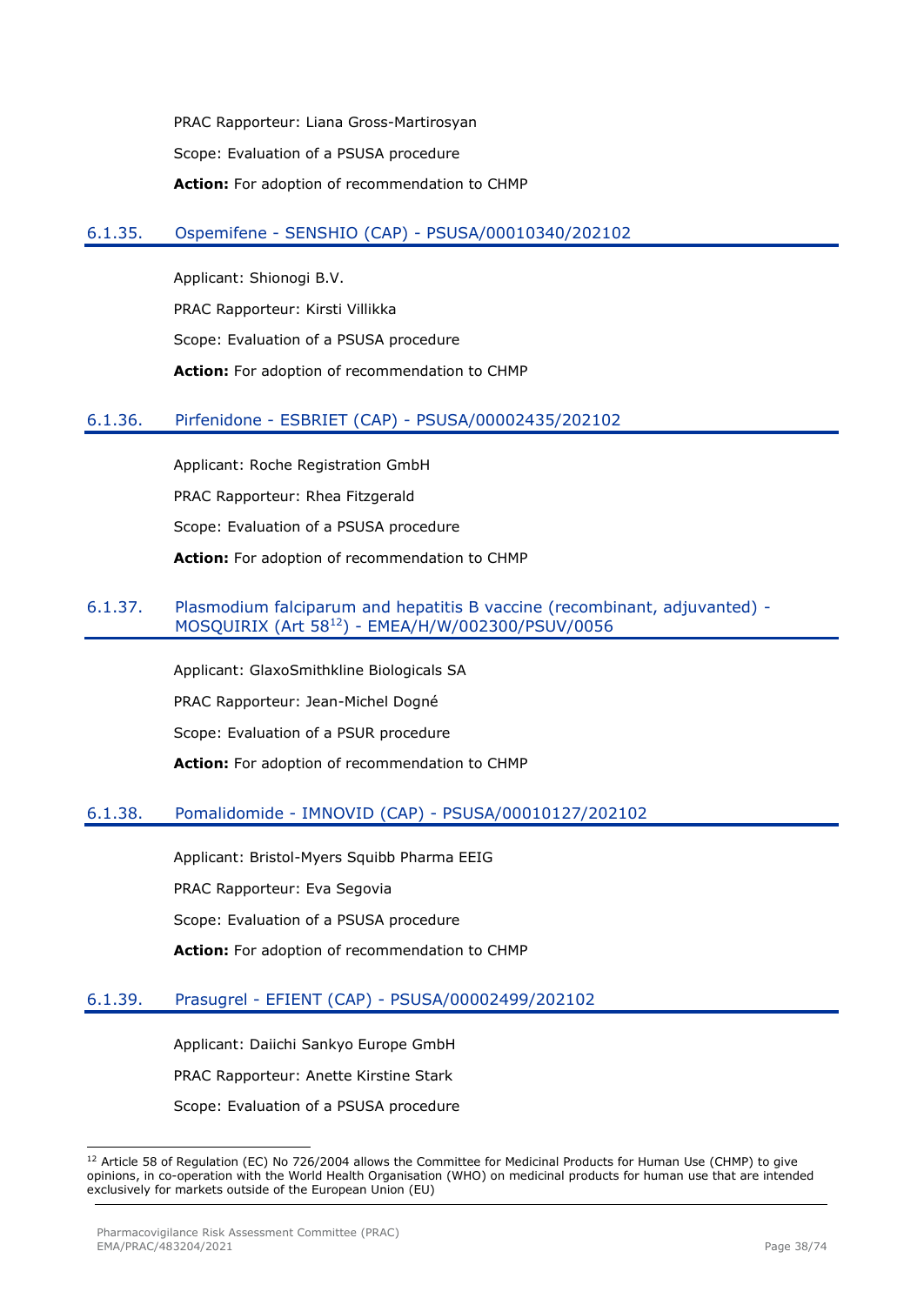PRAC Rapporteur: Liana Gross-Martirosyan

Scope: Evaluation of a PSUSA procedure

**Action:** For adoption of recommendation to CHMP

### 6.1.35. Ospemifene - SENSHIO (CAP) - PSUSA/00010340/202102

Applicant: Shionogi B.V.

PRAC Rapporteur: Kirsti Villikka

Scope: Evaluation of a PSUSA procedure

**Action:** For adoption of recommendation to CHMP

### 6.1.36. Pirfenidone - ESBRIET (CAP) - PSUSA/00002435/202102

Applicant: Roche Registration GmbH

PRAC Rapporteur: Rhea Fitzgerald

Scope: Evaluation of a PSUSA procedure

**Action:** For adoption of recommendation to CHMP

### 6.1.37. Plasmodium falciparum and hepatitis B vaccine (recombinant, adjuvanted) - MOSQUIRIX (Art 58[12]) - EMEA/H/W/002300/PSUV/0056

Applicant: GlaxoSmithkline Biologicals SA

PRAC Rapporteur: Jean-Michel Dogné

Scope: Evaluation of a PSUR procedure

**Action:** For adoption of recommendation to CHMP

### 6.1.38. Pomalidomide - IMNOVID (CAP) - PSUSA/00010127/202102

Applicant: Bristol-Myers Squibb Pharma EEIG

PRAC Rapporteur: Eva Segovia

Scope: Evaluation of a PSUSA procedure

**Action:** For adoption of recommendation to CHMP

### 6.1.39. Prasugrel - EFIENT (CAP) - PSUSA/00002499/202102

Applicant: Daiichi Sankyo Europe GmbH

PRAC Rapporteur: Anette Kirstine Stark

Scope: Evaluation of a PSUSA procedure

---

[12] Article 58 of Regulation (EC) No 726/2004 allows the Committee for Medicinal Products for Human Use (CHMP) to give opinions, in co-operation with the World Health Organisation (WHO) on medicinal products for human use that are intended exclusively for markets outside of the European Union (EU)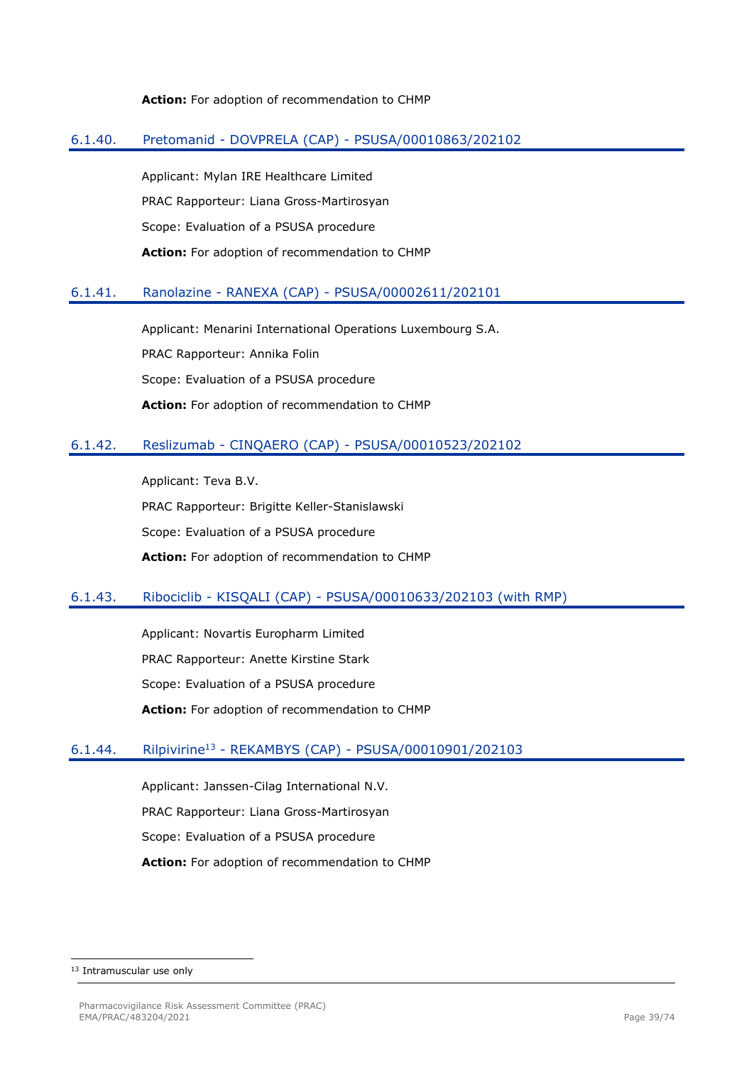**Action:** For adoption of recommendation to CHMP

### 6.1.40. Pretomanid - DOVPRELA (CAP) - PSUSA/00010863/202102

Applicant: Mylan IRE Healthcare Limited

PRAC Rapporteur: Liana Gross-Martirosyan

Scope: Evaluation of a PSUSA procedure

**Action:** For adoption of recommendation to CHMP

### 6.1.41. Ranolazine - RANEXA (CAP) - PSUSA/00002611/202101

Applicant: Menarini International Operations Luxembourg S.A.

PRAC Rapporteur: Annika Folin

Scope: Evaluation of a PSUSA procedure

**Action:** For adoption of recommendation to CHMP

### 6.1.42. Reslizumab - CINQAERO (CAP) - PSUSA/00010523/202102

Applicant: Teva B.V.

PRAC Rapporteur: Brigitte Keller-Stanislawski

Scope: Evaluation of a PSUSA procedure

**Action:** For adoption of recommendation to CHMP

### 6.1.43. Ribociclib - KISQALI (CAP) - PSUSA/00010633/202103 (with RMP)

Applicant: Novartis Europharm Limited

PRAC Rapporteur: Anette Kirstine Stark

Scope: Evaluation of a PSUSA procedure

**Action:** For adoption of recommendation to CHMP

### 6.1.44. Rilpivirine[13] - REKAMBYS (CAP) - PSUSA/00010901/202103

Applicant: Janssen-Cilag International N.V.

PRAC Rapporteur: Liana Gross-Martirosyan

Scope: Evaluation of a PSUSA procedure

**Action:** For adoption of recommendation to CHMP

[13] Intramuscular use only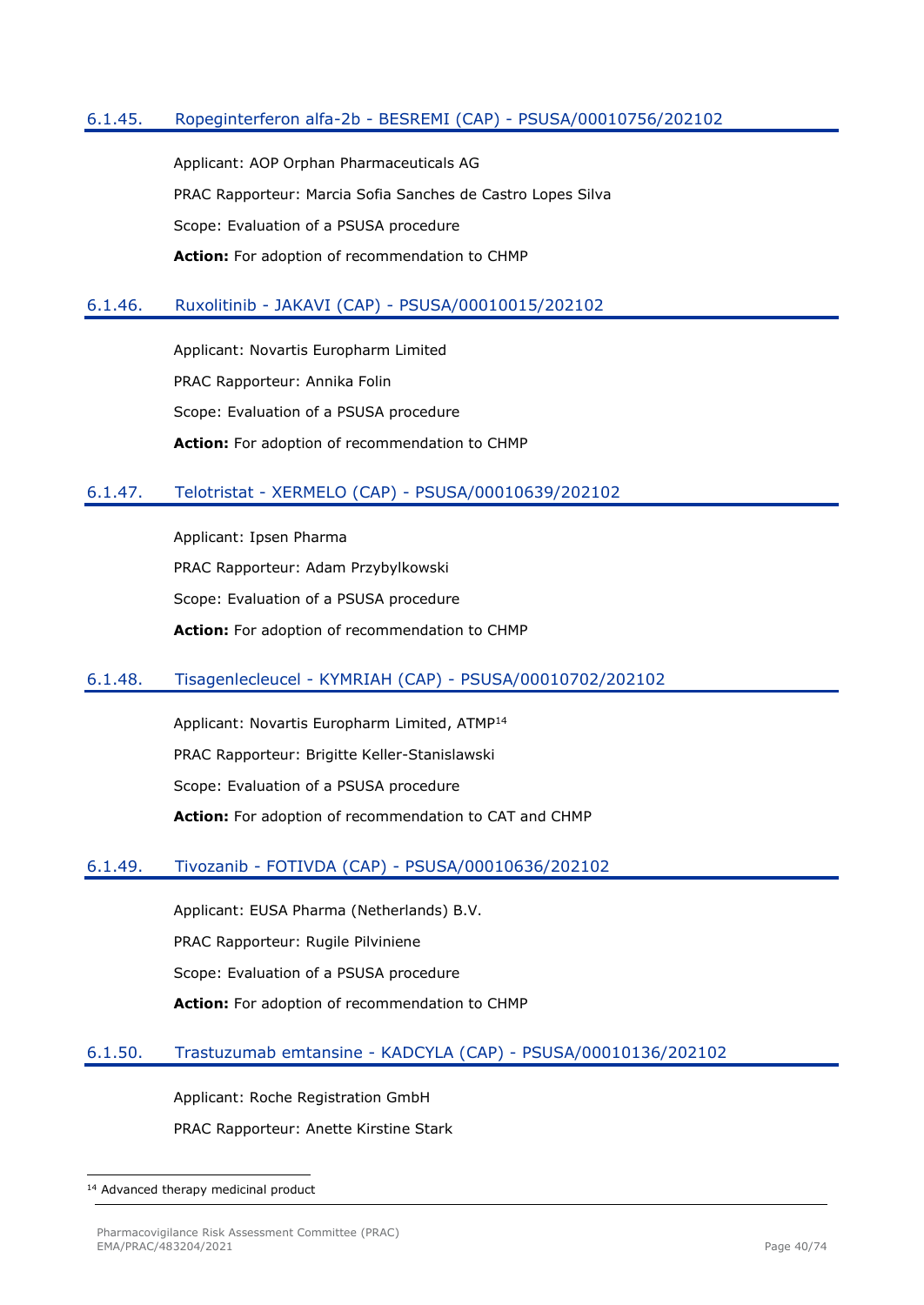### 6.1.45. Ropeginterferon alfa-2b - BESREMI (CAP) - PSUSA/00010756/202102

Applicant: AOP Orphan Pharmaceuticals AG

PRAC Rapporteur: Marcia Sofia Sanches de Castro Lopes Silva

Scope: Evaluation of a PSUSA procedure

**Action:** For adoption of recommendation to CHMP

### 6.1.46. Ruxolitinib - JAKAVI (CAP) - PSUSA/00010015/202102

Applicant: Novartis Europharm Limited

PRAC Rapporteur: Annika Folin

Scope: Evaluation of a PSUSA procedure

**Action:** For adoption of recommendation to CHMP

### 6.1.47. Telotristat - XERMELO (CAP) - PSUSA/00010639/202102

Applicant: Ipsen Pharma

PRAC Rapporteur: Adam Przybylkowski

Scope: Evaluation of a PSUSA procedure

**Action:** For adoption of recommendation to CHMP

### 6.1.48. Tisagenlecleucel - KYMRIAH (CAP) - PSUSA/00010702/202102

Applicant: Novartis Europharm Limited, ATMP[14]

PRAC Rapporteur: Brigitte Keller-Stanislawski

Scope: Evaluation of a PSUSA procedure

**Action:** For adoption of recommendation to CAT and CHMP

### 6.1.49. Tivozanib - FOTIVDA (CAP) - PSUSA/00010636/202102

Applicant: EUSA Pharma (Netherlands) B.V.

PRAC Rapporteur: Rugile Pilviniene

Scope: Evaluation of a PSUSA procedure

**Action:** For adoption of recommendation to CHMP

### 6.1.50. Trastuzumab emtansine - KADCYLA (CAP) - PSUSA/00010136/202102

Applicant: Roche Registration GmbH

PRAC Rapporteur: Anette Kirstine Stark

[14] Advanced therapy medicinal product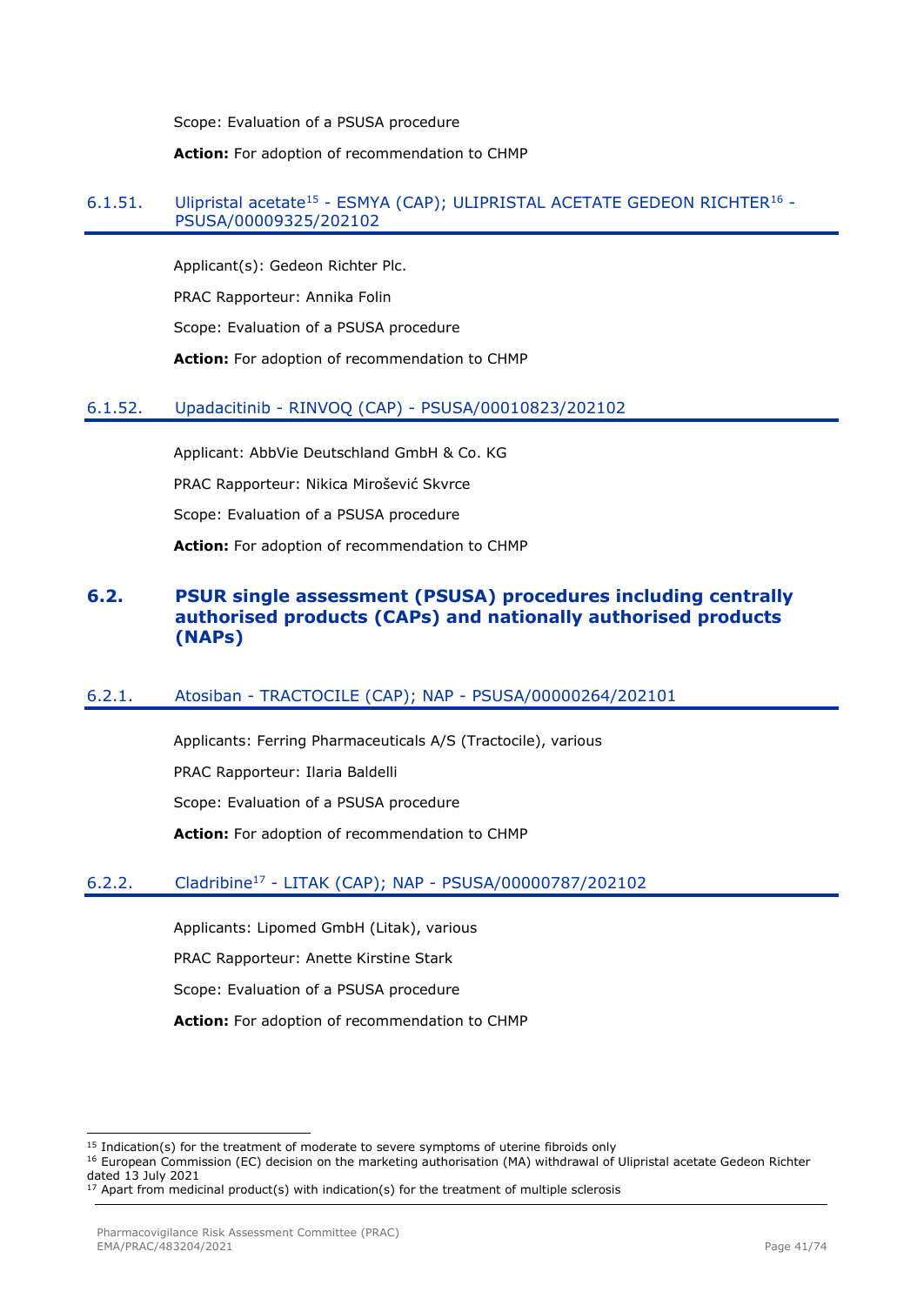Scope: Evaluation of a PSUSA procedure

**Action:** For adoption of recommendation to CHMP

### 6.1.51. Ulipristal acetate[15] - ESMYA (CAP); ULIPRISTAL ACETATE GEDEON RICHTER[16] - PSUSA/00009325/202102

Applicant(s): Gedeon Richter Plc.

PRAC Rapporteur: Annika Folin

Scope: Evaluation of a PSUSA procedure

**Action:** For adoption of recommendation to CHMP

### 6.1.52. Upadacitinib - RINVOQ (CAP) - PSUSA/00010823/202102

Applicant: AbbVie Deutschland GmbH & Co. KG

PRAC Rapporteur: Nikica Mirošević Skvrce

Scope: Evaluation of a PSUSA procedure

**Action:** For adoption of recommendation to CHMP

## 6.2. PSUR single assessment (PSUSA) procedures including centrally authorised products (CAPs) and nationally authorised products (NAPs)

### 6.2.1. Atosiban - TRACTOCILE (CAP); NAP - PSUSA/00000264/202101

Applicants: Ferring Pharmaceuticals A/S (Tractocile), various

PRAC Rapporteur: Ilaria Baldelli

Scope: Evaluation of a PSUSA procedure

**Action:** For adoption of recommendation to CHMP

### 6.2.2. Cladribine[17] - LITAK (CAP); NAP - PSUSA/00000787/202102

Applicants: Lipomed GmbH (Litak), various

PRAC Rapporteur: Anette Kirstine Stark

Scope: Evaluation of a PSUSA procedure

**Action:** For adoption of recommendation to CHMP

---

[15] Indication(s) for the treatment of moderate to severe symptoms of uterine fibroids only

[16] European Commission (EC) decision on the marketing authorisation (MA) withdrawal of Ulipristal acetate Gedeon Richter dated 13 July 2021

[17] Apart from medicinal product(s) with indication(s) for the treatment of multiple sclerosis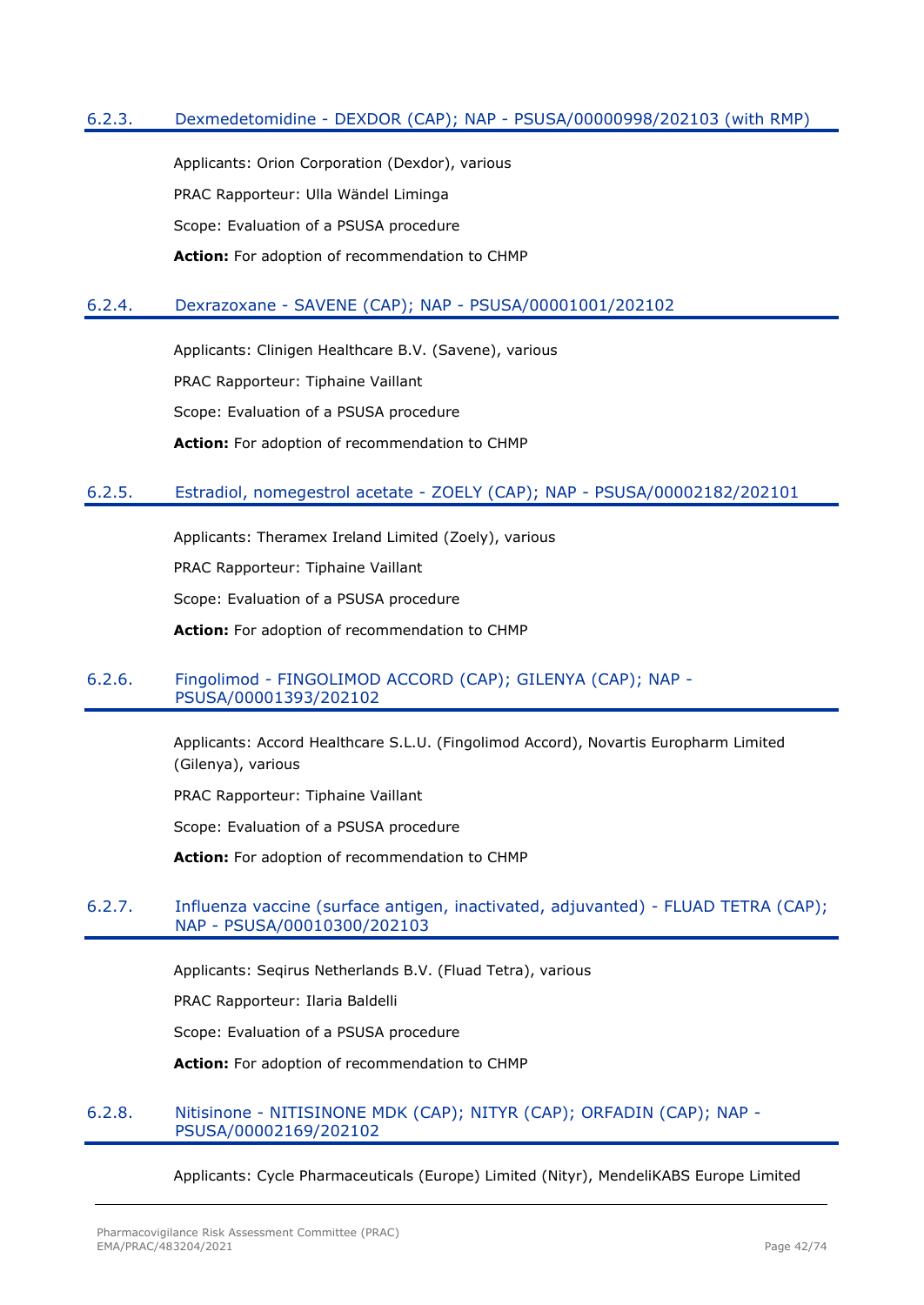### 6.2.3. Dexmedetomidine - DEXDOR (CAP); NAP - PSUSA/00000998/202103 (with RMP)

Applicants: Orion Corporation (Dexdor), various

PRAC Rapporteur: Ulla Wändel Liminga

Scope: Evaluation of a PSUSA procedure

**Action:** For adoption of recommendation to CHMP

### 6.2.4. Dexrazoxane - SAVENE (CAP); NAP - PSUSA/00001001/202102

Applicants: Clinigen Healthcare B.V. (Savene), various

PRAC Rapporteur: Tiphaine Vaillant

Scope: Evaluation of a PSUSA procedure

**Action:** For adoption of recommendation to CHMP

### 6.2.5. Estradiol, nomegestrol acetate - ZOELY (CAP); NAP - PSUSA/00002182/202101

Applicants: Theramex Ireland Limited (Zoely), various

PRAC Rapporteur: Tiphaine Vaillant

Scope: Evaluation of a PSUSA procedure

**Action:** For adoption of recommendation to CHMP

### 6.2.6. Fingolimod - FINGOLIMOD ACCORD (CAP); GILENYA (CAP); NAP - PSUSA/00001393/202102

Applicants: Accord Healthcare S.L.U. (Fingolimod Accord), Novartis Europharm Limited (Gilenya), various

PRAC Rapporteur: Tiphaine Vaillant

Scope: Evaluation of a PSUSA procedure

**Action:** For adoption of recommendation to CHMP

### 6.2.7. Influenza vaccine (surface antigen, inactivated, adjuvanted) - FLUAD TETRA (CAP); NAP - PSUSA/00010300/202103

Applicants: Seqirus Netherlands B.V. (Fluad Tetra), various

PRAC Rapporteur: Ilaria Baldelli

Scope: Evaluation of a PSUSA procedure

**Action:** For adoption of recommendation to CHMP

### 6.2.8. Nitisinone - NITISINONE MDK (CAP); NITYR (CAP); ORFADIN (CAP); NAP - PSUSA/00002169/202102

Applicants: Cycle Pharmaceuticals (Europe) Limited (Nityr), MendeliKABS Europe Limited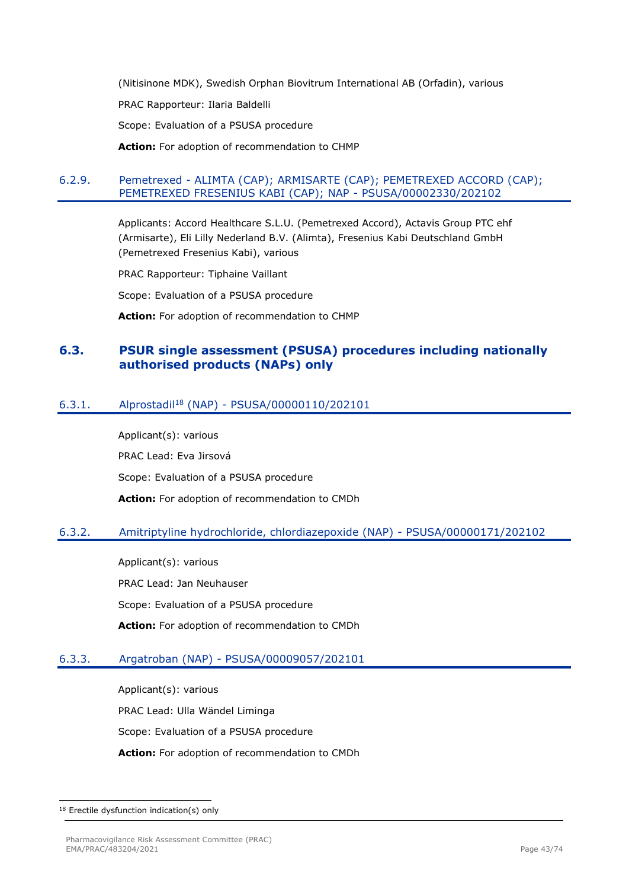(Nitisinone MDK), Swedish Orphan Biovitrum International AB (Orfadin), various

PRAC Rapporteur: Ilaria Baldelli

Scope: Evaluation of a PSUSA procedure

**Action:** For adoption of recommendation to CHMP

#### 6.2.9. Pemetrexed - ALIMTA (CAP); ARMISARTE (CAP); PEMETREXED ACCORD (CAP); PEMETREXED FRESENIUS KABI (CAP); NAP - PSUSA/00002330/202102

Applicants: Accord Healthcare S.L.U. (Pemetrexed Accord), Actavis Group PTC ehf (Armisarte), Eli Lilly Nederland B.V. (Alimta), Fresenius Kabi Deutschland GmbH (Pemetrexed Fresenius Kabi), various

PRAC Rapporteur: Tiphaine Vaillant

Scope: Evaluation of a PSUSA procedure

**Action:** For adoption of recommendation to CHMP

### 6.3. PSUR single assessment (PSUSA) procedures including nationally authorised products (NAPs) only

#### 6.3.1. Alprostadil[18] (NAP) - PSUSA/00000110/202101

Applicant(s): various

PRAC Lead: Eva Jirsová

Scope: Evaluation of a PSUSA procedure

**Action:** For adoption of recommendation to CMDh

#### 6.3.2. Amitriptyline hydrochloride, chlordiazepoxide (NAP) - PSUSA/00000171/202102

Applicant(s): various

PRAC Lead: Jan Neuhauser

Scope: Evaluation of a PSUSA procedure

**Action:** For adoption of recommendation to CMDh

#### 6.3.3. Argatroban (NAP) - PSUSA/00009057/202101

Applicant(s): various

PRAC Lead: Ulla Wändel Liminga

Scope: Evaluation of a PSUSA procedure

**Action:** For adoption of recommendation to CMDh

---

[18] Erectile dysfunction indication(s) only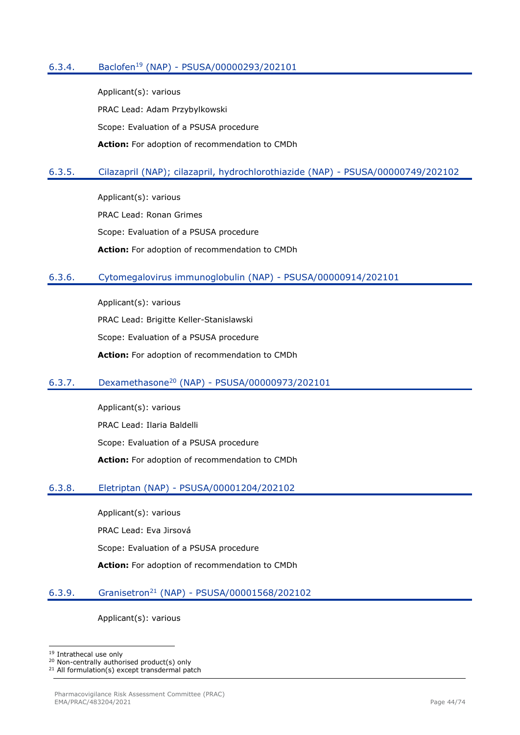### 6.3.4. Baclofen[19] (NAP) - PSUSA/00000293/202101

Applicant(s): various

PRAC Lead: Adam Przybylkowski

Scope: Evaluation of a PSUSA procedure

**Action:** For adoption of recommendation to CMDh

### 6.3.5. Cilazapril (NAP); cilazapril, hydrochlorothiazide (NAP) - PSUSA/00000749/202102

Applicant(s): various

PRAC Lead: Ronan Grimes

Scope: Evaluation of a PSUSA procedure

**Action:** For adoption of recommendation to CMDh

### 6.3.6. Cytomegalovirus immunoglobulin (NAP) - PSUSA/00000914/202101

Applicant(s): various

PRAC Lead: Brigitte Keller-Stanislawski

Scope: Evaluation of a PSUSA procedure

**Action:** For adoption of recommendation to CMDh

### 6.3.7. Dexamethasone[20] (NAP) - PSUSA/00000973/202101

Applicant(s): various

PRAC Lead: Ilaria Baldelli

Scope: Evaluation of a PSUSA procedure

**Action:** For adoption of recommendation to CMDh

### 6.3.8. Eletriptan (NAP) - PSUSA/00001204/202102

Applicant(s): various

PRAC Lead: Eva Jirsová

Scope: Evaluation of a PSUSA procedure

**Action:** For adoption of recommendation to CMDh

### 6.3.9. Granisetron[21] (NAP) - PSUSA/00001568/202102

Applicant(s): various

---

[19] Intrathecal use only

[20] Non-centrally authorised product(s) only

[21] All formulation(s) except transdermal patch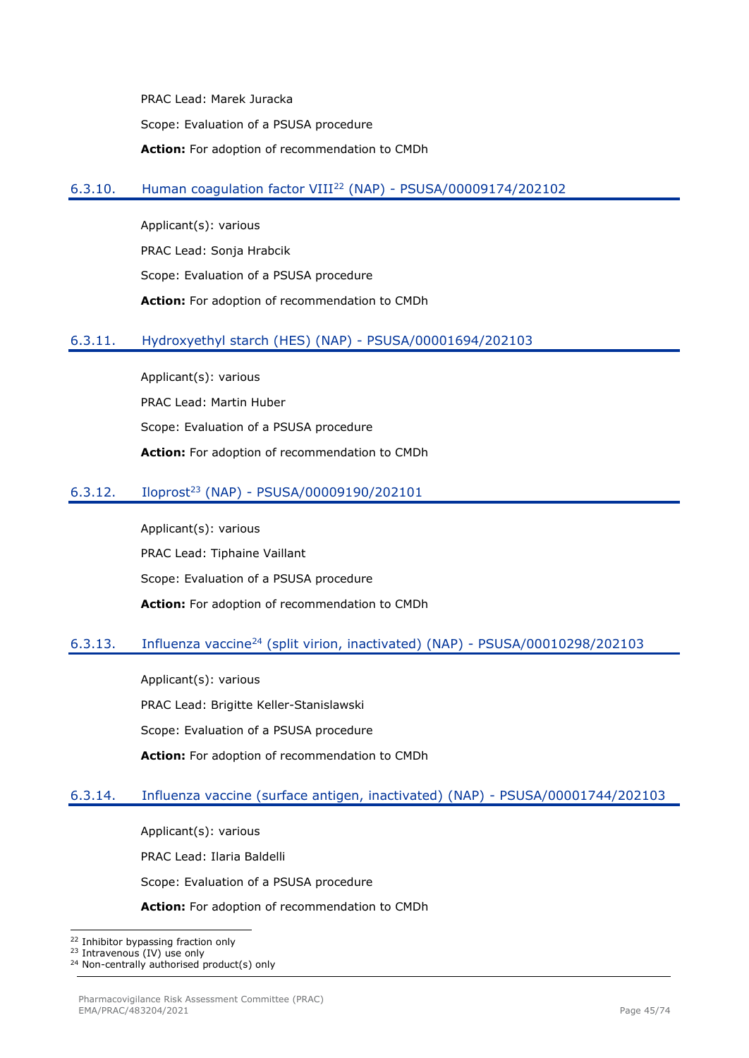PRAC Lead: Marek Juracka

Scope: Evaluation of a PSUSA procedure

**Action:** For adoption of recommendation to CMDh

### 6.3.10. Human coagulation factor VIII[22] (NAP) - PSUSA/00009174/202102

Applicant(s): various

PRAC Lead: Sonja Hrabcik

Scope: Evaluation of a PSUSA procedure

**Action:** For adoption of recommendation to CMDh

### 6.3.11. Hydroxyethyl starch (HES) (NAP) - PSUSA/00001694/202103

Applicant(s): various

PRAC Lead: Martin Huber

Scope: Evaluation of a PSUSA procedure

**Action:** For adoption of recommendation to CMDh

### 6.3.12. Iloprost[23] (NAP) - PSUSA/00009190/202101

Applicant(s): various

PRAC Lead: Tiphaine Vaillant

Scope: Evaluation of a PSUSA procedure

**Action:** For adoption of recommendation to CMDh

### 6.3.13. Influenza vaccine[24] (split virion, inactivated) (NAP) - PSUSA/00010298/202103

Applicant(s): various

PRAC Lead: Brigitte Keller-Stanislawski

Scope: Evaluation of a PSUSA procedure

**Action:** For adoption of recommendation to CMDh

### 6.3.14. Influenza vaccine (surface antigen, inactivated) (NAP) - PSUSA/00001744/202103

Applicant(s): various

PRAC Lead: Ilaria Baldelli

Scope: Evaluation of a PSUSA procedure

**Action:** For adoption of recommendation to CMDh

---

[22] Inhibitor bypassing fraction only

[23] Intravenous (IV) use only

[24] Non-centrally authorised product(s) only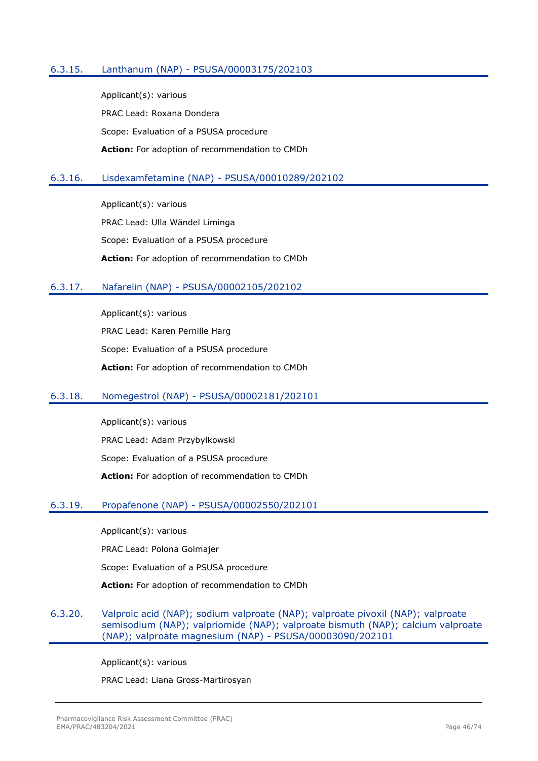### 6.3.15. Lanthanum (NAP) - PSUSA/00003175/202103

Applicant(s): various

PRAC Lead: Roxana Dondera

Scope: Evaluation of a PSUSA procedure

**Action:** For adoption of recommendation to CMDh

### 6.3.16. Lisdexamfetamine (NAP) - PSUSA/00010289/202102

Applicant(s): various

PRAC Lead: Ulla Wändel Liminga

Scope: Evaluation of a PSUSA procedure

**Action:** For adoption of recommendation to CMDh

### 6.3.17. Nafarelin (NAP) - PSUSA/00002105/202102

Applicant(s): various

PRAC Lead: Karen Pernille Harg

Scope: Evaluation of a PSUSA procedure

**Action:** For adoption of recommendation to CMDh

### 6.3.18. Nomegestrol (NAP) - PSUSA/00002181/202101

Applicant(s): various

PRAC Lead: Adam Przybylkowski

Scope: Evaluation of a PSUSA procedure

**Action:** For adoption of recommendation to CMDh

### 6.3.19. Propafenone (NAP) - PSUSA/00002550/202101

Applicant(s): various

PRAC Lead: Polona Golmajer

Scope: Evaluation of a PSUSA procedure

**Action:** For adoption of recommendation to CMDh

### 6.3.20. Valproic acid (NAP); sodium valproate (NAP); valproate pivoxil (NAP); valproate semisodium (NAP); valpriomide (NAP); valproate bismuth (NAP); calcium valproate (NAP); valproate magnesium (NAP) - PSUSA/00003090/202101

Applicant(s): various

PRAC Lead: Liana Gross-Martirosyan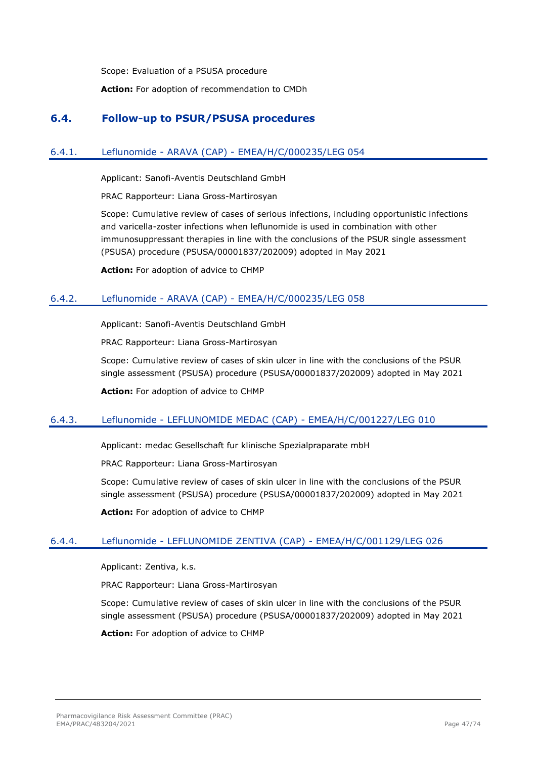Scope: Evaluation of a PSUSA procedure

**Action:** For adoption of recommendation to CMDh

## 6.4. Follow-up to PSUR/PSUSA procedures

### 6.4.1. Leflunomide - ARAVA (CAP) - EMEA/H/C/000235/LEG 054

Applicant: Sanofi-Aventis Deutschland GmbH

PRAC Rapporteur: Liana Gross-Martirosyan

Scope: Cumulative review of cases of serious infections, including opportunistic infections and varicella-zoster infections when leflunomide is used in combination with other immunosuppressant therapies in line with the conclusions of the PSUR single assessment (PSUSA) procedure (PSUSA/00001837/202009) adopted in May 2021

**Action:** For adoption of advice to CHMP

### 6.4.2. Leflunomide - ARAVA (CAP) - EMEA/H/C/000235/LEG 058

Applicant: Sanofi-Aventis Deutschland GmbH

PRAC Rapporteur: Liana Gross-Martirosyan

Scope: Cumulative review of cases of skin ulcer in line with the conclusions of the PSUR single assessment (PSUSA) procedure (PSUSA/00001837/202009) adopted in May 2021

**Action:** For adoption of advice to CHMP

### 6.4.3. Leflunomide - LEFLUNOMIDE MEDAC (CAP) - EMEA/H/C/001227/LEG 010

Applicant: medac Gesellschaft fur klinische Spezialpraparate mbH

PRAC Rapporteur: Liana Gross-Martirosyan

Scope: Cumulative review of cases of skin ulcer in line with the conclusions of the PSUR single assessment (PSUSA) procedure (PSUSA/00001837/202009) adopted in May 2021

**Action:** For adoption of advice to CHMP

### 6.4.4. Leflunomide - LEFLUNOMIDE ZENTIVA (CAP) - EMEA/H/C/001129/LEG 026

Applicant: Zentiva, k.s.

PRAC Rapporteur: Liana Gross-Martirosyan

Scope: Cumulative review of cases of skin ulcer in line with the conclusions of the PSUR single assessment (PSUSA) procedure (PSUSA/00001837/202009) adopted in May 2021

**Action:** For adoption of advice to CHMP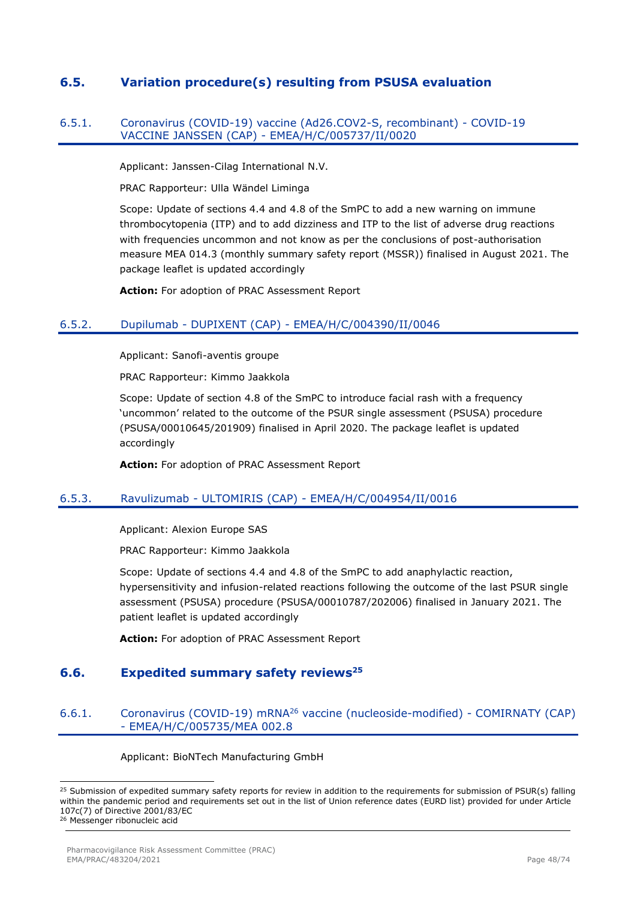## 6.5. Variation procedure(s) resulting from PSUSA evaluation

### 6.5.1. Coronavirus (COVID-19) vaccine (Ad26.COV2-S, recombinant) - COVID-19 VACCINE JANSSEN (CAP) - EMEA/H/C/005737/II/0020

Applicant: Janssen-Cilag International N.V.

PRAC Rapporteur: Ulla Wändel Liminga

Scope: Update of sections 4.4 and 4.8 of the SmPC to add a new warning on immune thrombocytopenia (ITP) and to add dizziness and ITP to the list of adverse drug reactions with frequencies uncommon and not know as per the conclusions of post-authorisation measure MEA 014.3 (monthly summary safety report (MSSR)) finalised in August 2021. The package leaflet is updated accordingly

**Action:** For adoption of PRAC Assessment Report

### 6.5.2. Dupilumab - DUPIXENT (CAP) - EMEA/H/C/004390/II/0046

Applicant: Sanofi-aventis groupe

PRAC Rapporteur: Kimmo Jaakkola

Scope: Update of section 4.8 of the SmPC to introduce facial rash with a frequency 'uncommon' related to the outcome of the PSUR single assessment (PSUSA) procedure (PSUSA/00010645/201909) finalised in April 2020. The package leaflet is updated accordingly

**Action:** For adoption of PRAC Assessment Report

### 6.5.3. Ravulizumab - ULTOMIRIS (CAP) - EMEA/H/C/004954/II/0016

Applicant: Alexion Europe SAS

PRAC Rapporteur: Kimmo Jaakkola

Scope: Update of sections 4.4 and 4.8 of the SmPC to add anaphylactic reaction, hypersensitivity and infusion-related reactions following the outcome of the last PSUR single assessment (PSUSA) procedure (PSUSA/00010787/202006) finalised in January 2021. The patient leaflet is updated accordingly

**Action:** For adoption of PRAC Assessment Report

## 6.6. Expedited summary safety reviews[25]

### 6.6.1. Coronavirus (COVID-19) mRNA[26] vaccine (nucleoside-modified) - COMIRNATY (CAP) - EMEA/H/C/005735/MEA 002.8

Applicant: BioNTech Manufacturing GmbH

---

[25] Submission of expedited summary safety reports for review in addition to the requirements for submission of PSUR(s) falling within the pandemic period and requirements set out in the list of Union reference dates (EURD list) provided for under Article 107c(7) of Directive 2001/83/EC

[26] Messenger ribonucleic acid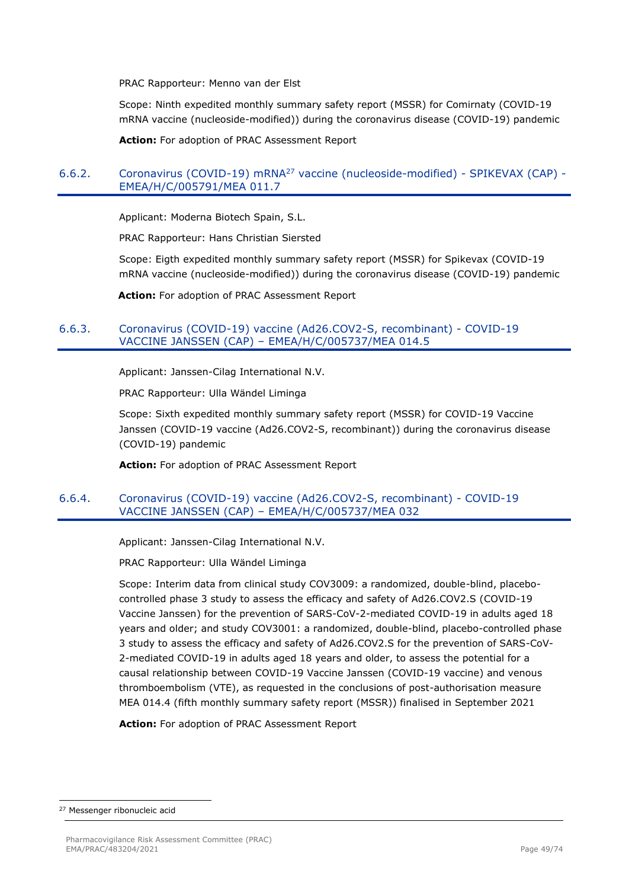PRAC Rapporteur: Menno van der Elst

Scope: Ninth expedited monthly summary safety report (MSSR) for Comirnaty (COVID-19 mRNA vaccine (nucleoside-modified)) during the coronavirus disease (COVID-19) pandemic

**Action:** For adoption of PRAC Assessment Report

### 6.6.2. Coronavirus (COVID-19) mRNA[27] vaccine (nucleoside-modified) - SPIKEVAX (CAP) - EMEA/H/C/005791/MEA 011.7

Applicant: Moderna Biotech Spain, S.L.

PRAC Rapporteur: Hans Christian Siersted

Scope: Eigth expedited monthly summary safety report (MSSR) for Spikevax (COVID-19 mRNA vaccine (nucleoside-modified)) during the coronavirus disease (COVID-19) pandemic

**Action:** For adoption of PRAC Assessment Report

### 6.6.3. Coronavirus (COVID-19) vaccine (Ad26.COV2-S, recombinant) - COVID-19 VACCINE JANSSEN (CAP) – EMEA/H/C/005737/MEA 014.5

Applicant: Janssen-Cilag International N.V.

PRAC Rapporteur: Ulla Wändel Liminga

Scope: Sixth expedited monthly summary safety report (MSSR) for COVID-19 Vaccine Janssen (COVID-19 vaccine (Ad26.COV2-S, recombinant)) during the coronavirus disease (COVID-19) pandemic

**Action:** For adoption of PRAC Assessment Report

### 6.6.4. Coronavirus (COVID-19) vaccine (Ad26.COV2-S, recombinant) - COVID-19 VACCINE JANSSEN (CAP) – EMEA/H/C/005737/MEA 032

Applicant: Janssen-Cilag International N.V.

PRAC Rapporteur: Ulla Wändel Liminga

Scope: Interim data from clinical study COV3009: a randomized, double-blind, placebo-controlled phase 3 study to assess the efficacy and safety of Ad26.COV2.S (COVID-19 Vaccine Janssen) for the prevention of SARS-CoV-2-mediated COVID-19 in adults aged 18 years and older; and study COV3001: a randomized, double-blind, placebo-controlled phase 3 study to assess the efficacy and safety of Ad26.COV2.S for the prevention of SARS-CoV-2-mediated COVID-19 in adults aged 18 years and older, to assess the potential for a causal relationship between COVID-19 Vaccine Janssen (COVID-19 vaccine) and venous thromboembolism (VTE), as requested in the conclusions of post-authorisation measure MEA 014.4 (fifth monthly summary safety report (MSSR)) finalised in September 2021

**Action:** For adoption of PRAC Assessment Report

---

[27] Messenger ribonucleic acid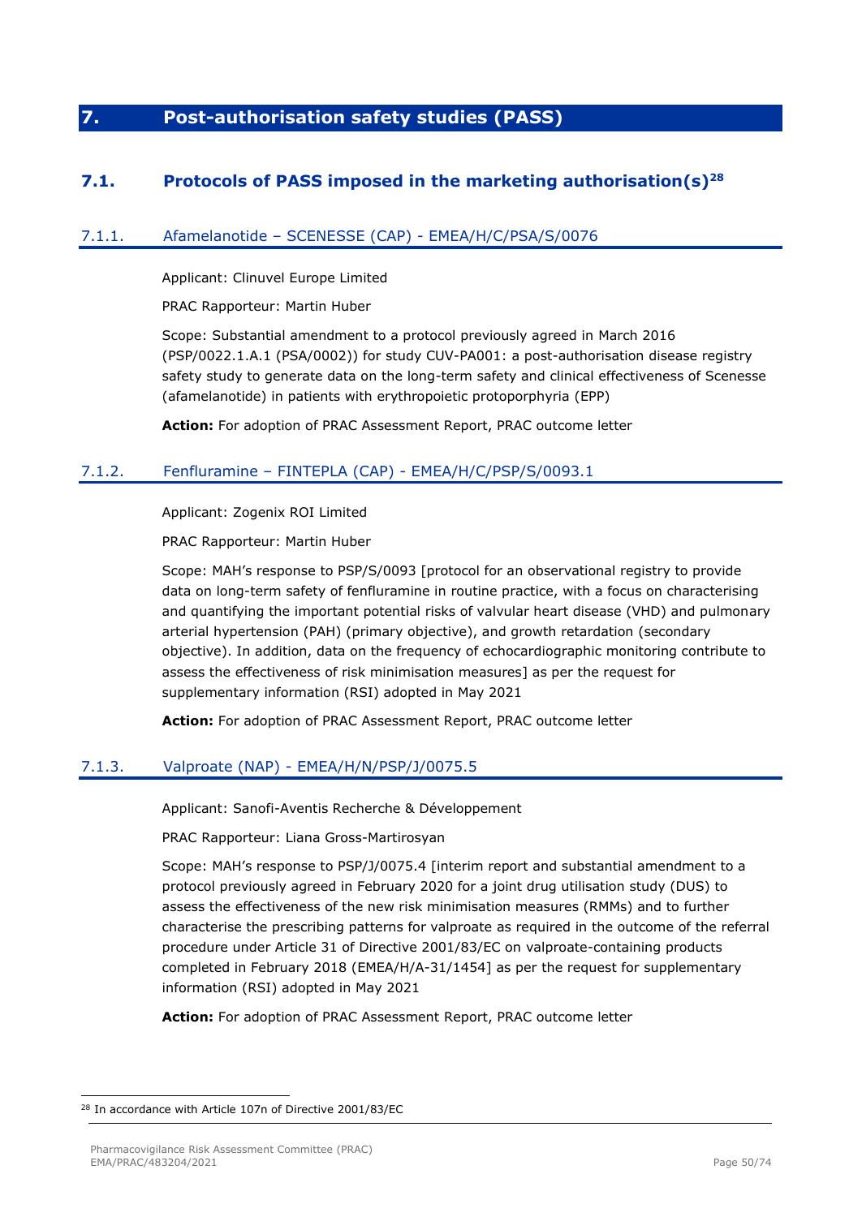# 7. Post-authorisation safety studies (PASS)

## 7.1. Protocols of PASS imposed in the marketing authorisation(s)[28]

### 7.1.1. Afamelanotide – SCENESSE (CAP) - EMEA/H/C/PSA/S/0076

Applicant: Clinuvel Europe Limited

PRAC Rapporteur: Martin Huber

Scope: Substantial amendment to a protocol previously agreed in March 2016 (PSP/0022.1.A.1 (PSA/0002)) for study CUV-PA001: a post-authorisation disease registry safety study to generate data on the long-term safety and clinical effectiveness of Scenesse (afamelanotide) in patients with erythropoietic protoporphyria (EPP)

**Action:** For adoption of PRAC Assessment Report, PRAC outcome letter

### 7.1.2. Fenfluramine – FINTEPLA (CAP) - EMEA/H/C/PSP/S/0093.1

Applicant: Zogenix ROI Limited

PRAC Rapporteur: Martin Huber

Scope: MAH's response to PSP/S/0093 [protocol for an observational registry to provide data on long-term safety of fenfluramine in routine practice, with a focus on characterising and quantifying the important potential risks of valvular heart disease (VHD) and pulmonary arterial hypertension (PAH) (primary objective), and growth retardation (secondary objective). In addition, data on the frequency of echocardiographic monitoring contribute to assess the effectiveness of risk minimisation measures] as per the request for supplementary information (RSI) adopted in May 2021

**Action:** For adoption of PRAC Assessment Report, PRAC outcome letter

### 7.1.3. Valproate (NAP) - EMEA/H/N/PSP/J/0075.5

Applicant: Sanofi-Aventis Recherche & Développement

PRAC Rapporteur: Liana Gross-Martirosyan

Scope: MAH's response to PSP/J/0075.4 [interim report and substantial amendment to a protocol previously agreed in February 2020 for a joint drug utilisation study (DUS) to assess the effectiveness of the new risk minimisation measures (RMMs) and to further characterise the prescribing patterns for valproate as required in the outcome of the referral procedure under Article 31 of Directive 2001/83/EC on valproate-containing products completed in February 2018 (EMEA/H/A-31/1454] as per the request for supplementary information (RSI) adopted in May 2021

**Action:** For adoption of PRAC Assessment Report, PRAC outcome letter

---

[28] In accordance with Article 107n of Directive 2001/83/EC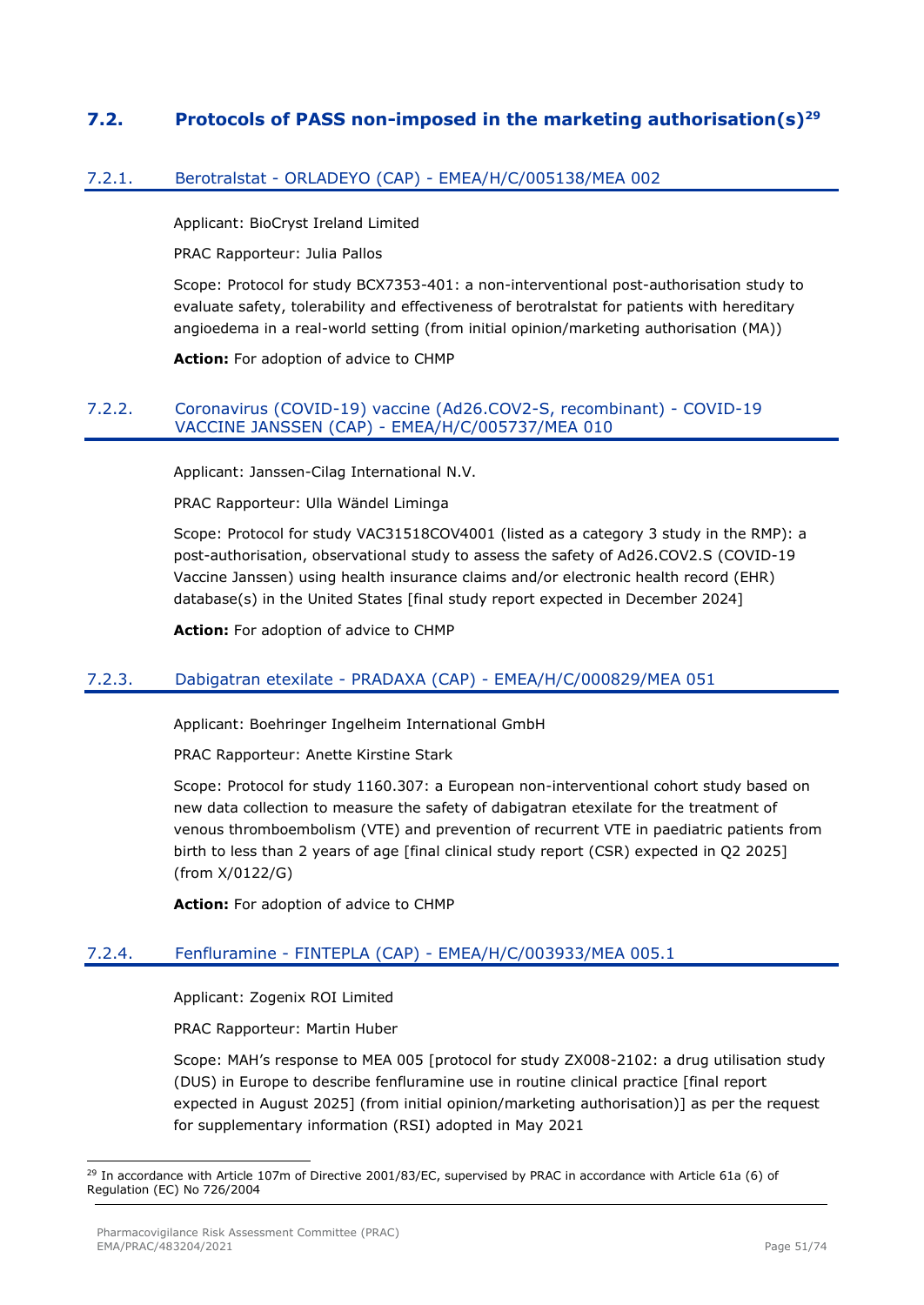## 7.2. Protocols of PASS non-imposed in the marketing authorisation(s)[29]

### 7.2.1. Berotralstat - ORLADEYO (CAP) - EMEA/H/C/005138/MEA 002

Applicant: BioCryst Ireland Limited

PRAC Rapporteur: Julia Pallos

Scope: Protocol for study BCX7353-401: a non-interventional post-authorisation study to evaluate safety, tolerability and effectiveness of berotralstat for patients with hereditary angioedema in a real-world setting (from initial opinion/marketing authorisation (MA))

**Action:** For adoption of advice to CHMP

### 7.2.2. Coronavirus (COVID-19) vaccine (Ad26.COV2-S, recombinant) - COVID-19 VACCINE JANSSEN (CAP) - EMEA/H/C/005737/MEA 010

Applicant: Janssen-Cilag International N.V.

PRAC Rapporteur: Ulla Wändel Liminga

Scope: Protocol for study VAC31518COV4001 (listed as a category 3 study in the RMP): a post-authorisation, observational study to assess the safety of Ad26.COV2.S (COVID-19 Vaccine Janssen) using health insurance claims and/or electronic health record (EHR) database(s) in the United States [final study report expected in December 2024]

**Action:** For adoption of advice to CHMP

### 7.2.3. Dabigatran etexilate - PRADAXA (CAP) - EMEA/H/C/000829/MEA 051

Applicant: Boehringer Ingelheim International GmbH

PRAC Rapporteur: Anette Kirstine Stark

Scope: Protocol for study 1160.307: a European non-interventional cohort study based on new data collection to measure the safety of dabigatran etexilate for the treatment of venous thromboembolism (VTE) and prevention of recurrent VTE in paediatric patients from birth to less than 2 years of age [final clinical study report (CSR) expected in Q2 2025] (from X/0122/G)

**Action:** For adoption of advice to CHMP

### 7.2.4. Fenfluramine - FINTEPLA (CAP) - EMEA/H/C/003933/MEA 005.1

Applicant: Zogenix ROI Limited

PRAC Rapporteur: Martin Huber

Scope: MAH's response to MEA 005 [protocol for study ZX008-2102: a drug utilisation study (DUS) in Europe to describe fenfluramine use in routine clinical practice [final report expected in August 2025] (from initial opinion/marketing authorisation)] as per the request for supplementary information (RSI) adopted in May 2021

[29] In accordance with Article 107m of Directive 2001/83/EC, supervised by PRAC in accordance with Article 61a (6) of Regulation (EC) No 726/2004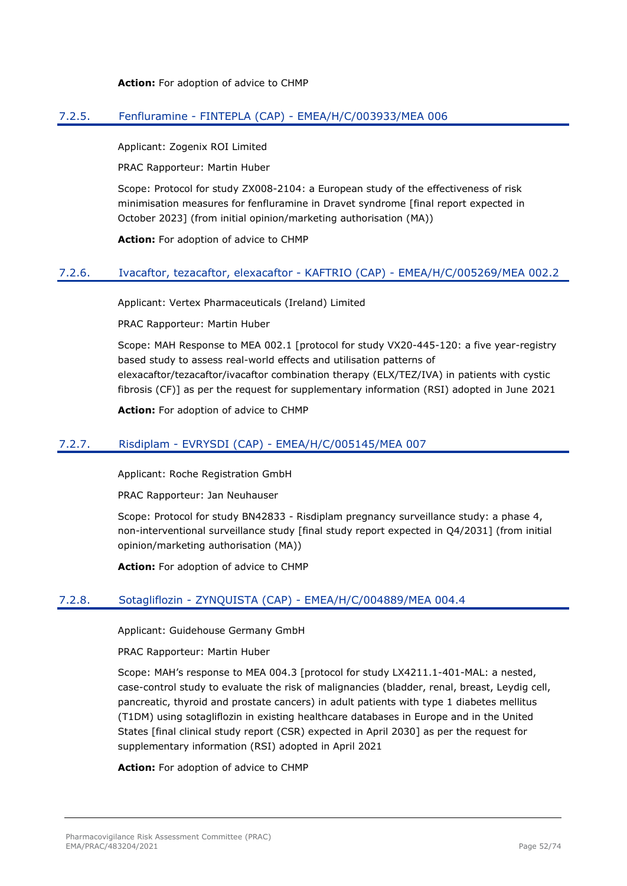**Action:** For adoption of advice to CHMP

### 7.2.5. Fenfluramine - FINTEPLA (CAP) - EMEA/H/C/003933/MEA 006

Applicant: Zogenix ROI Limited

PRAC Rapporteur: Martin Huber

Scope: Protocol for study ZX008-2104: a European study of the effectiveness of risk minimisation measures for fenfluramine in Dravet syndrome [final report expected in October 2023] (from initial opinion/marketing authorisation (MA))

**Action:** For adoption of advice to CHMP

### 7.2.6. Ivacaftor, tezacaftor, elexacaftor - KAFTRIO (CAP) - EMEA/H/C/005269/MEA 002.2

Applicant: Vertex Pharmaceuticals (Ireland) Limited

PRAC Rapporteur: Martin Huber

Scope: MAH Response to MEA 002.1 [protocol for study VX20-445-120: a five year-registry based study to assess real-world effects and utilisation patterns of elexacaftor/tezacaftor/ivacaftor combination therapy (ELX/TEZ/IVA) in patients with cystic fibrosis (CF)] as per the request for supplementary information (RSI) adopted in June 2021

**Action:** For adoption of advice to CHMP

### 7.2.7. Risdiplam - EVRYSDI (CAP) - EMEA/H/C/005145/MEA 007

Applicant: Roche Registration GmbH

PRAC Rapporteur: Jan Neuhauser

Scope: Protocol for study BN42833 - Risdiplam pregnancy surveillance study: a phase 4, non-interventional surveillance study [final study report expected in Q4/2031] (from initial opinion/marketing authorisation (MA))

**Action:** For adoption of advice to CHMP

### 7.2.8. Sotagliflozin - ZYNQUISTA (CAP) - EMEA/H/C/004889/MEA 004.4

Applicant: Guidehouse Germany GmbH

PRAC Rapporteur: Martin Huber

Scope: MAH's response to MEA 004.3 [protocol for study LX4211.1-401-MAL: a nested, case-control study to evaluate the risk of malignancies (bladder, renal, breast, Leydig cell, pancreatic, thyroid and prostate cancers) in adult patients with type 1 diabetes mellitus (T1DM) using sotagliflozin in existing healthcare databases in Europe and in the United States [final clinical study report (CSR) expected in April 2030] as per the request for supplementary information (RSI) adopted in April 2021

**Action:** For adoption of advice to CHMP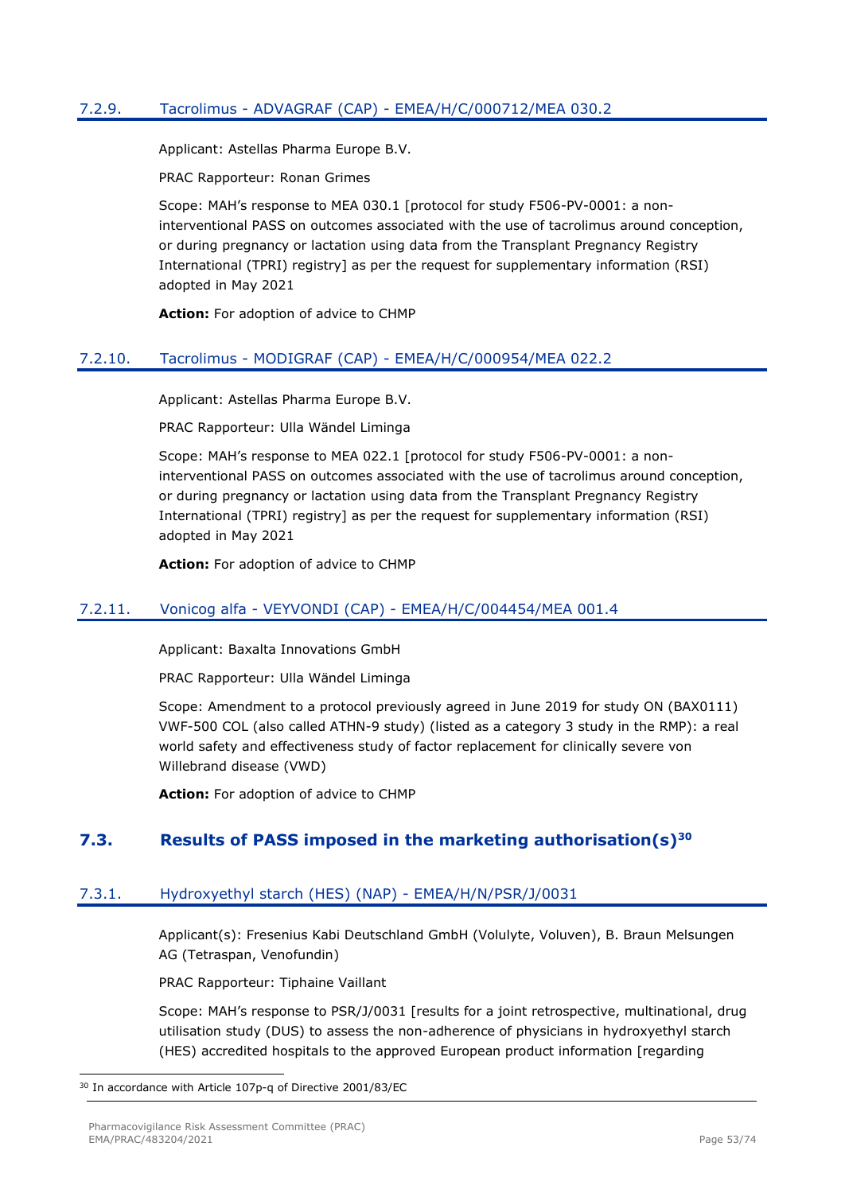### 7.2.9. Tacrolimus - ADVAGRAF (CAP) - EMEA/H/C/000712/MEA 030.2

Applicant: Astellas Pharma Europe B.V.

PRAC Rapporteur: Ronan Grimes

Scope: MAH's response to MEA 030.1 [protocol for study F506-PV-0001: a non-interventional PASS on outcomes associated with the use of tacrolimus around conception, or during pregnancy or lactation using data from the Transplant Pregnancy Registry International (TPRI) registry] as per the request for supplementary information (RSI) adopted in May 2021

**Action:** For adoption of advice to CHMP

### 7.2.10. Tacrolimus - MODIGRAF (CAP) - EMEA/H/C/000954/MEA 022.2

Applicant: Astellas Pharma Europe B.V.

PRAC Rapporteur: Ulla Wändel Liminga

Scope: MAH's response to MEA 022.1 [protocol for study F506-PV-0001: a non-interventional PASS on outcomes associated with the use of tacrolimus around conception, or during pregnancy or lactation using data from the Transplant Pregnancy Registry International (TPRI) registry] as per the request for supplementary information (RSI) adopted in May 2021

**Action:** For adoption of advice to CHMP

### 7.2.11. Vonicog alfa - VEYVONDI (CAP) - EMEA/H/C/004454/MEA 001.4

Applicant: Baxalta Innovations GmbH

PRAC Rapporteur: Ulla Wändel Liminga

Scope: Amendment to a protocol previously agreed in June 2019 for study ON (BAX0111) VWF-500 COL (also called ATHN-9 study) (listed as a category 3 study in the RMP): a real world safety and effectiveness study of factor replacement for clinically severe von Willebrand disease (VWD)

**Action:** For adoption of advice to CHMP

## 7.3. Results of PASS imposed in the marketing authorisation(s)[30]

### 7.3.1. Hydroxyethyl starch (HES) (NAP) - EMEA/H/N/PSR/J/0031

Applicant(s): Fresenius Kabi Deutschland GmbH (Volulyte, Voluven), B. Braun Melsungen AG (Tetraspan, Venofundin)

PRAC Rapporteur: Tiphaine Vaillant

Scope: MAH's response to PSR/J/0031 [results for a joint retrospective, multinational, drug utilisation study (DUS) to assess the non-adherence of physicians in hydroxyethyl starch (HES) accredited hospitals to the approved European product information [regarding

[30] In accordance with Article 107p-q of Directive 2001/83/EC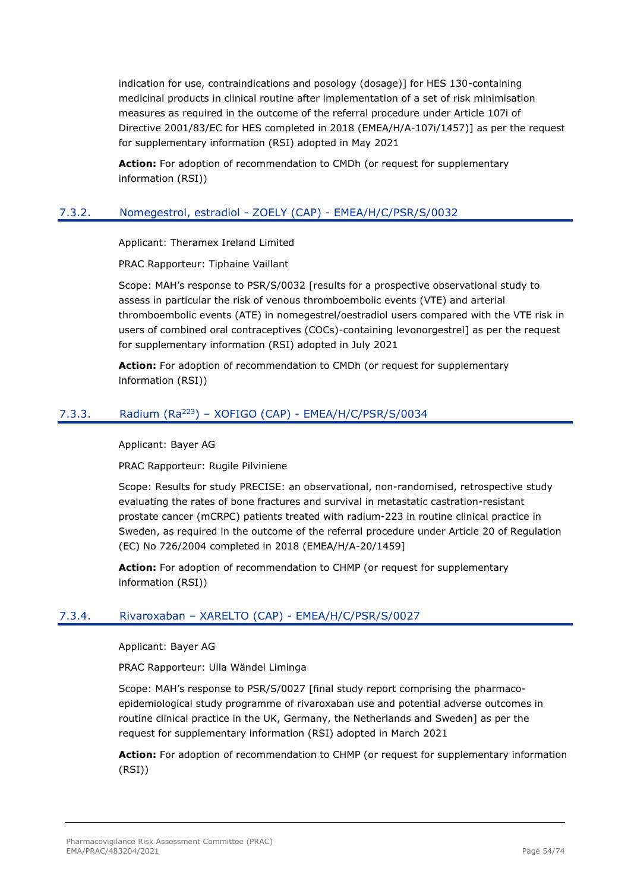indication for use, contraindications and posology (dosage)] for HES 130-containing medicinal products in clinical routine after implementation of a set of risk minimisation measures as required in the outcome of the referral procedure under Article 107i of Directive 2001/83/EC for HES completed in 2018 (EMEA/H/A-107i/1457)] as per the request for supplementary information (RSI) adopted in May 2021

**Action:** For adoption of recommendation to CMDh (or request for supplementary information (RSI))

### 7.3.2. Nomegestrol, estradiol - ZOELY (CAP) - EMEA/H/C/PSR/S/0032

Applicant: Theramex Ireland Limited

PRAC Rapporteur: Tiphaine Vaillant

Scope: MAH's response to PSR/S/0032 [results for a prospective observational study to assess in particular the risk of venous thromboembolic events (VTE) and arterial thromboembolic events (ATE) in nomegestrel/oestradiol users compared with the VTE risk in users of combined oral contraceptives (COCs)-containing levonorgestrel] as per the request for supplementary information (RSI) adopted in July 2021

**Action:** For adoption of recommendation to CMDh (or request for supplementary information (RSI))

### 7.3.3. Radium ($Ra^{223}$) – XOFIGO (CAP) - EMEA/H/C/PSR/S/0034

Applicant: Bayer AG

PRAC Rapporteur: Rugile Pilviniene

Scope: Results for study PRECISE: an observational, non-randomised, retrospective study evaluating the rates of bone fractures and survival in metastatic castration-resistant prostate cancer (mCRPC) patients treated with radium-223 in routine clinical practice in Sweden, as required in the outcome of the referral procedure under Article 20 of Regulation (EC) No 726/2004 completed in 2018 (EMEA/H/A-20/1459]

**Action:** For adoption of recommendation to CHMP (or request for supplementary information (RSI))

### 7.3.4. Rivaroxaban – XARELTO (CAP) - EMEA/H/C/PSR/S/0027

Applicant: Bayer AG

PRAC Rapporteur: Ulla Wändel Liminga

Scope: MAH's response to PSR/S/0027 [final study report comprising the pharmaco-epidemiological study programme of rivaroxaban use and potential adverse outcomes in routine clinical practice in the UK, Germany, the Netherlands and Sweden] as per the request for supplementary information (RSI) adopted in March 2021

**Action:** For adoption of recommendation to CHMP (or request for supplementary information (RSI))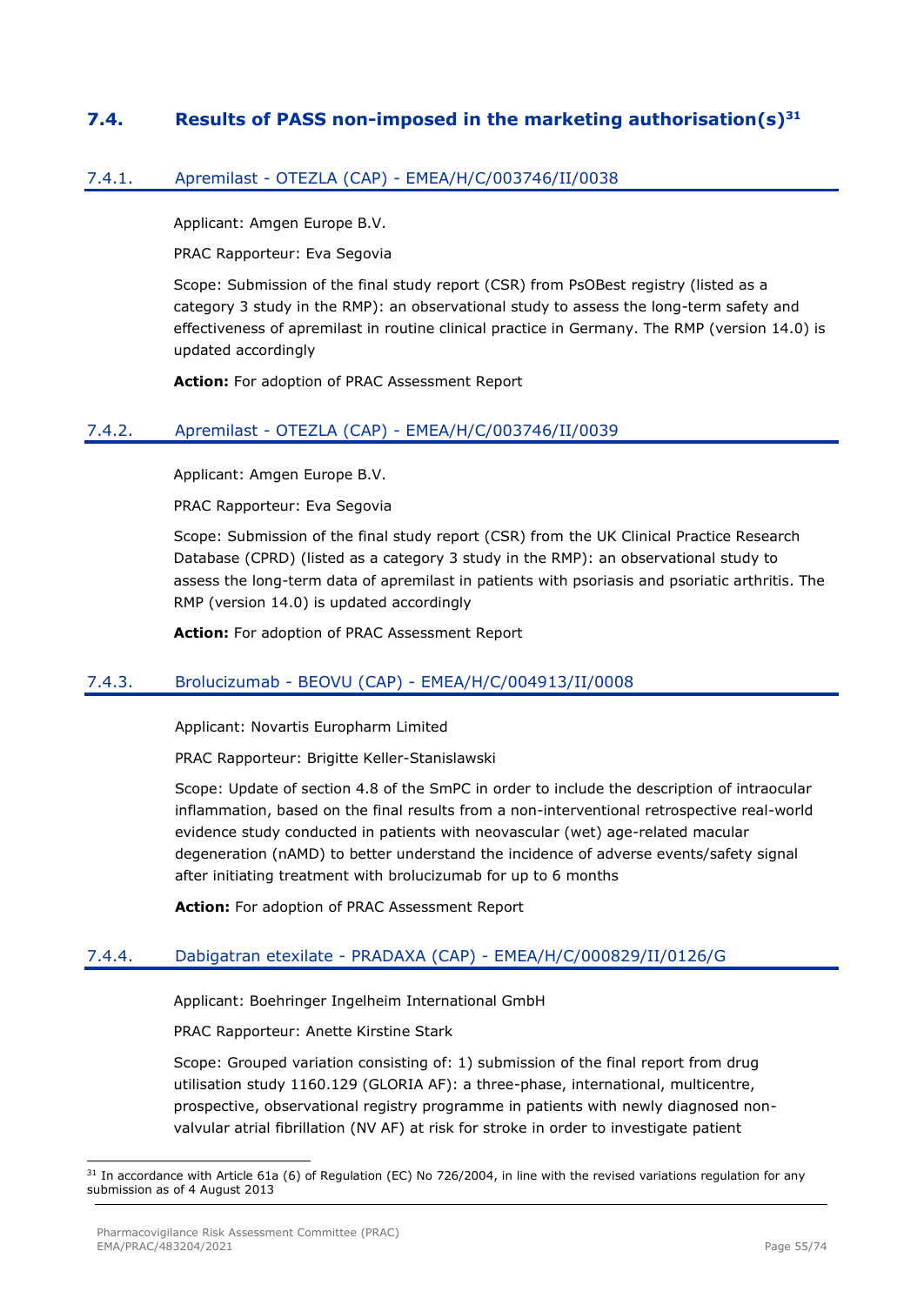## 7.4. Results of PASS non-imposed in the marketing authorisation(s)[31]

### 7.4.1. Apremilast - OTEZLA (CAP) - EMEA/H/C/003746/II/0038

Applicant: Amgen Europe B.V.

PRAC Rapporteur: Eva Segovia

Scope: Submission of the final study report (CSR) from PsOBest registry (listed as a category 3 study in the RMP): an observational study to assess the long-term safety and effectiveness of apremilast in routine clinical practice in Germany. The RMP (version 14.0) is updated accordingly

**Action:** For adoption of PRAC Assessment Report

### 7.4.2. Apremilast - OTEZLA (CAP) - EMEA/H/C/003746/II/0039

Applicant: Amgen Europe B.V.

PRAC Rapporteur: Eva Segovia

Scope: Submission of the final study report (CSR) from the UK Clinical Practice Research Database (CPRD) (listed as a category 3 study in the RMP): an observational study to assess the long-term data of apremilast in patients with psoriasis and psoriatic arthritis. The RMP (version 14.0) is updated accordingly

**Action:** For adoption of PRAC Assessment Report

### 7.4.3. Brolucizumab - BEOVU (CAP) - EMEA/H/C/004913/II/0008

Applicant: Novartis Europharm Limited

PRAC Rapporteur: Brigitte Keller-Stanislawski

Scope: Update of section 4.8 of the SmPC in order to include the description of intraocular inflammation, based on the final results from a non-interventional retrospective real-world evidence study conducted in patients with neovascular (wet) age-related macular degeneration (nAMD) to better understand the incidence of adverse events/safety signal after initiating treatment with brolucizumab for up to 6 months

**Action:** For adoption of PRAC Assessment Report

### 7.4.4. Dabigatran etexilate - PRADAXA (CAP) - EMEA/H/C/000829/II/0126/G

Applicant: Boehringer Ingelheim International GmbH

PRAC Rapporteur: Anette Kirstine Stark

Scope: Grouped variation consisting of: 1) submission of the final report from drug utilisation study 1160.129 (GLORIA AF): a three-phase, international, multicentre, prospective, observational registry programme in patients with newly diagnosed non-valvular atrial fibrillation (NV AF) at risk for stroke in order to investigate patient

[31] In accordance with Article 61a (6) of Regulation (EC) No 726/2004, in line with the revised variations regulation for any submission as of 4 August 2013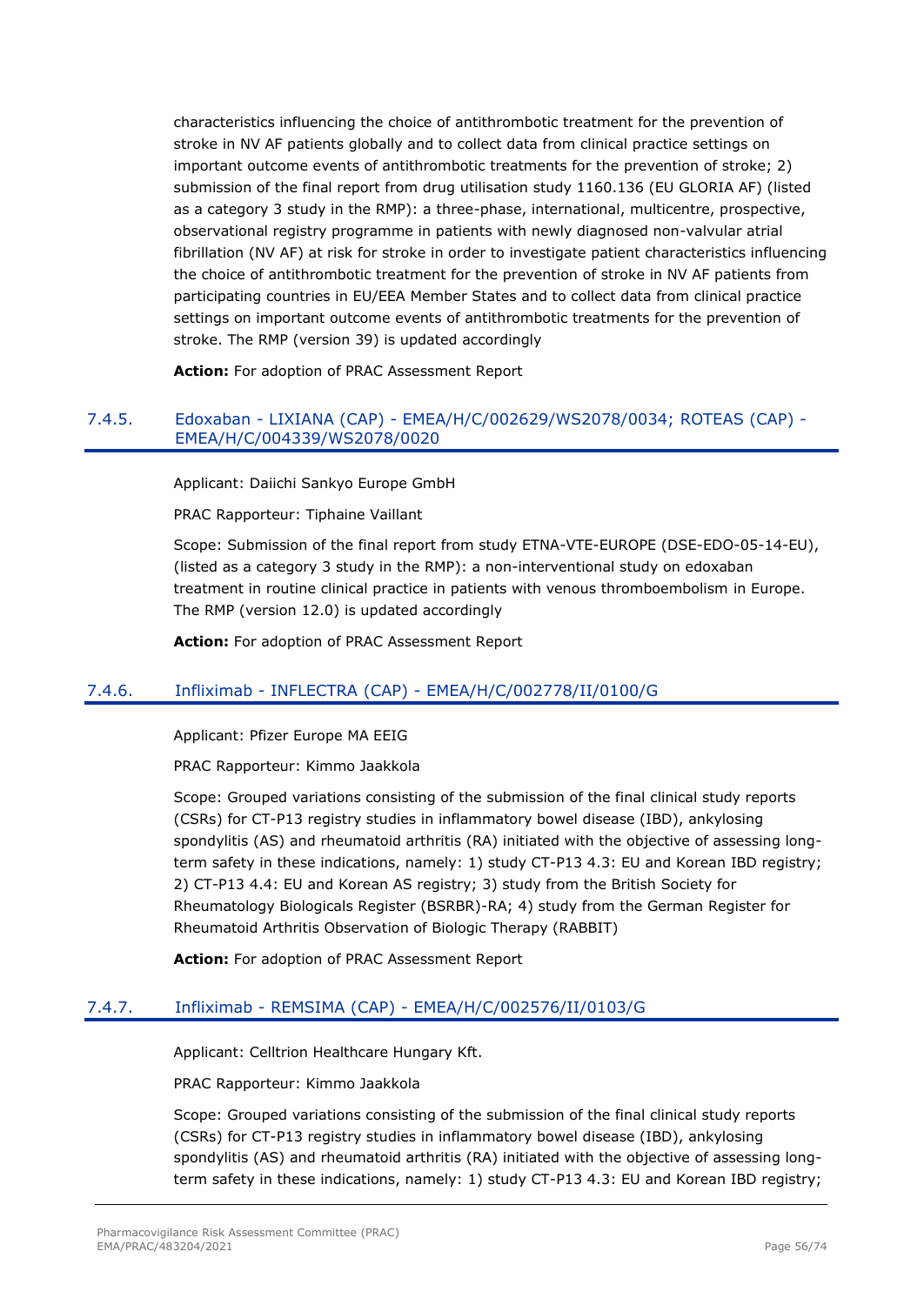characteristics influencing the choice of antithrombotic treatment for the prevention of stroke in NV AF patients globally and to collect data from clinical practice settings on important outcome events of antithrombotic treatments for the prevention of stroke; 2) submission of the final report from drug utilisation study 1160.136 (EU GLORIA AF) (listed as a category 3 study in the RMP): a three-phase, international, multicentre, prospective, observational registry programme in patients with newly diagnosed non-valvular atrial fibrillation (NV AF) at risk for stroke in order to investigate patient characteristics influencing the choice of antithrombotic treatment for the prevention of stroke in NV AF patients from participating countries in EU/EEA Member States and to collect data from clinical practice settings on important outcome events of antithrombotic treatments for the prevention of stroke. The RMP (version 39) is updated accordingly

**Action:** For adoption of PRAC Assessment Report

### 7.4.5. Edoxaban - LIXIANA (CAP) - EMEA/H/C/002629/WS2078/0034; ROTEAS (CAP) - EMEA/H/C/004339/WS2078/0020

Applicant: Daiichi Sankyo Europe GmbH

PRAC Rapporteur: Tiphaine Vaillant

Scope: Submission of the final report from study ETNA-VTE-EUROPE (DSE-EDO-05-14-EU), (listed as a category 3 study in the RMP): a non-interventional study on edoxaban treatment in routine clinical practice in patients with venous thromboembolism in Europe. The RMP (version 12.0) is updated accordingly

**Action:** For adoption of PRAC Assessment Report

### 7.4.6. Infliximab - INFLECTRA (CAP) - EMEA/H/C/002778/II/0100/G

Applicant: Pfizer Europe MA EEIG

PRAC Rapporteur: Kimmo Jaakkola

Scope: Grouped variations consisting of the submission of the final clinical study reports (CSRs) for CT-P13 registry studies in inflammatory bowel disease (IBD), ankylosing spondylitis (AS) and rheumatoid arthritis (RA) initiated with the objective of assessing long-term safety in these indications, namely: 1) study CT-P13 4.3: EU and Korean IBD registry; 2) CT-P13 4.4: EU and Korean AS registry; 3) study from the British Society for Rheumatology Biologicals Register (BSRBR)-RA; 4) study from the German Register for Rheumatoid Arthritis Observation of Biologic Therapy (RABBIT)

**Action:** For adoption of PRAC Assessment Report

### 7.4.7. Infliximab - REMSIMA (CAP) - EMEA/H/C/002576/II/0103/G

Applicant: Celltrion Healthcare Hungary Kft.

PRAC Rapporteur: Kimmo Jaakkola

Scope: Grouped variations consisting of the submission of the final clinical study reports (CSRs) for CT-P13 registry studies in inflammatory bowel disease (IBD), ankylosing spondylitis (AS) and rheumatoid arthritis (RA) initiated with the objective of assessing long-term safety in these indications, namely: 1) study CT-P13 4.3: EU and Korean IBD registry;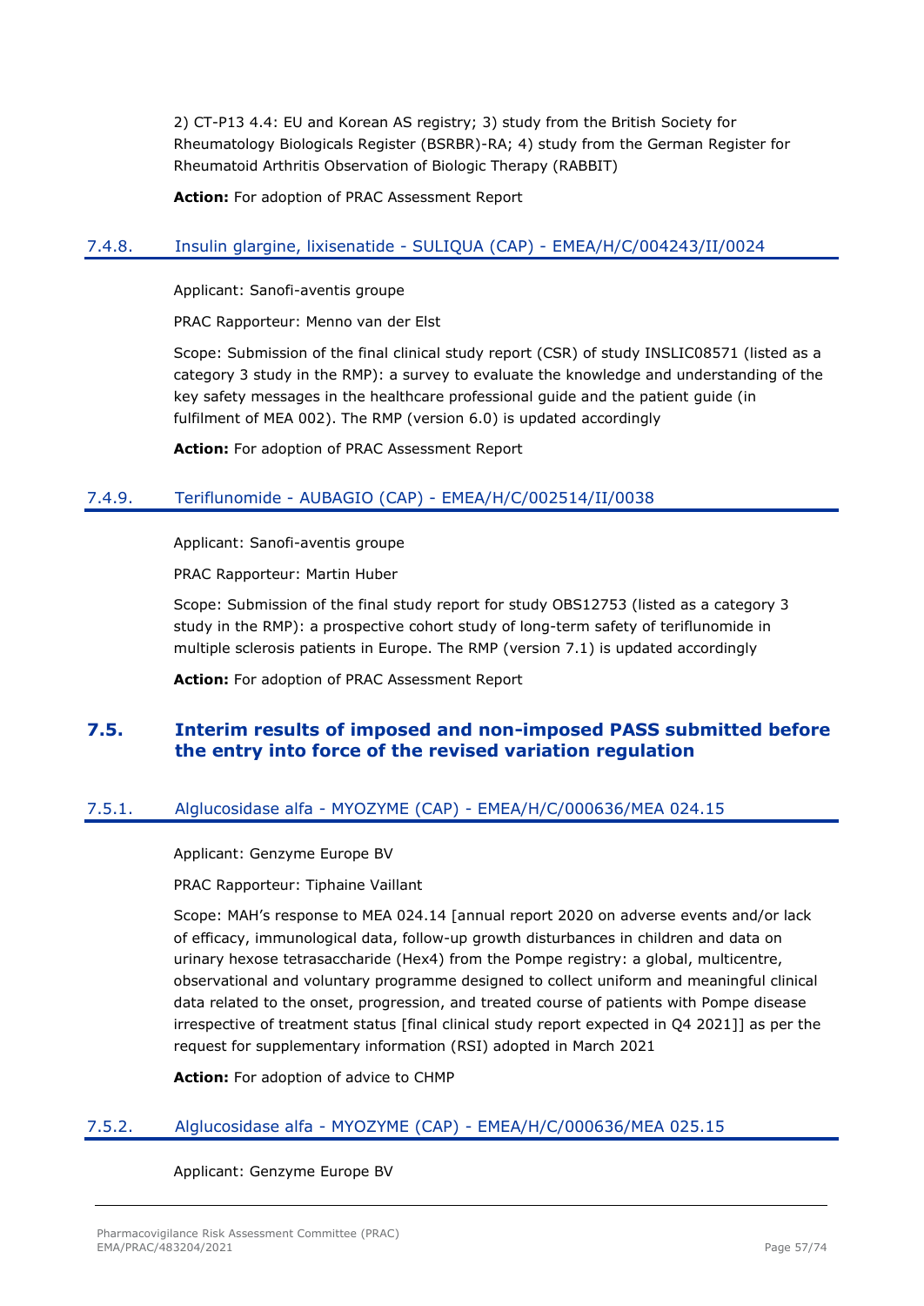2) CT-P13 4.4: EU and Korean AS registry; 3) study from the British Society for Rheumatology Biologicals Register (BSRBR)-RA; 4) study from the German Register for Rheumatoid Arthritis Observation of Biologic Therapy (RABBIT)

**Action:** For adoption of PRAC Assessment Report

### 7.4.8. Insulin glargine, lixisenatide - SULIQUA (CAP) - EMEA/H/C/004243/II/0024

Applicant: Sanofi-aventis groupe

PRAC Rapporteur: Menno van der Elst

Scope: Submission of the final clinical study report (CSR) of study INSLIC08571 (listed as a category 3 study in the RMP): a survey to evaluate the knowledge and understanding of the key safety messages in the healthcare professional guide and the patient guide (in fulfilment of MEA 002). The RMP (version 6.0) is updated accordingly

**Action:** For adoption of PRAC Assessment Report

### 7.4.9. Teriflunomide - AUBAGIO (CAP) - EMEA/H/C/002514/II/0038

Applicant: Sanofi-aventis groupe

PRAC Rapporteur: Martin Huber

Scope: Submission of the final study report for study OBS12753 (listed as a category 3 study in the RMP): a prospective cohort study of long-term safety of teriflunomide in multiple sclerosis patients in Europe. The RMP (version 7.1) is updated accordingly

**Action:** For adoption of PRAC Assessment Report

## 7.5. Interim results of imposed and non-imposed PASS submitted before the entry into force of the revised variation regulation

### 7.5.1. Alglucosidase alfa - MYOZYME (CAP) - EMEA/H/C/000636/MEA 024.15

Applicant: Genzyme Europe BV

PRAC Rapporteur: Tiphaine Vaillant

Scope: MAH's response to MEA 024.14 [annual report 2020 on adverse events and/or lack of efficacy, immunological data, follow-up growth disturbances in children and data on urinary hexose tetrasaccharide (Hex4) from the Pompe registry: a global, multicentre, observational and voluntary programme designed to collect uniform and meaningful clinical data related to the onset, progression, and treated course of patients with Pompe disease irrespective of treatment status [final clinical study report expected in Q4 2021]] as per the request for supplementary information (RSI) adopted in March 2021

**Action:** For adoption of advice to CHMP

### 7.5.2. Alglucosidase alfa - MYOZYME (CAP) - EMEA/H/C/000636/MEA 025.15

Applicant: Genzyme Europe BV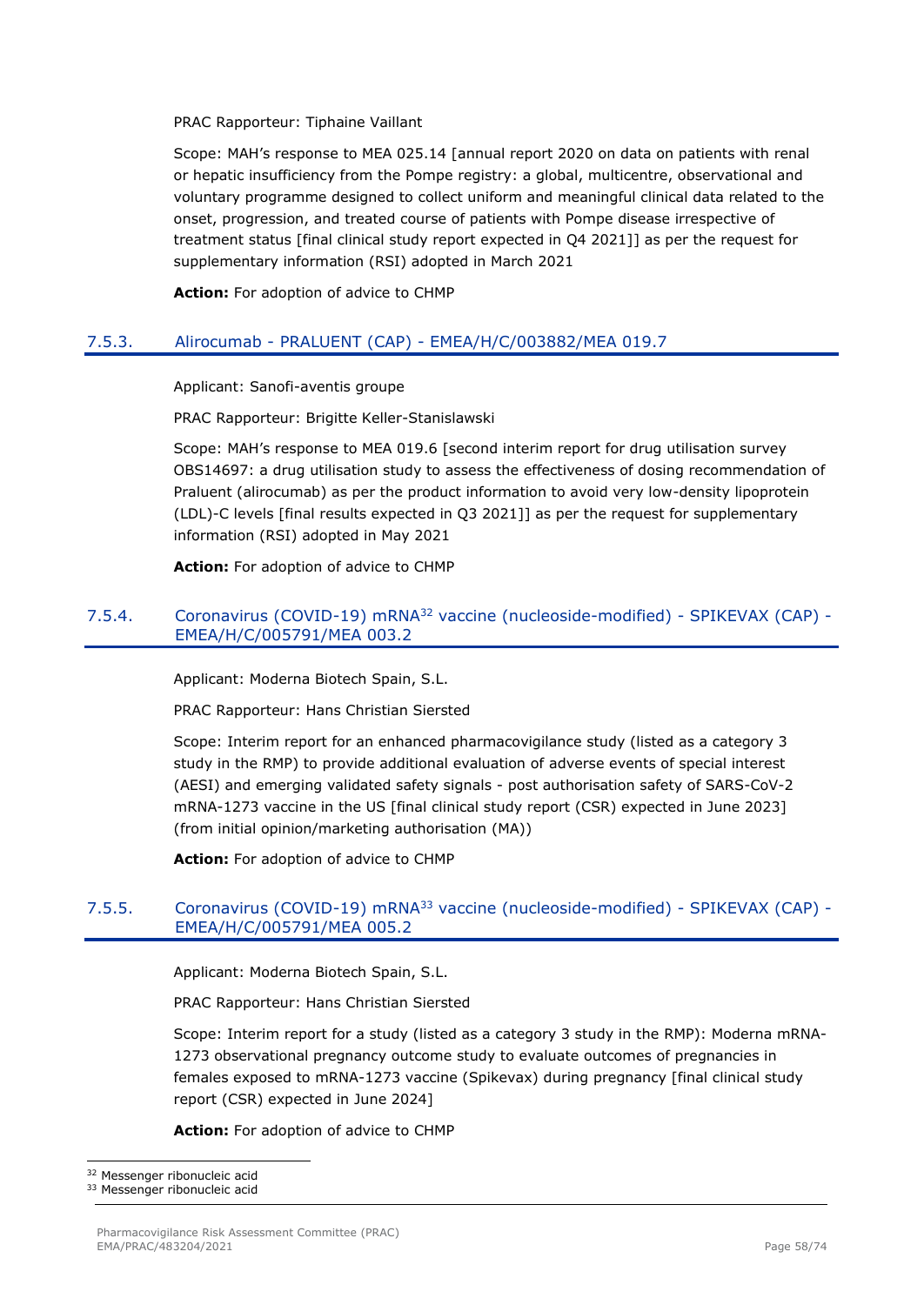PRAC Rapporteur: Tiphaine Vaillant

Scope: MAH's response to MEA 025.14 [annual report 2020 on data on patients with renal or hepatic insufficiency from the Pompe registry: a global, multicentre, observational and voluntary programme designed to collect uniform and meaningful clinical data related to the onset, progression, and treated course of patients with Pompe disease irrespective of treatment status [final clinical study report expected in Q4 2021]] as per the request for supplementary information (RSI) adopted in March 2021

**Action:** For adoption of advice to CHMP

### 7.5.3. Alirocumab - PRALUENT (CAP) - EMEA/H/C/003882/MEA 019.7

Applicant: Sanofi-aventis groupe

PRAC Rapporteur: Brigitte Keller-Stanislawski

Scope: MAH's response to MEA 019.6 [second interim report for drug utilisation survey OBS14697: a drug utilisation study to assess the effectiveness of dosing recommendation of Praluent (alirocumab) as per the product information to avoid very low-density lipoprotein (LDL)-C levels [final results expected in Q3 2021]] as per the request for supplementary information (RSI) adopted in May 2021

**Action:** For adoption of advice to CHMP

### 7.5.4. Coronavirus (COVID-19) mRNA[32] vaccine (nucleoside-modified) - SPIKEVAX (CAP) - EMEA/H/C/005791/MEA 003.2

Applicant: Moderna Biotech Spain, S.L.

PRAC Rapporteur: Hans Christian Siersted

Scope: Interim report for an enhanced pharmacovigilance study (listed as a category 3 study in the RMP) to provide additional evaluation of adverse events of special interest (AESI) and emerging validated safety signals - post authorisation safety of SARS-CoV-2 mRNA-1273 vaccine in the US [final clinical study report (CSR) expected in June 2023] (from initial opinion/marketing authorisation (MA))

**Action:** For adoption of advice to CHMP

### 7.5.5. Coronavirus (COVID-19) mRNA[33] vaccine (nucleoside-modified) - SPIKEVAX (CAP) - EMEA/H/C/005791/MEA 005.2

Applicant: Moderna Biotech Spain, S.L.

PRAC Rapporteur: Hans Christian Siersted

Scope: Interim report for a study (listed as a category 3 study in the RMP): Moderna mRNA-1273 observational pregnancy outcome study to evaluate outcomes of pregnancies in females exposed to mRNA-1273 vaccine (Spikevax) during pregnancy [final clinical study report (CSR) expected in June 2024]

**Action:** For adoption of advice to CHMP

[32] Messenger ribonucleic acid

[33] Messenger ribonucleic acid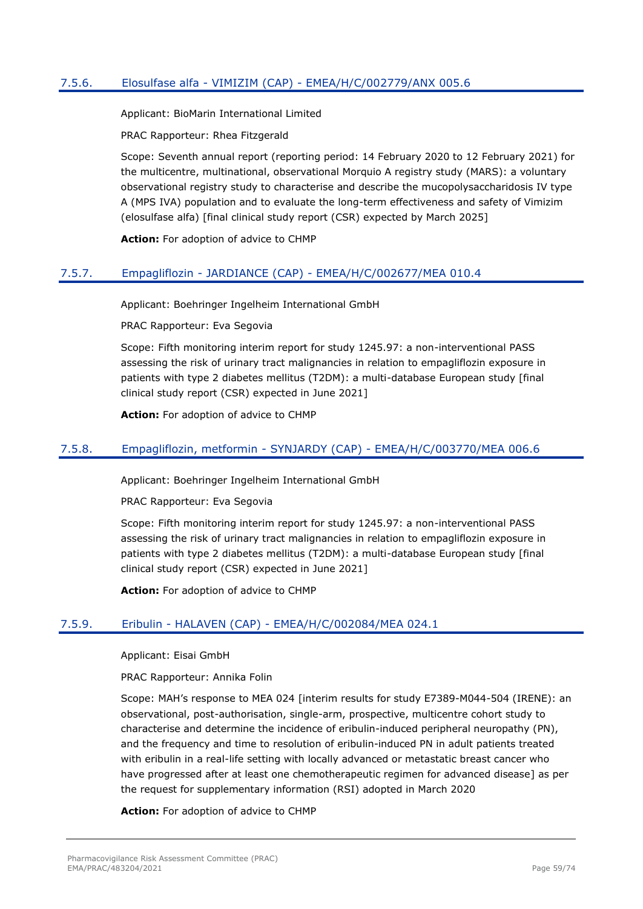### 7.5.6. Elosulfase alfa - VIMIZIM (CAP) - EMEA/H/C/002779/ANX 005.6

Applicant: BioMarin International Limited

PRAC Rapporteur: Rhea Fitzgerald

Scope: Seventh annual report (reporting period: 14 February 2020 to 12 February 2021) for the multicentre, multinational, observational Morquio A registry study (MARS): a voluntary observational registry study to characterise and describe the mucopolysaccharidosis IV type A (MPS IVA) population and to evaluate the long-term effectiveness and safety of Vimizim (elosulfase alfa) [final clinical study report (CSR) expected by March 2025]

**Action:** For adoption of advice to CHMP

### 7.5.7. Empagliflozin - JARDIANCE (CAP) - EMEA/H/C/002677/MEA 010.4

Applicant: Boehringer Ingelheim International GmbH

PRAC Rapporteur: Eva Segovia

Scope: Fifth monitoring interim report for study 1245.97: a non-interventional PASS assessing the risk of urinary tract malignancies in relation to empagliflozin exposure in patients with type 2 diabetes mellitus (T2DM): a multi-database European study [final clinical study report (CSR) expected in June 2021]

**Action:** For adoption of advice to CHMP

### 7.5.8. Empagliflozin, metformin - SYNJARDY (CAP) - EMEA/H/C/003770/MEA 006.6

Applicant: Boehringer Ingelheim International GmbH

PRAC Rapporteur: Eva Segovia

Scope: Fifth monitoring interim report for study 1245.97: a non-interventional PASS assessing the risk of urinary tract malignancies in relation to empagliflozin exposure in patients with type 2 diabetes mellitus (T2DM): a multi-database European study [final clinical study report (CSR) expected in June 2021]

**Action:** For adoption of advice to CHMP

### 7.5.9. Eribulin - HALAVEN (CAP) - EMEA/H/C/002084/MEA 024.1

Applicant: Eisai GmbH

PRAC Rapporteur: Annika Folin

Scope: MAH's response to MEA 024 [interim results for study E7389-M044-504 (IRENE): an observational, post-authorisation, single-arm, prospective, multicentre cohort study to characterise and determine the incidence of eribulin-induced peripheral neuropathy (PN), and the frequency and time to resolution of eribulin-induced PN in adult patients treated with eribulin in a real-life setting with locally advanced or metastatic breast cancer who have progressed after at least one chemotherapeutic regimen for advanced disease] as per the request for supplementary information (RSI) adopted in March 2020

**Action:** For adoption of advice to CHMP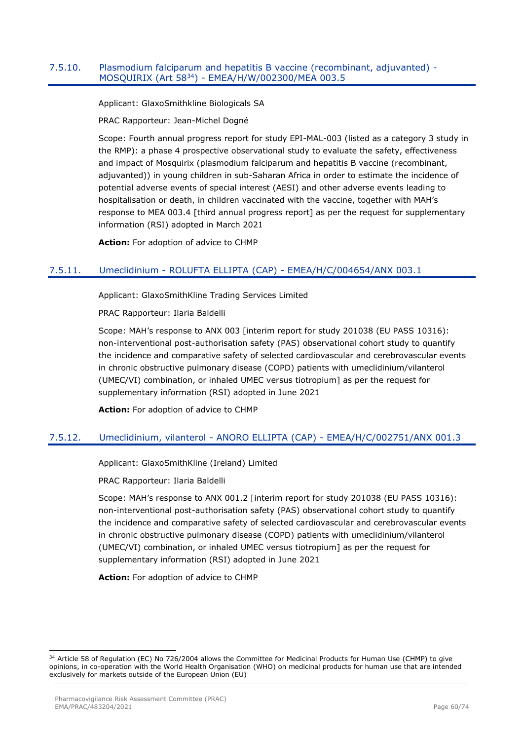### 7.5.10. Plasmodium falciparum and hepatitis B vaccine (recombinant, adjuvanted) - MOSQUIRIX (Art 58[34]) - EMEA/H/W/002300/MEA 003.5

Applicant: GlaxoSmithkline Biologicals SA

PRAC Rapporteur: Jean-Michel Dogné

Scope: Fourth annual progress report for study EPI-MAL-003 (listed as a category 3 study in the RMP): a phase 4 prospective observational study to evaluate the safety, effectiveness and impact of Mosquirix (plasmodium falciparum and hepatitis B vaccine (recombinant, adjuvanted)) in young children in sub-Saharan Africa in order to estimate the incidence of potential adverse events of special interest (AESI) and other adverse events leading to hospitalisation or death, in children vaccinated with the vaccine, together with MAH's response to MEA 003.4 [third annual progress report] as per the request for supplementary information (RSI) adopted in March 2021

**Action:** For adoption of advice to CHMP

### 7.5.11. Umeclidinium - ROLUFTA ELLIPTA (CAP) - EMEA/H/C/004654/ANX 003.1

Applicant: GlaxoSmithKline Trading Services Limited

PRAC Rapporteur: Ilaria Baldelli

Scope: MAH's response to ANX 003 [interim report for study 201038 (EU PASS 10316): non-interventional post-authorisation safety (PAS) observational cohort study to quantify the incidence and comparative safety of selected cardiovascular and cerebrovascular events in chronic obstructive pulmonary disease (COPD) patients with umeclidinium/vilanterol (UMEC/VI) combination, or inhaled UMEC versus tiotropium] as per the request for supplementary information (RSI) adopted in June 2021

**Action:** For adoption of advice to CHMP

### 7.5.12. Umeclidinium, vilanterol - ANORO ELLIPTA (CAP) - EMEA/H/C/002751/ANX 001.3

Applicant: GlaxoSmithKline (Ireland) Limited

PRAC Rapporteur: Ilaria Baldelli

Scope: MAH's response to ANX 001.2 [interim report for study 201038 (EU PASS 10316): non-interventional post-authorisation safety (PAS) observational cohort study to quantify the incidence and comparative safety of selected cardiovascular and cerebrovascular events in chronic obstructive pulmonary disease (COPD) patients with umeclidinium/vilanterol (UMEC/VI) combination, or inhaled UMEC versus tiotropium] as per the request for supplementary information (RSI) adopted in June 2021

**Action:** For adoption of advice to CHMP

---

[34] Article 58 of Regulation (EC) No 726/2004 allows the Committee for Medicinal Products for Human Use (CHMP) to give opinions, in co-operation with the World Health Organisation (WHO) on medicinal products for human use that are intended exclusively for markets outside of the European Union (EU)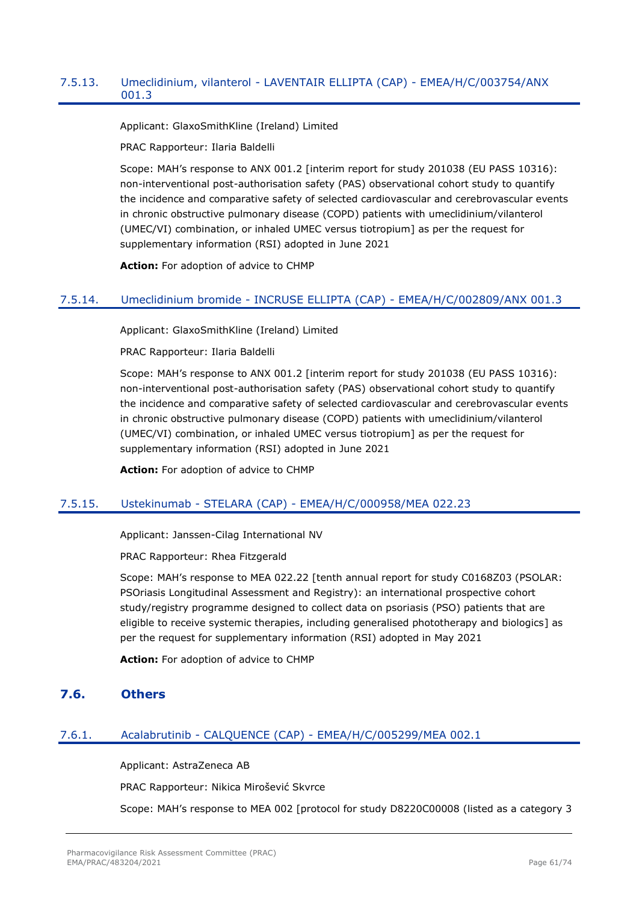### 7.5.13. Umeclidinium, vilanterol - LAVENTAIR ELLIPTA (CAP) - EMEA/H/C/003754/ANX 001.3

Applicant: GlaxoSmithKline (Ireland) Limited

PRAC Rapporteur: Ilaria Baldelli

Scope: MAH's response to ANX 001.2 [interim report for study 201038 (EU PASS 10316): non-interventional post-authorisation safety (PAS) observational cohort study to quantify the incidence and comparative safety of selected cardiovascular and cerebrovascular events in chronic obstructive pulmonary disease (COPD) patients with umeclidinium/vilanterol (UMEC/VI) combination, or inhaled UMEC versus tiotropium] as per the request for supplementary information (RSI) adopted in June 2021

**Action:** For adoption of advice to CHMP

### 7.5.14. Umeclidinium bromide - INCRUSE ELLIPTA (CAP) - EMEA/H/C/002809/ANX 001.3

Applicant: GlaxoSmithKline (Ireland) Limited

PRAC Rapporteur: Ilaria Baldelli

Scope: MAH's response to ANX 001.2 [interim report for study 201038 (EU PASS 10316): non-interventional post-authorisation safety (PAS) observational cohort study to quantify the incidence and comparative safety of selected cardiovascular and cerebrovascular events in chronic obstructive pulmonary disease (COPD) patients with umeclidinium/vilanterol (UMEC/VI) combination, or inhaled UMEC versus tiotropium] as per the request for supplementary information (RSI) adopted in June 2021

**Action:** For adoption of advice to CHMP

### 7.5.15. Ustekinumab - STELARA (CAP) - EMEA/H/C/000958/MEA 022.23

Applicant: Janssen-Cilag International NV

PRAC Rapporteur: Rhea Fitzgerald

Scope: MAH's response to MEA 022.22 [tenth annual report for study C0168Z03 (PSOLAR: PSOriasis Longitudinal Assessment and Registry): an international prospective cohort study/registry programme designed to collect data on psoriasis (PSO) patients that are eligible to receive systemic therapies, including generalised phototherapy and biologics] as per the request for supplementary information (RSI) adopted in May 2021

**Action:** For adoption of advice to CHMP

## 7.6. Others

### 7.6.1. Acalabrutinib - CALQUENCE (CAP) - EMEA/H/C/005299/MEA 002.1

Applicant: AstraZeneca AB

PRAC Rapporteur: Nikica Mirošević Skvrce

Scope: MAH's response to MEA 002 [protocol for study D8220C00008 (listed as a category 3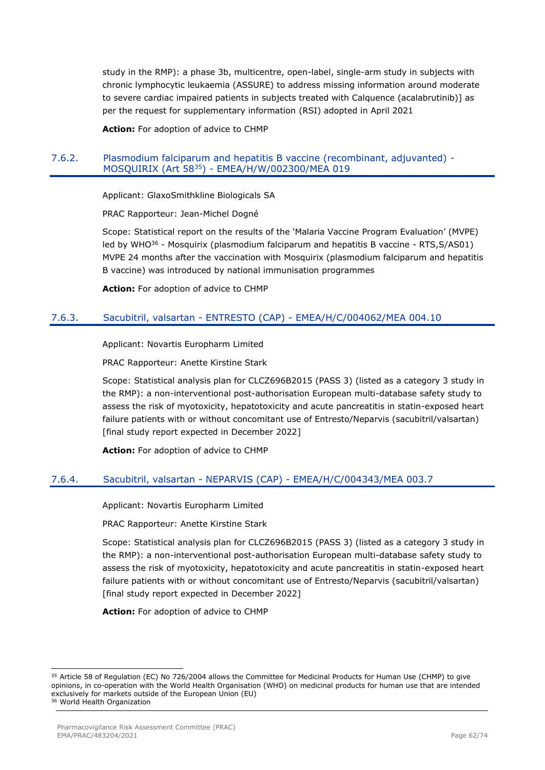study in the RMP): a phase 3b, multicentre, open-label, single-arm study in subjects with chronic lymphocytic leukaemia (ASSURE) to address missing information around moderate to severe cardiac impaired patients in subjects treated with Calquence (acalabrutinib)] as per the request for supplementary information (RSI) adopted in April 2021

**Action:** For adoption of advice to CHMP

### 7.6.2. Plasmodium falciparum and hepatitis B vaccine (recombinant, adjuvanted) - MOSQUIRIX (Art 58[35]) - EMEA/H/W/002300/MEA 019

Applicant: GlaxoSmithkline Biologicals SA

PRAC Rapporteur: Jean-Michel Dogné

Scope: Statistical report on the results of the 'Malaria Vaccine Program Evaluation' (MVPE) led by WHO[36] - Mosquirix (plasmodium falciparum and hepatitis B vaccine - RTS,S/AS01) MVPE 24 months after the vaccination with Mosquirix (plasmodium falciparum and hepatitis B vaccine) was introduced by national immunisation programmes

**Action:** For adoption of advice to CHMP

### 7.6.3. Sacubitril, valsartan - ENTRESTO (CAP) - EMEA/H/C/004062/MEA 004.10

Applicant: Novartis Europharm Limited

PRAC Rapporteur: Anette Kirstine Stark

Scope: Statistical analysis plan for CLCZ696B2015 (PASS 3) (listed as a category 3 study in the RMP): a non-interventional post-authorisation European multi-database safety study to assess the risk of myotoxicity, hepatotoxicity and acute pancreatitis in statin-exposed heart failure patients with or without concomitant use of Entresto/Neparvis (sacubitril/valsartan) [final study report expected in December 2022]

**Action:** For adoption of advice to CHMP

### 7.6.4. Sacubitril, valsartan - NEPARVIS (CAP) - EMEA/H/C/004343/MEA 003.7

Applicant: Novartis Europharm Limited

PRAC Rapporteur: Anette Kirstine Stark

Scope: Statistical analysis plan for CLCZ696B2015 (PASS 3) (listed as a category 3 study in the RMP): a non-interventional post-authorisation European multi-database safety study to assess the risk of myotoxicity, hepatotoxicity and acute pancreatitis in statin-exposed heart failure patients with or without concomitant use of Entresto/Neparvis (sacubitril/valsartan) [final study report expected in December 2022]

**Action:** For adoption of advice to CHMP

---

[35] Article 58 of Regulation (EC) No 726/2004 allows the Committee for Medicinal Products for Human Use (CHMP) to give opinions, in co-operation with the World Health Organisation (WHO) on medicinal products for human use that are intended exclusively for markets outside of the European Union (EU)

[36] World Health Organization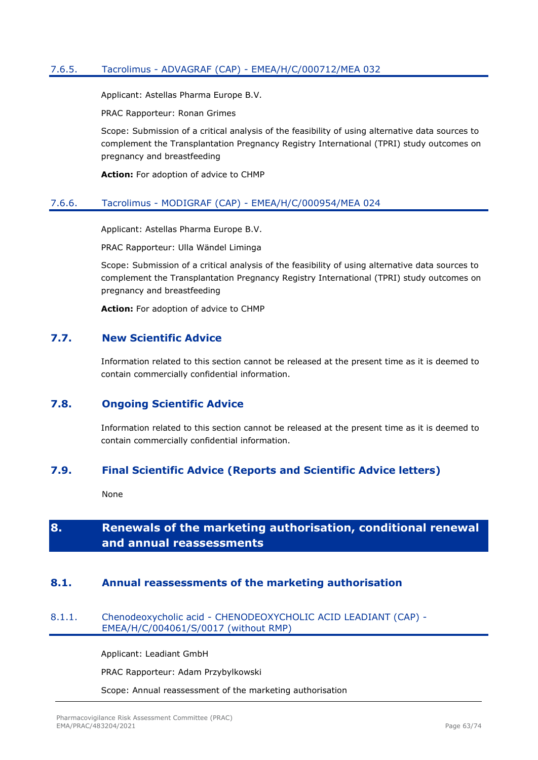#### 7.6.5. Tacrolimus - ADVAGRAF (CAP) - EMEA/H/C/000712/MEA 032

Applicant: Astellas Pharma Europe B.V.

PRAC Rapporteur: Ronan Grimes

Scope: Submission of a critical analysis of the feasibility of using alternative data sources to complement the Transplantation Pregnancy Registry International (TPRI) study outcomes on pregnancy and breastfeeding

**Action:** For adoption of advice to CHMP

#### 7.6.6. Tacrolimus - MODIGRAF (CAP) - EMEA/H/C/000954/MEA 024

Applicant: Astellas Pharma Europe B.V.

PRAC Rapporteur: Ulla Wändel Liminga

Scope: Submission of a critical analysis of the feasibility of using alternative data sources to complement the Transplantation Pregnancy Registry International (TPRI) study outcomes on pregnancy and breastfeeding

**Action:** For adoption of advice to CHMP

### 7.7. New Scientific Advice

Information related to this section cannot be released at the present time as it is deemed to contain commercially confidential information.

### 7.8. Ongoing Scientific Advice

Information related to this section cannot be released at the present time as it is deemed to contain commercially confidential information.

### 7.9. Final Scientific Advice (Reports and Scientific Advice letters)

None

## 8. Renewals of the marketing authorisation, conditional renewal and annual reassessments

### 8.1. Annual reassessments of the marketing authorisation

#### 8.1.1. Chenodeoxycholic acid - CHENODEOXYCHOLIC ACID LEADIANT (CAP) - EMEA/H/C/004061/S/0017 (without RMP)

Applicant: Leadiant GmbH

PRAC Rapporteur: Adam Przybylkowski

Scope: Annual reassessment of the marketing authorisation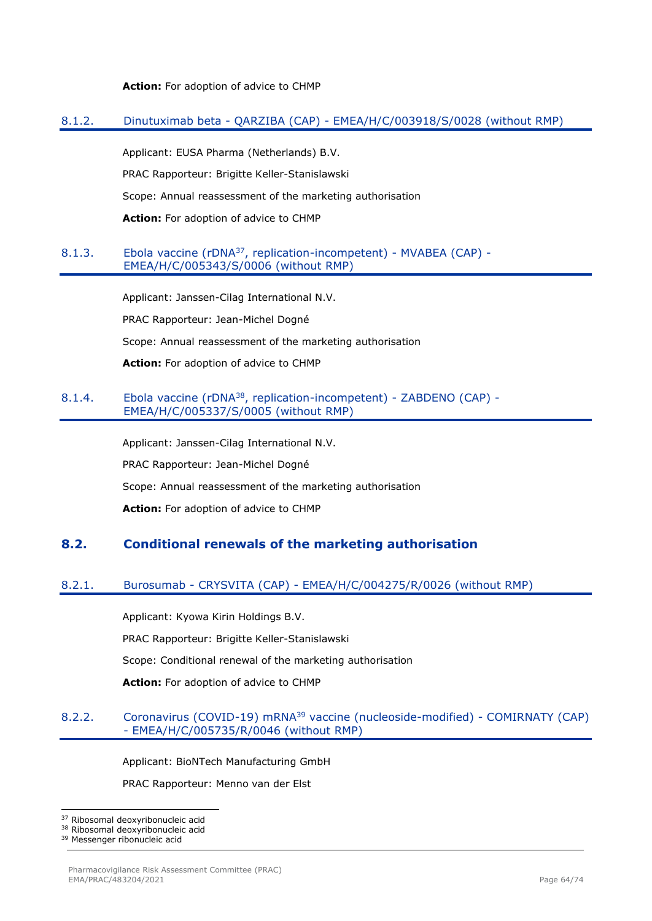**Action:** For adoption of advice to CHMP

### 8.1.2. Dinutuximab beta - QARZIBA (CAP) - EMEA/H/C/003918/S/0028 (without RMP)

Applicant: EUSA Pharma (Netherlands) B.V.

PRAC Rapporteur: Brigitte Keller-Stanislawski

Scope: Annual reassessment of the marketing authorisation

**Action:** For adoption of advice to CHMP

### 8.1.3. Ebola vaccine (rDNA[37], replication-incompetent) - MVABEA (CAP) - EMEA/H/C/005343/S/0006 (without RMP)

Applicant: Janssen-Cilag International N.V.

PRAC Rapporteur: Jean-Michel Dogné

Scope: Annual reassessment of the marketing authorisation

**Action:** For adoption of advice to CHMP

### 8.1.4. Ebola vaccine (rDNA[38], replication-incompetent) - ZABDENO (CAP) - EMEA/H/C/005337/S/0005 (without RMP)

Applicant: Janssen-Cilag International N.V.

PRAC Rapporteur: Jean-Michel Dogné

Scope: Annual reassessment of the marketing authorisation

**Action:** For adoption of advice to CHMP

## 8.2. Conditional renewals of the marketing authorisation

### 8.2.1. Burosumab - CRYSVITA (CAP) - EMEA/H/C/004275/R/0026 (without RMP)

Applicant: Kyowa Kirin Holdings B.V.

PRAC Rapporteur: Brigitte Keller-Stanislawski

Scope: Conditional renewal of the marketing authorisation

**Action:** For adoption of advice to CHMP

### 8.2.2. Coronavirus (COVID-19) mRNA[39] vaccine (nucleoside-modified) - COMIRNATY (CAP) - EMEA/H/C/005735/R/0046 (without RMP)

Applicant: BioNTech Manufacturing GmbH

PRAC Rapporteur: Menno van der Elst

[37] Ribosomal deoxyribonucleic acid
[38] Ribosomal deoxyribonucleic acid
[39] Messenger ribonucleic acid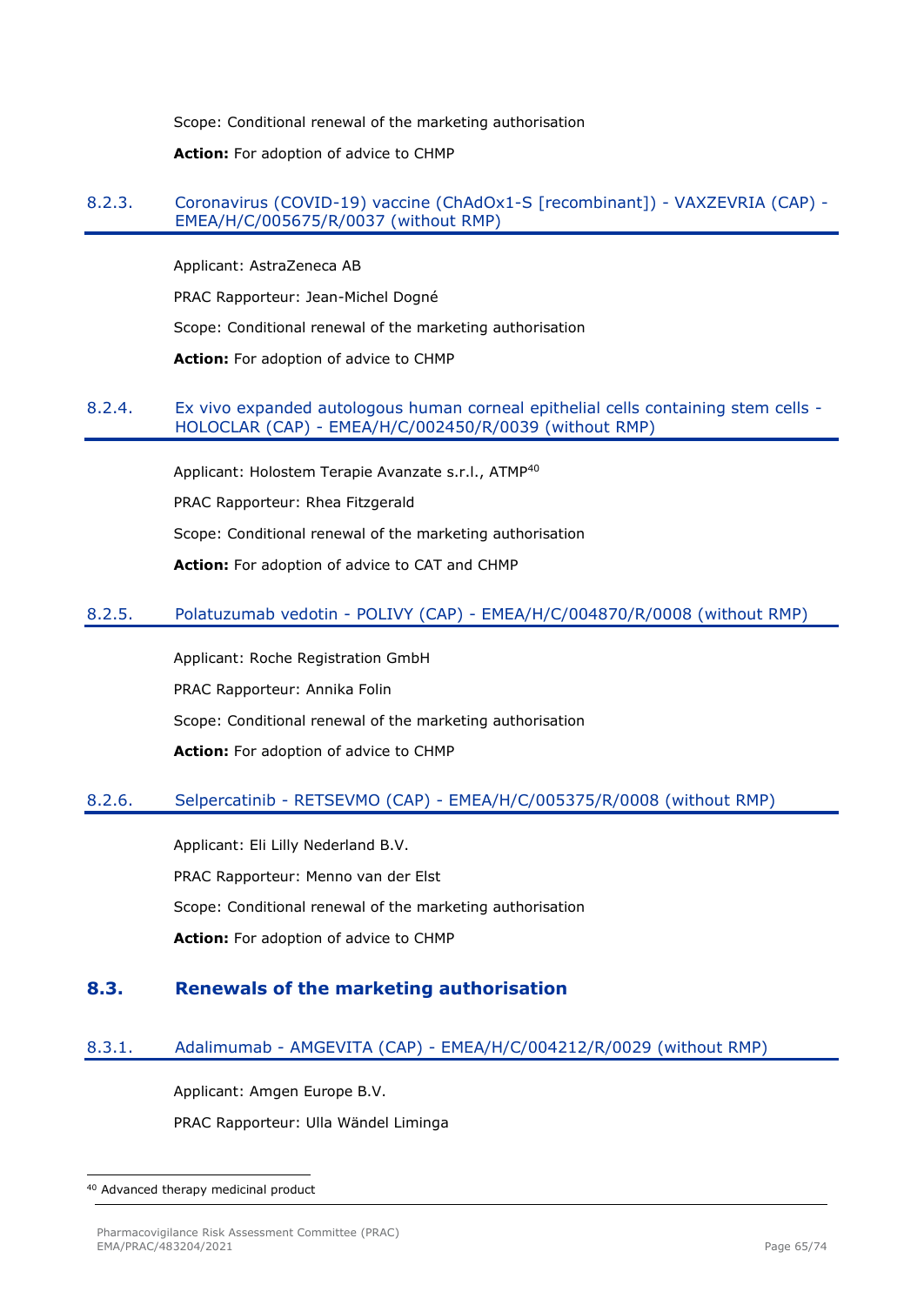Scope: Conditional renewal of the marketing authorisation

**Action:** For adoption of advice to CHMP

#### 8.2.3. Coronavirus (COVID-19) vaccine (ChAdOx1-S [recombinant]) - VAXZEVRIA (CAP) - EMEA/H/C/005675/R/0037 (without RMP)

Applicant: AstraZeneca AB

PRAC Rapporteur: Jean-Michel Dogné

Scope: Conditional renewal of the marketing authorisation

**Action:** For adoption of advice to CHMP

#### 8.2.4. Ex vivo expanded autologous human corneal epithelial cells containing stem cells - HOLOCLAR (CAP) - EMEA/H/C/002450/R/0039 (without RMP)

Applicant: Holostem Terapie Avanzate s.r.l., ATMP[40]

PRAC Rapporteur: Rhea Fitzgerald

Scope: Conditional renewal of the marketing authorisation

**Action:** For adoption of advice to CAT and CHMP

#### 8.2.5. Polatuzumab vedotin - POLIVY (CAP) - EMEA/H/C/004870/R/0008 (without RMP)

Applicant: Roche Registration GmbH

PRAC Rapporteur: Annika Folin

Scope: Conditional renewal of the marketing authorisation

**Action:** For adoption of advice to CHMP

#### 8.2.6. Selpercatinib - RETSEVMO (CAP) - EMEA/H/C/005375/R/0008 (without RMP)

Applicant: Eli Lilly Nederland B.V.

PRAC Rapporteur: Menno van der Elst

Scope: Conditional renewal of the marketing authorisation

**Action:** For adoption of advice to CHMP

### 8.3. Renewals of the marketing authorisation

#### 8.3.1. Adalimumab - AMGEVITA (CAP) - EMEA/H/C/004212/R/0029 (without RMP)

Applicant: Amgen Europe B.V.

PRAC Rapporteur: Ulla Wändel Liminga

[40] Advanced therapy medicinal product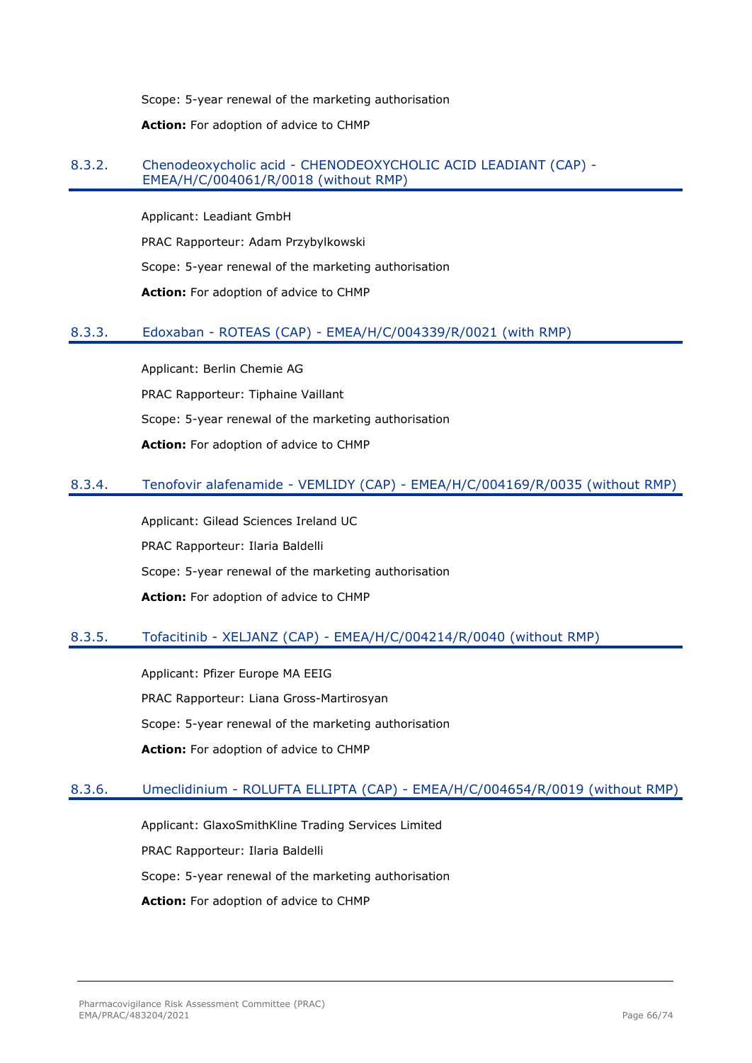Scope: 5-year renewal of the marketing authorisation

**Action:** For adoption of advice to CHMP

### 8.3.2. Chenodeoxycholic acid - CHENODEOXYCHOLIC ACID LEADIANT (CAP) - EMEA/H/C/004061/R/0018 (without RMP)

Applicant: Leadiant GmbH

PRAC Rapporteur: Adam Przybylkowski

Scope: 5-year renewal of the marketing authorisation

**Action:** For adoption of advice to CHMP

### 8.3.3. Edoxaban - ROTEAS (CAP) - EMEA/H/C/004339/R/0021 (with RMP)

Applicant: Berlin Chemie AG

PRAC Rapporteur: Tiphaine Vaillant

Scope: 5-year renewal of the marketing authorisation

**Action:** For adoption of advice to CHMP

### 8.3.4. Tenofovir alafenamide - VEMLIDY (CAP) - EMEA/H/C/004169/R/0035 (without RMP)

Applicant: Gilead Sciences Ireland UC

PRAC Rapporteur: Ilaria Baldelli

Scope: 5-year renewal of the marketing authorisation

**Action:** For adoption of advice to CHMP

### 8.3.5. Tofacitinib - XELJANZ (CAP) - EMEA/H/C/004214/R/0040 (without RMP)

Applicant: Pfizer Europe MA EEIG

PRAC Rapporteur: Liana Gross-Martirosyan

Scope: 5-year renewal of the marketing authorisation

**Action:** For adoption of advice to CHMP

### 8.3.6. Umeclidinium - ROLUFTA ELLIPTA (CAP) - EMEA/H/C/004654/R/0019 (without RMP)

Applicant: GlaxoSmithKline Trading Services Limited

PRAC Rapporteur: Ilaria Baldelli

Scope: 5-year renewal of the marketing authorisation

**Action:** For adoption of advice to CHMP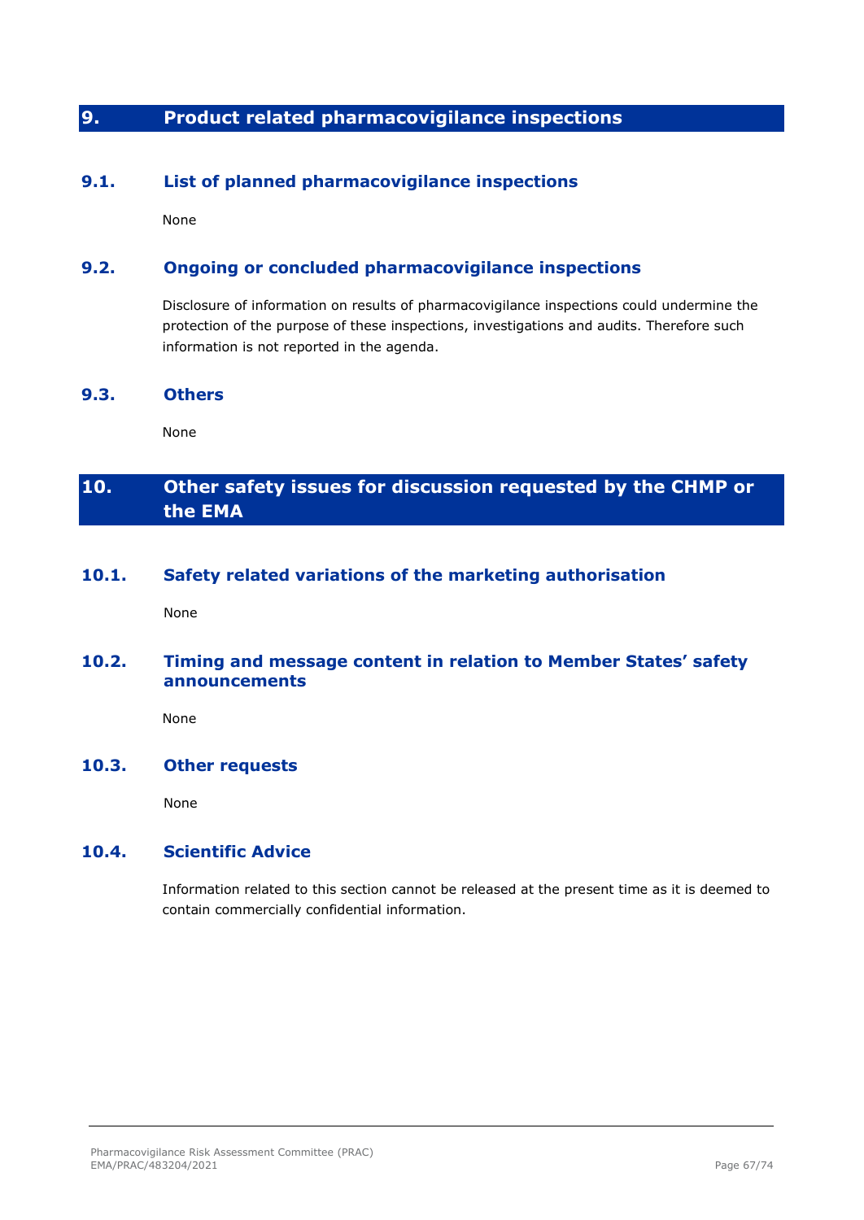# 9. Product related pharmacovigilance inspections

## 9.1. List of planned pharmacovigilance inspections

None

## 9.2. Ongoing or concluded pharmacovigilance inspections

Disclosure of information on results of pharmacovigilance inspections could undermine the protection of the purpose of these inspections, investigations and audits. Therefore such information is not reported in the agenda.

## 9.3. Others

None

# 10. Other safety issues for discussion requested by the CHMP or the EMA

## 10.1. Safety related variations of the marketing authorisation

None

## 10.2. Timing and message content in relation to Member States' safety announcements

None

## 10.3. Other requests

None

## 10.4. Scientific Advice

Information related to this section cannot be released at the present time as it is deemed to contain commercially confidential information.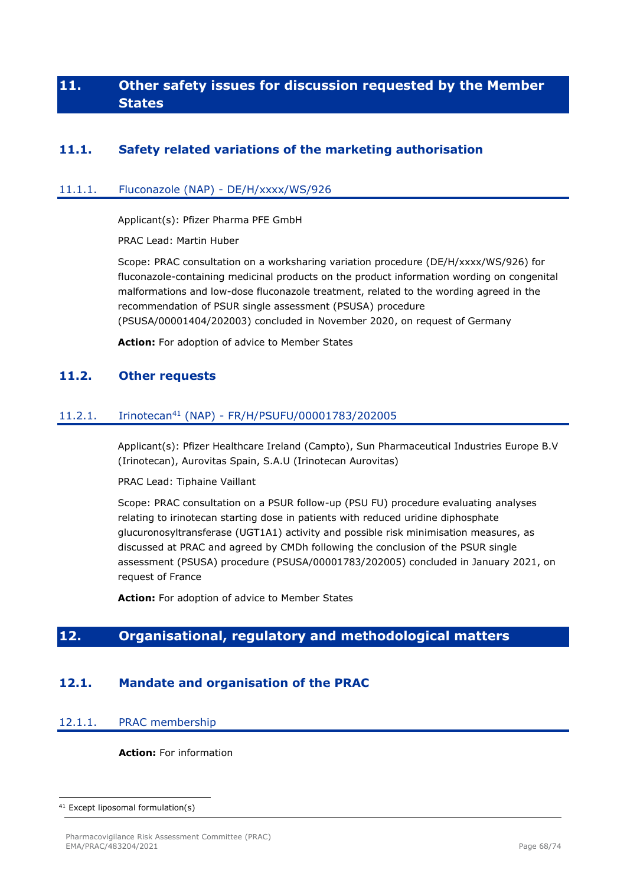# 11. Other safety issues for discussion requested by the Member States

## 11.1. Safety related variations of the marketing authorisation

### 11.1.1. Fluconazole (NAP) - DE/H/xxxx/WS/926

Applicant(s): Pfizer Pharma PFE GmbH

PRAC Lead: Martin Huber

Scope: PRAC consultation on a worksharing variation procedure (DE/H/xxxx/WS/926) for fluconazole-containing medicinal products on the product information wording on congenital malformations and low-dose fluconazole treatment, related to the wording agreed in the recommendation of PSUR single assessment (PSUSA) procedure (PSUSA/00001404/202003) concluded in November 2020, on request of Germany

**Action:** For adoption of advice to Member States

## 11.2. Other requests

### 11.2.1. Irinotecan[41] (NAP) - FR/H/PSUFU/00001783/202005

Applicant(s): Pfizer Healthcare Ireland (Campto), Sun Pharmaceutical Industries Europe B.V (Irinotecan), Aurovitas Spain, S.A.U (Irinotecan Aurovitas)

PRAC Lead: Tiphaine Vaillant

Scope: PRAC consultation on a PSUR follow-up (PSU FU) procedure evaluating analyses relating to irinotecan starting dose in patients with reduced uridine diphosphate glucuronosyltransferase (UGT1A1) activity and possible risk minimisation measures, as discussed at PRAC and agreed by CMDh following the conclusion of the PSUR single assessment (PSUSA) procedure (PSUSA/00001783/202005) concluded in January 2021, on request of France

**Action:** For adoption of advice to Member States

# 12. Organisational, regulatory and methodological matters

## 12.1. Mandate and organisation of the PRAC

### 12.1.1. PRAC membership

**Action:** For information

---

[41] Except liposomal formulation(s)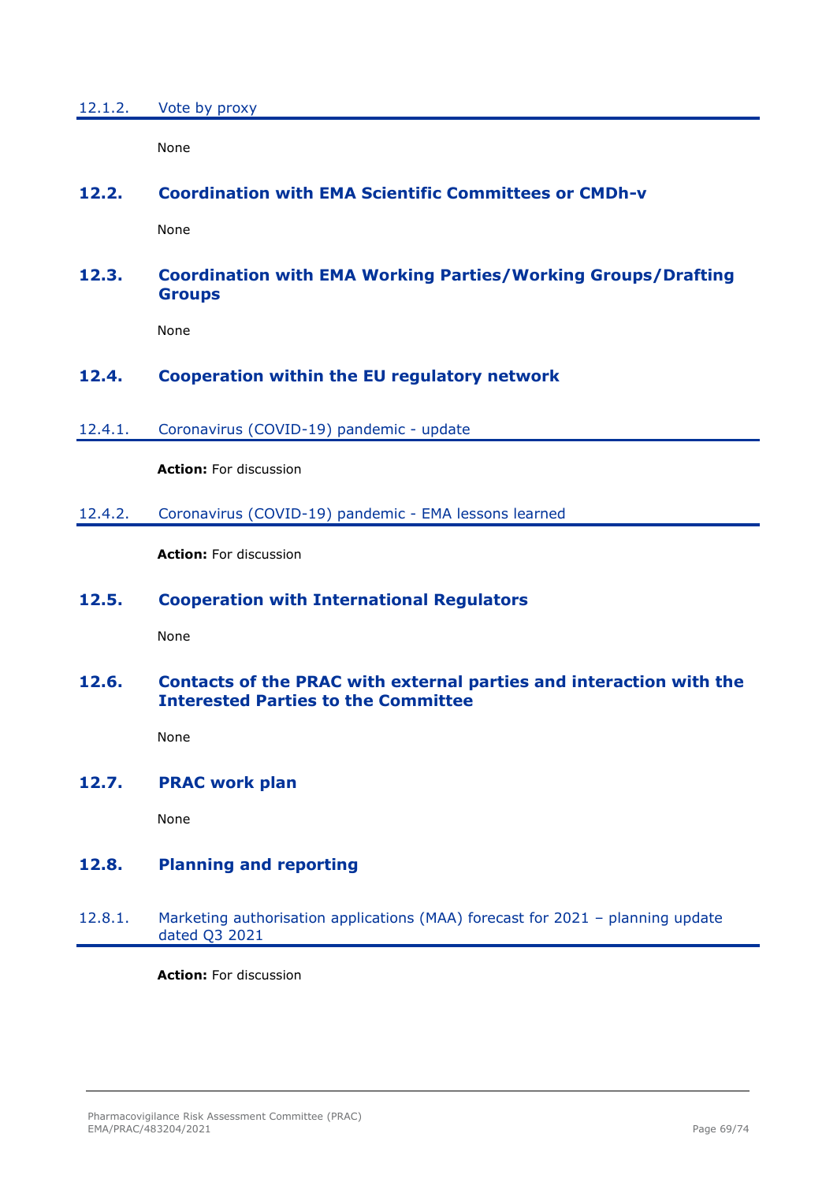### 12.1.2. Vote by proxy

None

## 12.2. Coordination with EMA Scientific Committees or CMDh-v

None

## 12.3. Coordination with EMA Working Parties/Working Groups/Drafting Groups

None

## 12.4. Cooperation within the EU regulatory network

### 12.4.1. Coronavirus (COVID-19) pandemic - update

**Action:** For discussion

### 12.4.2. Coronavirus (COVID-19) pandemic - EMA lessons learned

**Action:** For discussion

## 12.5. Cooperation with International Regulators

None

## 12.6. Contacts of the PRAC with external parties and interaction with the Interested Parties to the Committee

None

## 12.7. PRAC work plan

None

## 12.8. Planning and reporting

### 12.8.1. Marketing authorisation applications (MAA) forecast for 2021 – planning update dated Q3 2021

**Action:** For discussion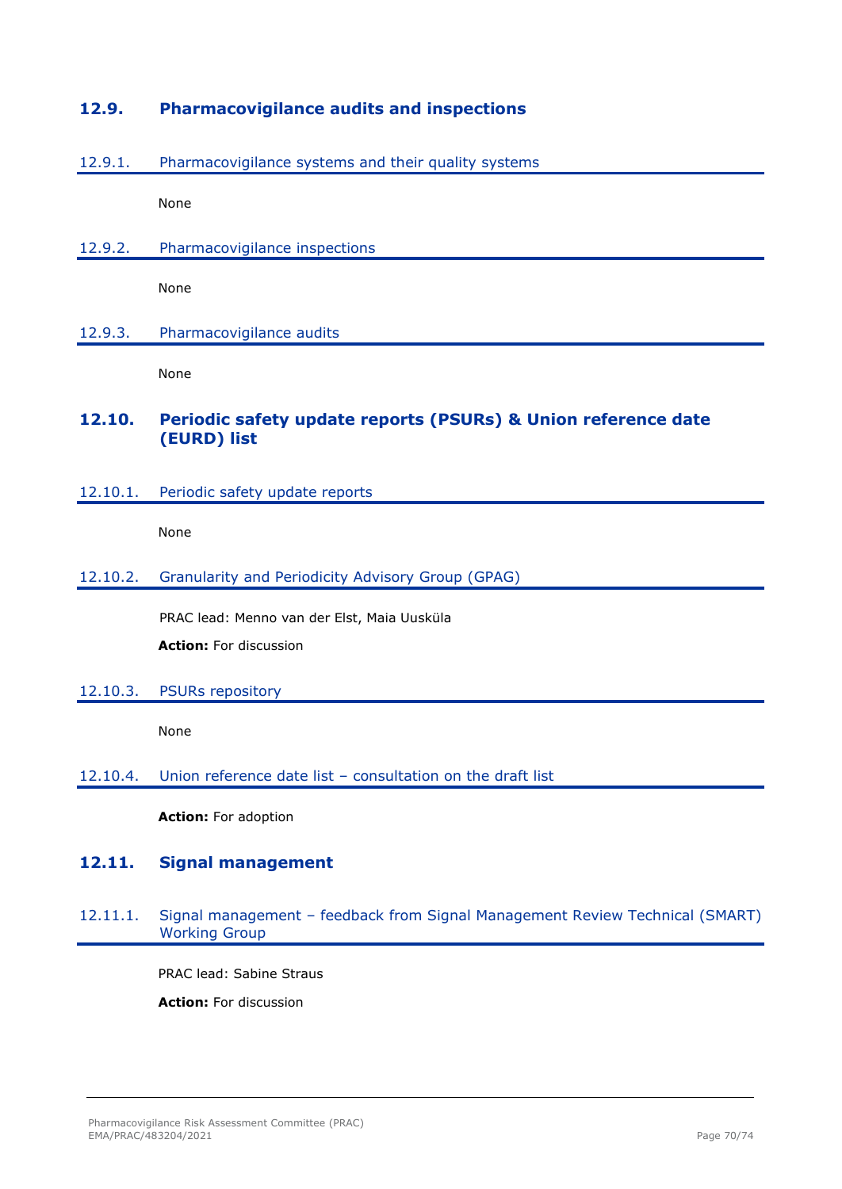## 12.9. Pharmacovigilance audits and inspections

### 12.9.1. Pharmacovigilance systems and their quality systems

None

### 12.9.2. Pharmacovigilance inspections

None

### 12.9.3. Pharmacovigilance audits

None

## 12.10. Periodic safety update reports (PSURs) & Union reference date (EURD) list

### 12.10.1. Periodic safety update reports

None

### 12.10.2. Granularity and Periodicity Advisory Group (GPAG)

PRAC lead: Menno van der Elst, Maia Uusküla

**Action:** For discussion

### 12.10.3. PSURs repository

None

### 12.10.4. Union reference date list – consultation on the draft list

**Action:** For adoption

## 12.11. Signal management

### 12.11.1. Signal management – feedback from Signal Management Review Technical (SMART) Working Group

PRAC lead: Sabine Straus

**Action:** For discussion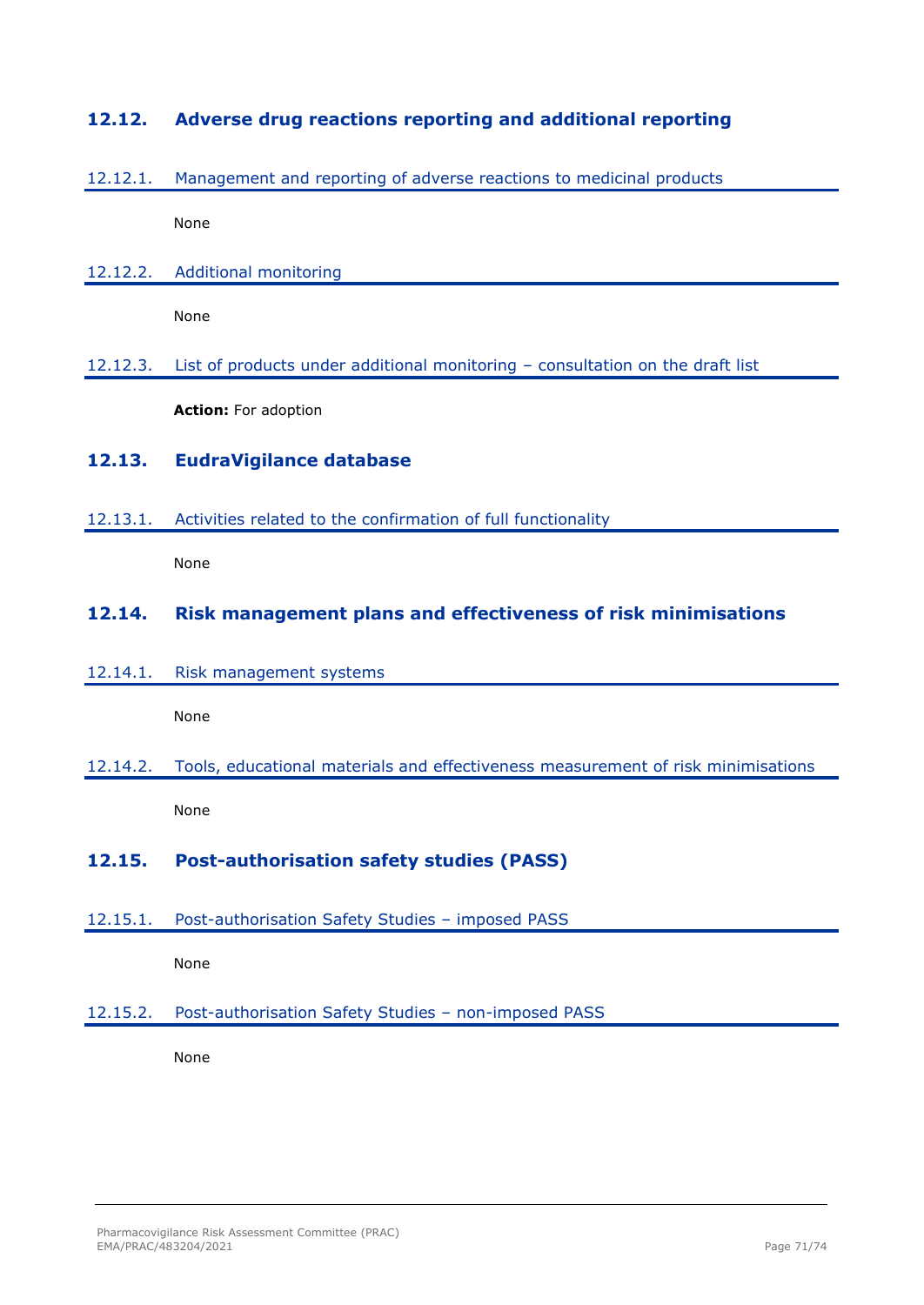## 12.12. Adverse drug reactions reporting and additional reporting

### 12.12.1. Management and reporting of adverse reactions to medicinal products

None

### 12.12.2. Additional monitoring

None

### 12.12.3. List of products under additional monitoring – consultation on the draft list

**Action:** For adoption

## 12.13. EudraVigilance database

### 12.13.1. Activities related to the confirmation of full functionality

None

## 12.14. Risk management plans and effectiveness of risk minimisations

### 12.14.1. Risk management systems

None

### 12.14.2. Tools, educational materials and effectiveness measurement of risk minimisations

None

## 12.15. Post-authorisation safety studies (PASS)

### 12.15.1. Post-authorisation Safety Studies – imposed PASS

None

### 12.15.2. Post-authorisation Safety Studies – non-imposed PASS

None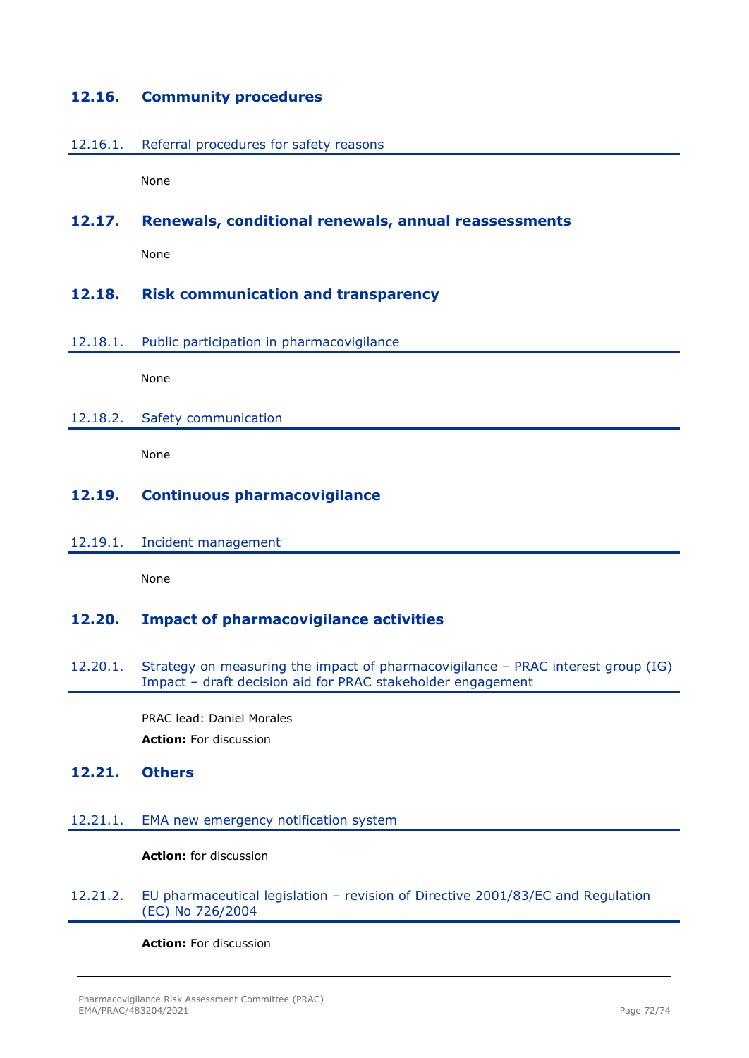## 12.16. Community procedures

### 12.16.1. Referral procedures for safety reasons

None

## 12.17. Renewals, conditional renewals, annual reassessments

None

## 12.18. Risk communication and transparency

### 12.18.1. Public participation in pharmacovigilance

None

### 12.18.2. Safety communication

None

## 12.19. Continuous pharmacovigilance

### 12.19.1. Incident management

None

## 12.20. Impact of pharmacovigilance activities

### 12.20.1. Strategy on measuring the impact of pharmacovigilance – PRAC interest group (IG) Impact – draft decision aid for PRAC stakeholder engagement

PRAC lead: Daniel Morales

**Action:** For discussion

## 12.21. Others

### 12.21.1. EMA new emergency notification system

**Action:** for discussion

### 12.21.2. EU pharmaceutical legislation – revision of Directive 2001/83/EC and Regulation (EC) No 726/2004

**Action:** For discussion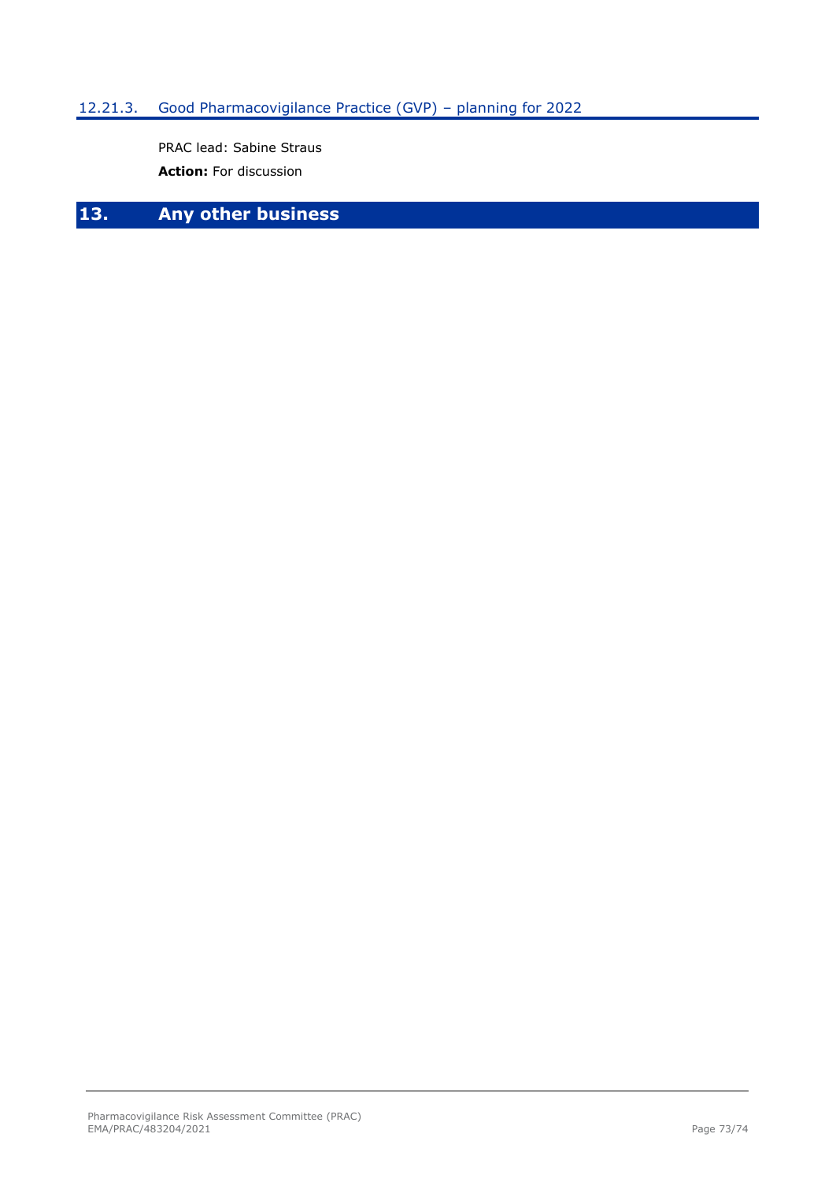### 12.21.3. Good Pharmacovigilance Practice (GVP) – planning for 2022

PRAC lead: Sabine Straus

**Action:** For discussion

# 13. Any other business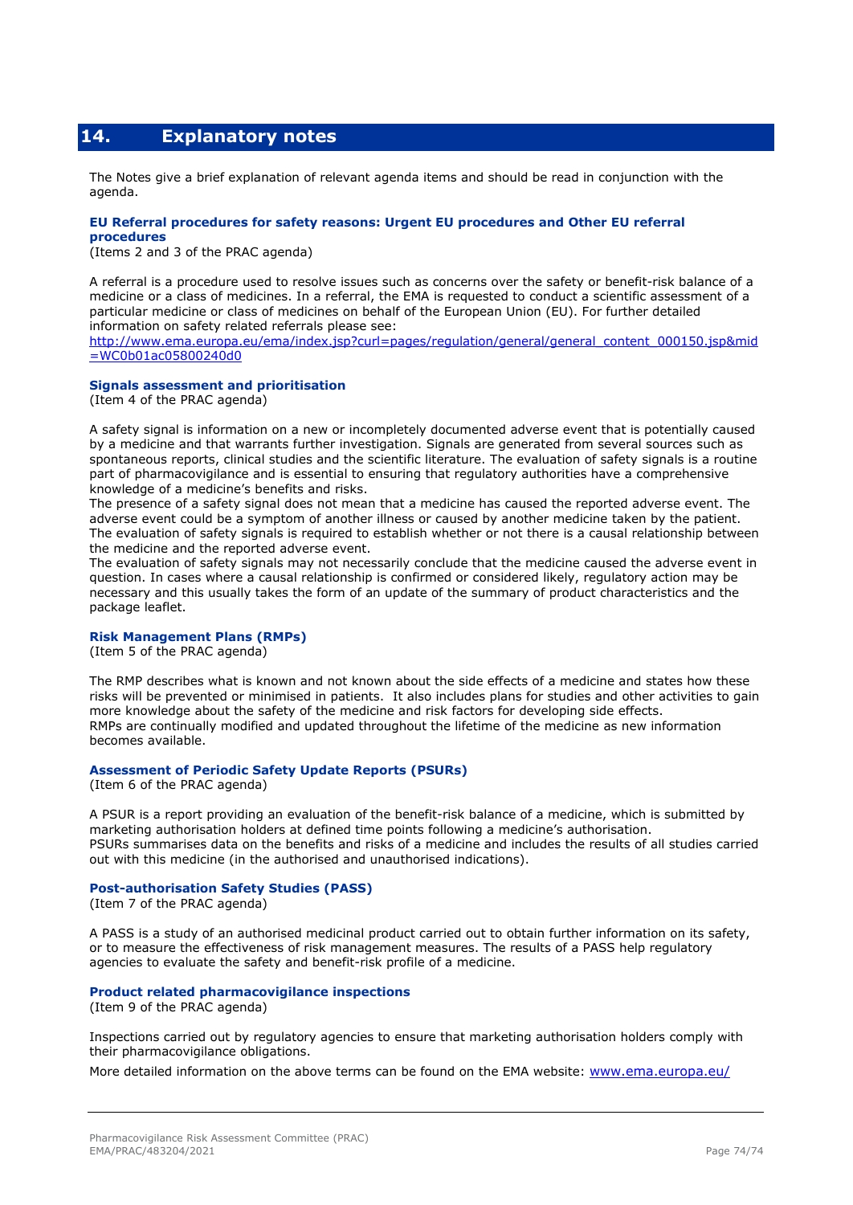# 14. Explanatory notes

The Notes give a brief explanation of relevant agenda items and should be read in conjunction with the agenda.

### EU Referral procedures for safety reasons: Urgent EU procedures and Other EU referral procedures

(Items 2 and 3 of the PRAC agenda)

A referral is a procedure used to resolve issues such as concerns over the safety or benefit-risk balance of a medicine or a class of medicines. In a referral, the EMA is requested to conduct a scientific assessment of a particular medicine or class of medicines on behalf of the European Union (EU). For further detailed information on safety related referrals please see:
http://www.ema.europa.eu/ema/index.jsp?curl=pages/regulation/general/general_content_000150.jsp&mid=WC0b01ac05800240d0

### Signals assessment and prioritisation

(Item 4 of the PRAC agenda)

A safety signal is information on a new or incompletely documented adverse event that is potentially caused by a medicine and that warrants further investigation. Signals are generated from several sources such as spontaneous reports, clinical studies and the scientific literature. The evaluation of safety signals is a routine part of pharmacovigilance and is essential to ensuring that regulatory authorities have a comprehensive knowledge of a medicine's benefits and risks.
The presence of a safety signal does not mean that a medicine has caused the reported adverse event. The adverse event could be a symptom of another illness or caused by another medicine taken by the patient. The evaluation of safety signals is required to establish whether or not there is a causal relationship between the medicine and the reported adverse event.
The evaluation of safety signals may not necessarily conclude that the medicine caused the adverse event in question. In cases where a causal relationship is confirmed or considered likely, regulatory action may be necessary and this usually takes the form of an update of the summary of product characteristics and the package leaflet.

### Risk Management Plans (RMPs)

(Item 5 of the PRAC agenda)

The RMP describes what is known and not known about the side effects of a medicine and states how these risks will be prevented or minimised in patients. It also includes plans for studies and other activities to gain more knowledge about the safety of the medicine and risk factors for developing side effects.
RMPs are continually modified and updated throughout the lifetime of the medicine as new information becomes available.

### Assessment of Periodic Safety Update Reports (PSURs)

(Item 6 of the PRAC agenda)

A PSUR is a report providing an evaluation of the benefit-risk balance of a medicine, which is submitted by marketing authorisation holders at defined time points following a medicine's authorisation.
PSURs summarises data on the benefits and risks of a medicine and includes the results of all studies carried out with this medicine (in the authorised and unauthorised indications).

### Post-authorisation Safety Studies (PASS)

(Item 7 of the PRAC agenda)

A PASS is a study of an authorised medicinal product carried out to obtain further information on its safety, or to measure the effectiveness of risk management measures. The results of a PASS help regulatory agencies to evaluate the safety and benefit-risk profile of a medicine.

### Product related pharmacovigilance inspections

(Item 9 of the PRAC agenda)

Inspections carried out by regulatory agencies to ensure that marketing authorisation holders comply with their pharmacovigilance obligations.

More detailed information on the above terms can be found on the EMA website: www.ema.europa.eu/